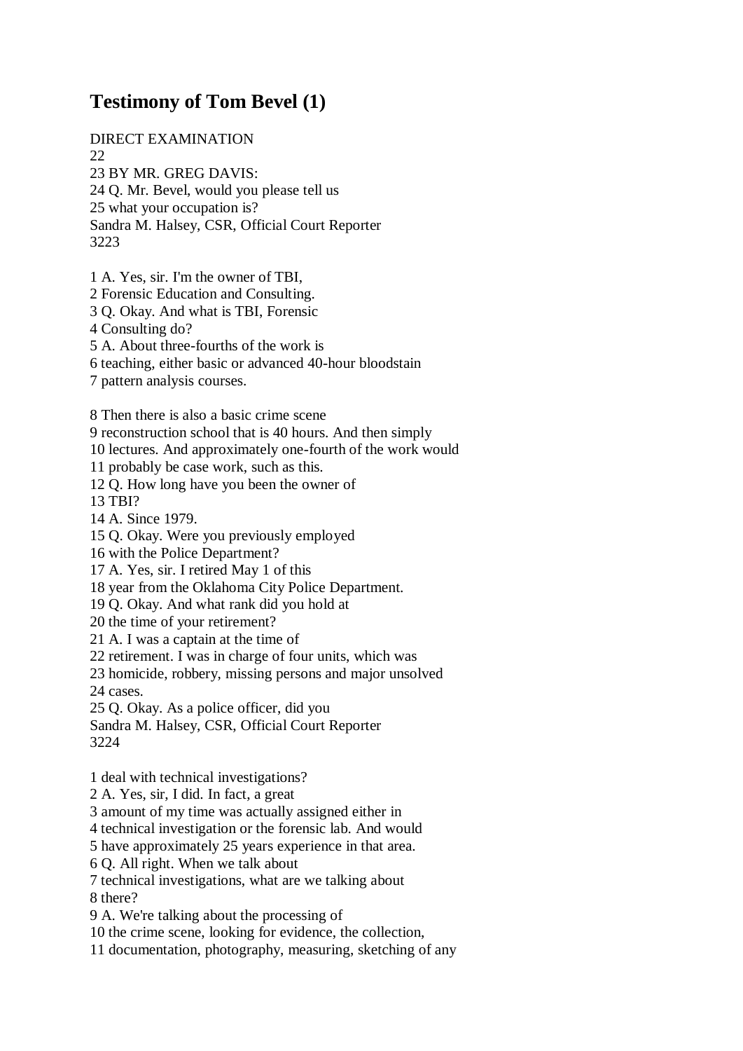# Testimony of Tom Bevel (1)

DIRECT EXAMINATION
22
23 BY MR. GREG DAVIS:
24 Q. Mr. Bevel, would you please tell us
25 what your occupation is?
Sandra M. Halsey, CSR, Official Court Reporter
3223

1 A. Yes, sir. I'm the owner of TBI,
2 Forensic Education and Consulting.
3 Q. Okay. And what is TBI, Forensic
4 Consulting do?
5 A. About three-fourths of the work is
6 teaching, either basic or advanced 40-hour bloodstain
7 pattern analysis courses.

8 Then there is also a basic crime scene
9 reconstruction school that is 40 hours. And then simply
10 lectures. And approximately one-fourth of the work would
11 probably be case work, such as this.
12 Q. How long have you been the owner of
13 TBI?
14 A. Since 1979.
15 Q. Okay. Were you previously employed
16 with the Police Department?
17 A. Yes, sir. I retired May 1 of this
18 year from the Oklahoma City Police Department.
19 Q. Okay. And what rank did you hold at
20 the time of your retirement?
21 A. I was a captain at the time of
22 retirement. I was in charge of four units, which was
23 homicide, robbery, missing persons and major unsolved
24 cases.
25 Q. Okay. As a police officer, did you
Sandra M. Halsey, CSR, Official Court Reporter
3224

1 deal with technical investigations?
2 A. Yes, sir, I did. In fact, a great
3 amount of my time was actually assigned either in
4 technical investigation or the forensic lab. And would
5 have approximately 25 years experience in that area.
6 Q. All right. When we talk about
7 technical investigations, what are we talking about
8 there?
9 A. We're talking about the processing of
10 the crime scene, looking for evidence, the collection,
11 documentation, photography, measuring, sketching of any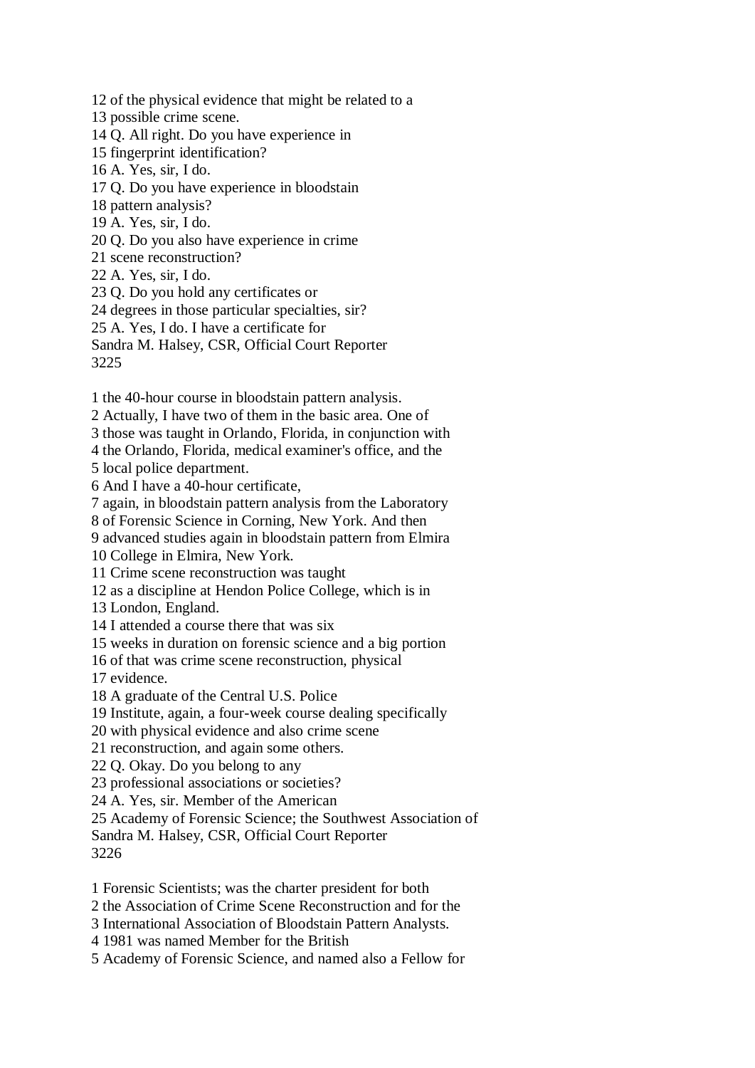12 of the physical evidence that might be related to a
13 possible crime scene.
14 Q. All right. Do you have experience in
15 fingerprint identification?
16 A. Yes, sir, I do.
17 Q. Do you have experience in bloodstain
18 pattern analysis?
19 A. Yes, sir, I do.
20 Q. Do you also have experience in crime
21 scene reconstruction?
22 A. Yes, sir, I do.
23 Q. Do you hold any certificates or
24 degrees in those particular specialties, sir?
25 A. Yes, I do. I have a certificate for
Sandra M. Halsey, CSR, Official Court Reporter
3225

1 the 40-hour course in bloodstain pattern analysis.
2 Actually, I have two of them in the basic area. One of
3 those was taught in Orlando, Florida, in conjunction with
4 the Orlando, Florida, medical examiner's office, and the
5 local police department.
6 And I have a 40-hour certificate,
7 again, in bloodstain pattern analysis from the Laboratory
8 of Forensic Science in Corning, New York. And then
9 advanced studies again in bloodstain pattern from Elmira
10 College in Elmira, New York.
11 Crime scene reconstruction was taught
12 as a discipline at Hendon Police College, which is in
13 London, England.
14 I attended a course there that was six
15 weeks in duration on forensic science and a big portion
16 of that was crime scene reconstruction, physical
17 evidence.
18 A graduate of the Central U.S. Police
19 Institute, again, a four-week course dealing specifically
20 with physical evidence and also crime scene
21 reconstruction, and again some others.
22 Q. Okay. Do you belong to any
23 professional associations or societies?
24 A. Yes, sir. Member of the American
25 Academy of Forensic Science; the Southwest Association of
Sandra M. Halsey, CSR, Official Court Reporter
3226

1 Forensic Scientists; was the charter president for both
2 the Association of Crime Scene Reconstruction and for the
3 International Association of Bloodstain Pattern Analysts.
4 1981 was named Member for the British
5 Academy of Forensic Science, and named also a Fellow for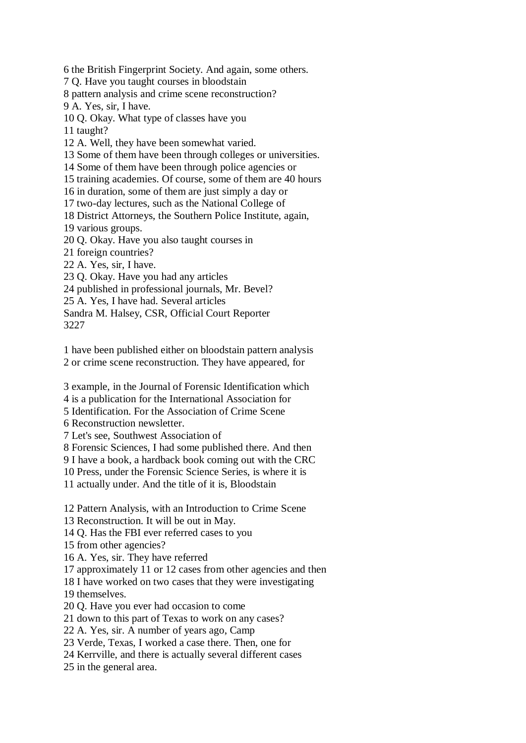6 the British Fingerprint Society. And again, some others.
7 Q. Have you taught courses in bloodstain
8 pattern analysis and crime scene reconstruction?
9 A. Yes, sir, I have.
10 Q. Okay. What type of classes have you
11 taught?
12 A. Well, they have been somewhat varied.
13 Some of them have been through colleges or universities.
14 Some of them have been through police agencies or
15 training academies. Of course, some of them are 40 hours
16 in duration, some of them are just simply a day or
17 two-day lectures, such as the National College of
18 District Attorneys, the Southern Police Institute, again,
19 various groups.
20 Q. Okay. Have you also taught courses in
21 foreign countries?
22 A. Yes, sir, I have.
23 Q. Okay. Have you had any articles
24 published in professional journals, Mr. Bevel?
25 A. Yes, I have had. Several articles
Sandra M. Halsey, CSR, Official Court Reporter
3227

1 have been published either on bloodstain pattern analysis
2 or crime scene reconstruction. They have appeared, for

3 example, in the Journal of Forensic Identification which
4 is a publication for the International Association for
5 Identification. For the Association of Crime Scene
6 Reconstruction newsletter.
7 Let's see, Southwest Association of
8 Forensic Sciences, I had some published there. And then
9 I have a book, a hardback book coming out with the CRC
10 Press, under the Forensic Science Series, is where it is
11 actually under. And the title of it is, Bloodstain

12 Pattern Analysis, with an Introduction to Crime Scene
13 Reconstruction. It will be out in May.
14 Q. Has the FBI ever referred cases to you
15 from other agencies?
16 A. Yes, sir. They have referred
17 approximately 11 or 12 cases from other agencies and then
18 I have worked on two cases that they were investigating
19 themselves.
20 Q. Have you ever had occasion to come
21 down to this part of Texas to work on any cases?
22 A. Yes, sir. A number of years ago, Camp
23 Verde, Texas, I worked a case there. Then, one for
24 Kerrville, and there is actually several different cases
25 in the general area.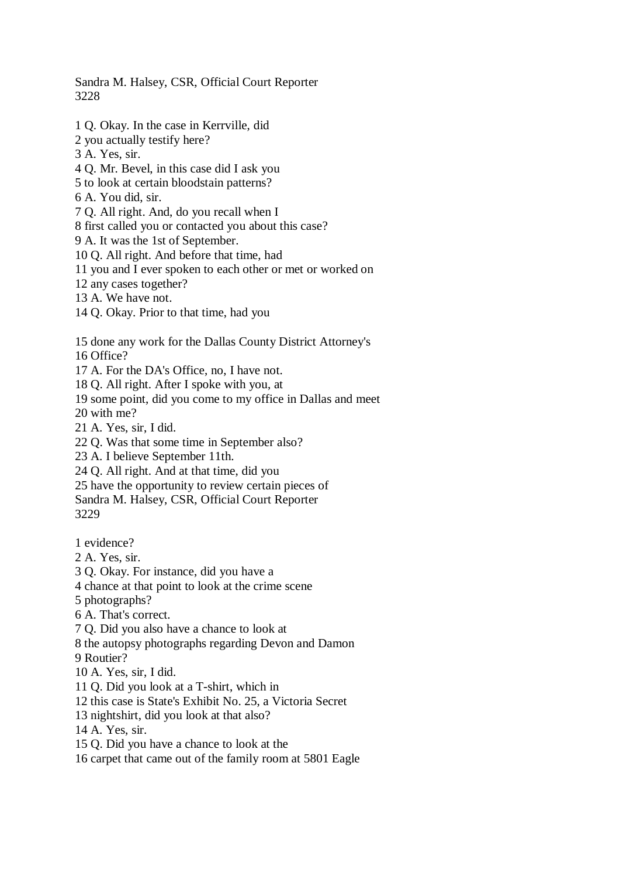1 Q. Okay. In the case in Kerrville, did
2 you actually testify here?
3 A. Yes, sir.
4 Q. Mr. Bevel, in this case did I ask you
5 to look at certain bloodstain patterns?
6 A. You did, sir.
7 Q. All right. And, do you recall when I
8 first called you or contacted you about this case?
9 A. It was the 1st of September.
10 Q. All right. And before that time, had
11 you and I ever spoken to each other or met or worked on
12 any cases together?
13 A. We have not.
14 Q. Okay. Prior to that time, had you

15 done any work for the Dallas County District Attorney's
16 Office?
17 A. For the DA's Office, no, I have not.
18 Q. All right. After I spoke with you, at
19 some point, did you come to my office in Dallas and meet
20 with me?
21 A. Yes, sir, I did.
22 Q. Was that some time in September also?
23 A. I believe September 11th.
24 Q. All right. And at that time, did you
25 have the opportunity to review certain pieces of

1 evidence?
2 A. Yes, sir.
3 Q. Okay. For instance, did you have a
4 chance at that point to look at the crime scene
5 photographs?
6 A. That's correct.
7 Q. Did you also have a chance to look at
8 the autopsy photographs regarding Devon and Damon
9 Routier?
10 A. Yes, sir, I did.
11 Q. Did you look at a T-shirt, which in
12 this case is State's Exhibit No. 25, a Victoria Secret
13 nightshirt, did you look at that also?
14 A. Yes, sir.
15 Q. Did you have a chance to look at the
16 carpet that came out of the family room at 5801 Eagle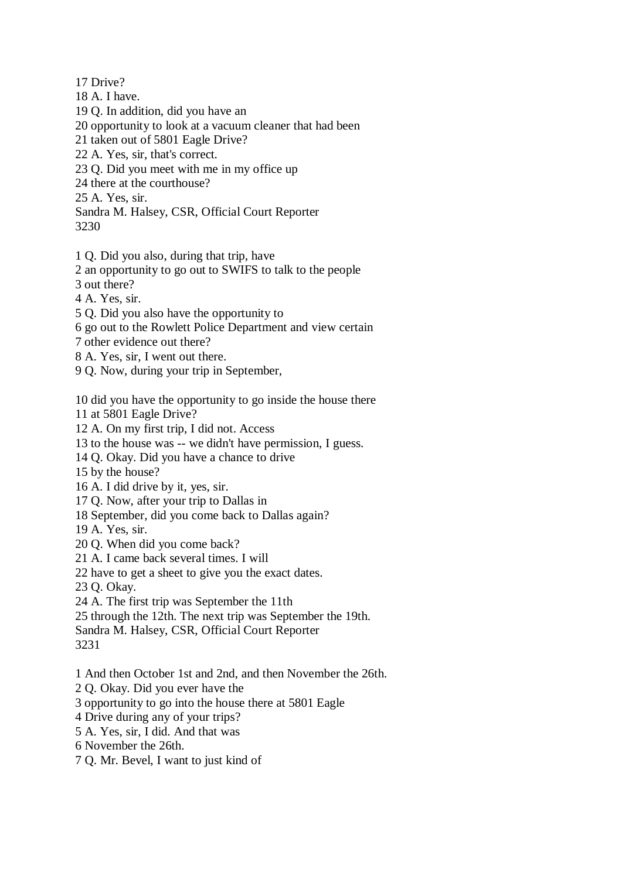17 Drive?
18 A. I have.
19 Q. In addition, did you have an
20 opportunity to look at a vacuum cleaner that had been
21 taken out of 5801 Eagle Drive?
22 A. Yes, sir, that's correct.
23 Q. Did you meet with me in my office up
24 there at the courthouse?
25 A. Yes, sir.

1 Q. Did you also, during that trip, have
2 an opportunity to go out to SWIFS to talk to the people
3 out there?
4 A. Yes, sir.
5 Q. Did you also have the opportunity to
6 go out to the Rowlett Police Department and view certain
7 other evidence out there?
8 A. Yes, sir, I went out there.
9 Q. Now, during your trip in September,

10 did you have the opportunity to go inside the house there
11 at 5801 Eagle Drive?
12 A. On my first trip, I did not. Access
13 to the house was -- we didn't have permission, I guess.
14 Q. Okay. Did you have a chance to drive
15 by the house?
16 A. I did drive by it, yes, sir.
17 Q. Now, after your trip to Dallas in
18 September, did you come back to Dallas again?
19 A. Yes, sir.
20 Q. When did you come back?
21 A. I came back several times. I will
22 have to get a sheet to give you the exact dates.
23 Q. Okay.
24 A. The first trip was September the 11th
25 through the 12th. The next trip was September the 19th.

1 And then October 1st and 2nd, and then November the 26th.
2 Q. Okay. Did you ever have the
3 opportunity to go into the house there at 5801 Eagle
4 Drive during any of your trips?
5 A. Yes, sir, I did. And that was
6 November the 26th.
7 Q. Mr. Bevel, I want to just kind of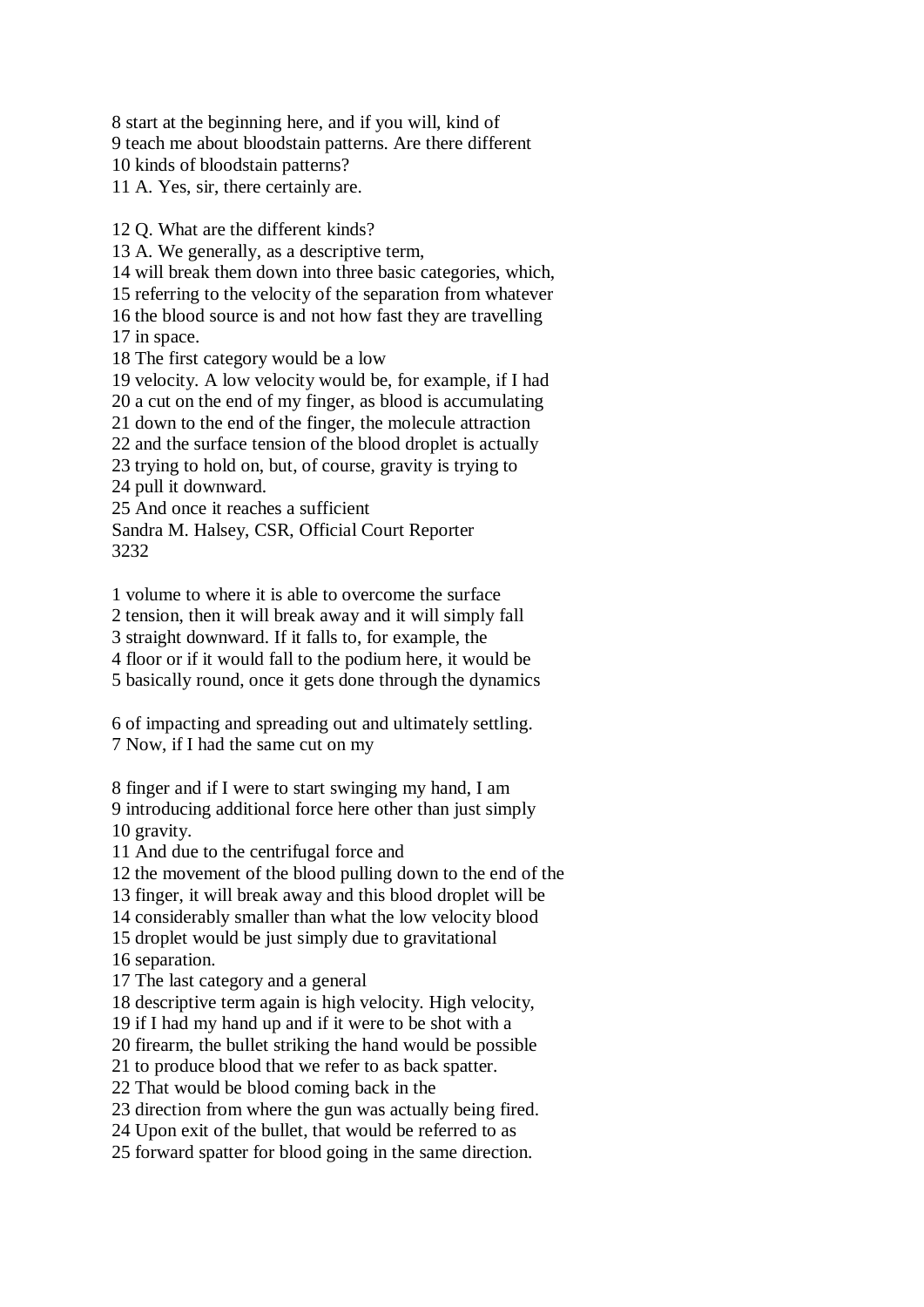8 start at the beginning here, and if you will, kind of
9 teach me about bloodstain patterns. Are there different
10 kinds of bloodstain patterns?
11 A. Yes, sir, there certainly are.

12 Q. What are the different kinds?
13 A. We generally, as a descriptive term,
14 will break them down into three basic categories, which,
15 referring to the velocity of the separation from whatever
16 the blood source is and not how fast they are travelling
17 in space.
18 The first category would be a low
19 velocity. A low velocity would be, for example, if I had
20 a cut on the end of my finger, as blood is accumulating
21 down to the end of the finger, the molecule attraction
22 and the surface tension of the blood droplet is actually
23 trying to hold on, but, of course, gravity is trying to
24 pull it downward.
25 And once it reaches a sufficient
Sandra M. Halsey, CSR, Official Court Reporter
3232

1 volume to where it is able to overcome the surface
2 tension, then it will break away and it will simply fall
3 straight downward. If it falls to, for example, the
4 floor or if it would fall to the podium here, it would be
5 basically round, once it gets done through the dynamics

6 of impacting and spreading out and ultimately settling.
7 Now, if I had the same cut on my

8 finger and if I were to start swinging my hand, I am
9 introducing additional force here other than just simply
10 gravity.
11 And due to the centrifugal force and
12 the movement of the blood pulling down to the end of the
13 finger, it will break away and this blood droplet will be
14 considerably smaller than what the low velocity blood
15 droplet would be just simply due to gravitational
16 separation.
17 The last category and a general
18 descriptive term again is high velocity. High velocity,
19 if I had my hand up and if it were to be shot with a
20 firearm, the bullet striking the hand would be possible
21 to produce blood that we refer to as back spatter.
22 That would be blood coming back in the
23 direction from where the gun was actually being fired.
24 Upon exit of the bullet, that would be referred to as
25 forward spatter for blood going in the same direction.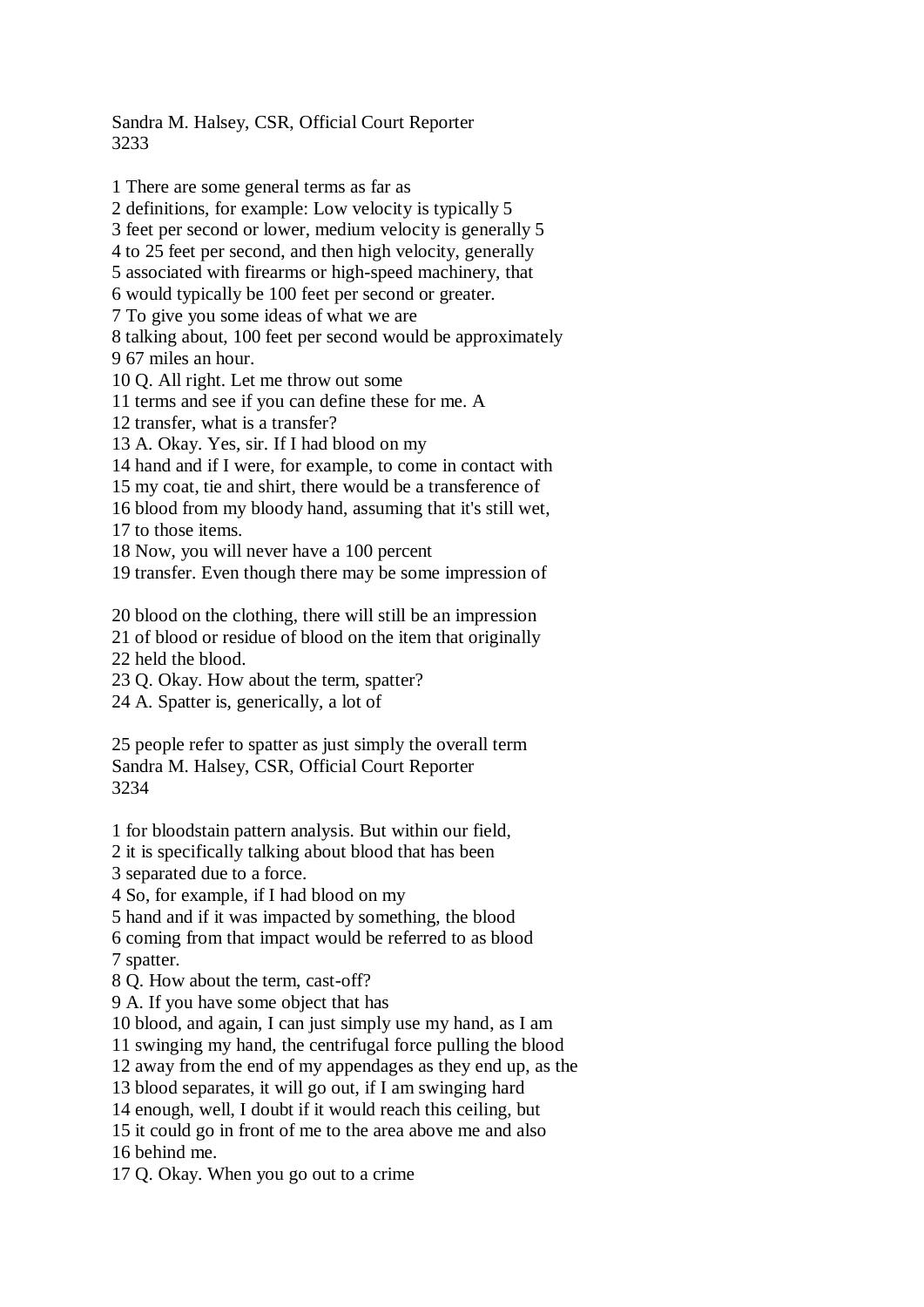1 There are some general terms as far as
2 definitions, for example: Low velocity is typically 5
3 feet per second or lower, medium velocity is generally 5
4 to 25 feet per second, and then high velocity, generally
5 associated with firearms or high-speed machinery, that
6 would typically be 100 feet per second or greater.
7 To give you some ideas of what we are
8 talking about, 100 feet per second would be approximately
9 67 miles an hour.
10 Q. All right. Let me throw out some
11 terms and see if you can define these for me. A
12 transfer, what is a transfer?
13 A. Okay. Yes, sir. If I had blood on my
14 hand and if I were, for example, to come in contact with
15 my coat, tie and shirt, there would be a transference of
16 blood from my bloody hand, assuming that it's still wet,
17 to those items.
18 Now, you will never have a 100 percent
19 transfer. Even though there may be some impression of

20 blood on the clothing, there will still be an impression
21 of blood or residue of blood on the item that originally
22 held the blood.
23 Q. Okay. How about the term, spatter?
24 A. Spatter is, generically, a lot of

25 people refer to spatter as just simply the overall term

1 for bloodstain pattern analysis. But within our field,
2 it is specifically talking about blood that has been
3 separated due to a force.
4 So, for example, if I had blood on my
5 hand and if it was impacted by something, the blood
6 coming from that impact would be referred to as blood
7 spatter.
8 Q. How about the term, cast-off?
9 A. If you have some object that has
10 blood, and again, I can just simply use my hand, as I am
11 swinging my hand, the centrifugal force pulling the blood
12 away from the end of my appendages as they end up, as the
13 blood separates, it will go out, if I am swinging hard
14 enough, well, I doubt if it would reach this ceiling, but
15 it could go in front of me to the area above me and also
16 behind me.
17 Q. Okay. When you go out to a crime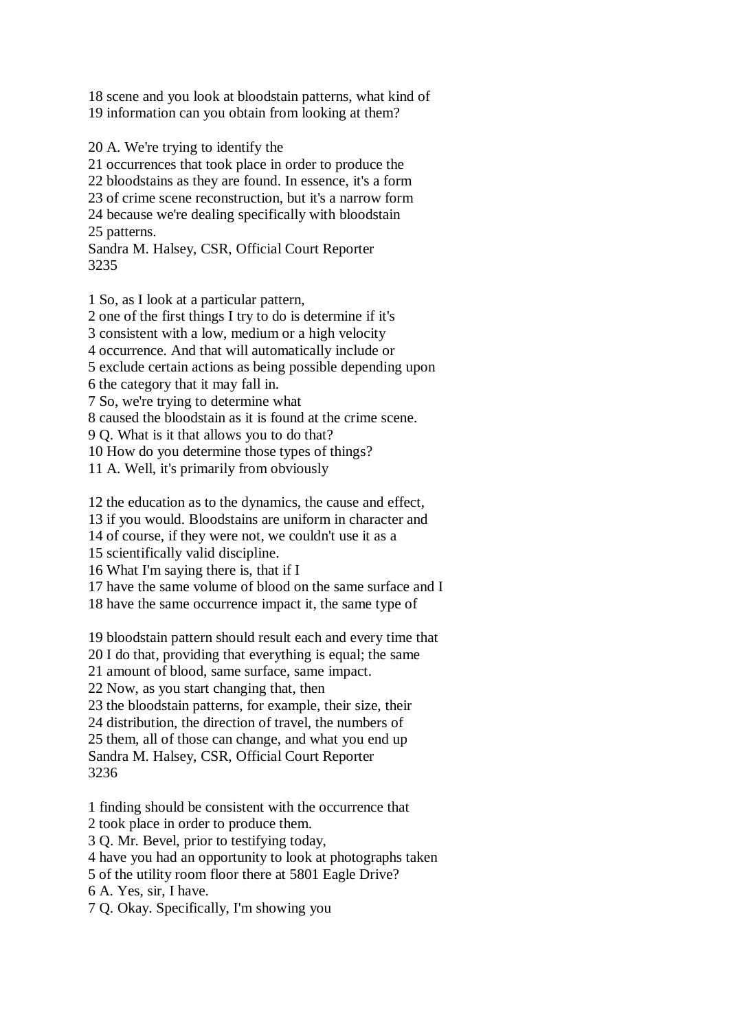18 scene and you look at bloodstain patterns, what kind of
19 information can you obtain from looking at them?

20 A. We're trying to identify the
21 occurrences that took place in order to produce the
22 bloodstains as they are found. In essence, it's a form
23 of crime scene reconstruction, but it's a narrow form
24 because we're dealing specifically with bloodstain
25 patterns.
Sandra M. Halsey, CSR, Official Court Reporter
3235

1 So, as I look at a particular pattern,
2 one of the first things I try to do is determine if it's
3 consistent with a low, medium or a high velocity
4 occurrence. And that will automatically include or
5 exclude certain actions as being possible depending upon
6 the category that it may fall in.
7 So, we're trying to determine what
8 caused the bloodstain as it is found at the crime scene.
9 Q. What is it that allows you to do that?
10 How do you determine those types of things?
11 A. Well, it's primarily from obviously

12 the education as to the dynamics, the cause and effect,
13 if you would. Bloodstains are uniform in character and
14 of course, if they were not, we couldn't use it as a
15 scientifically valid discipline.
16 What I'm saying there is, that if I
17 have the same volume of blood on the same surface and I
18 have the same occurrence impact it, the same type of

19 bloodstain pattern should result each and every time that
20 I do that, providing that everything is equal; the same
21 amount of blood, same surface, same impact.
22 Now, as you start changing that, then
23 the bloodstain patterns, for example, their size, their
24 distribution, the direction of travel, the numbers of
25 them, all of those can change, and what you end up
Sandra M. Halsey, CSR, Official Court Reporter
3236

1 finding should be consistent with the occurrence that
2 took place in order to produce them.
3 Q. Mr. Bevel, prior to testifying today,
4 have you had an opportunity to look at photographs taken
5 of the utility room floor there at 5801 Eagle Drive?
6 A. Yes, sir, I have.
7 Q. Okay. Specifically, I'm showing you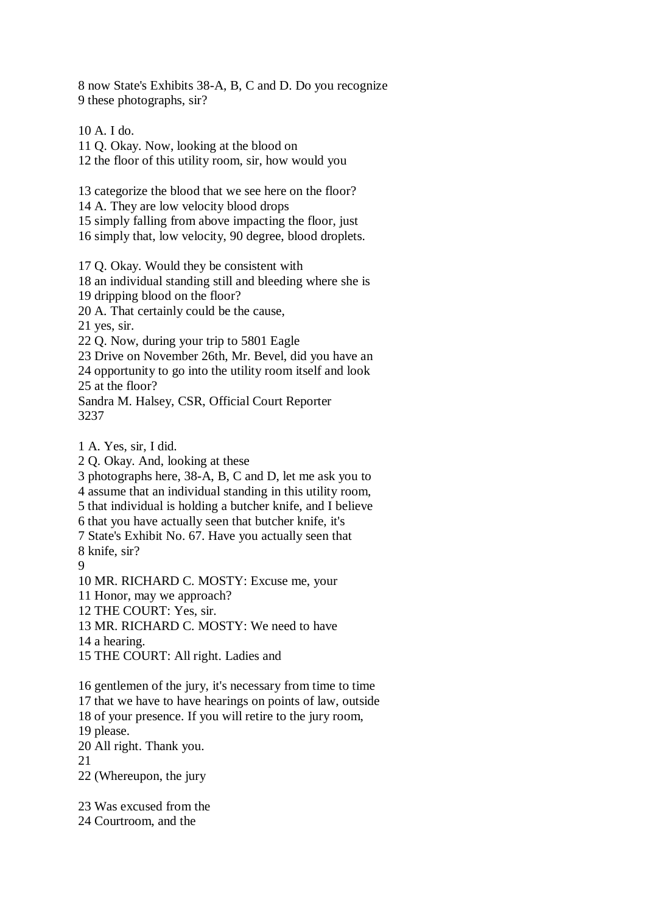8 now State's Exhibits 38-A, B, C and D. Do you recognize
9 these photographs, sir?

10 A. I do.
11 Q. Okay. Now, looking at the blood on
12 the floor of this utility room, sir, how would you

13 categorize the blood that we see here on the floor?
14 A. They are low velocity blood drops
15 simply falling from above impacting the floor, just
16 simply that, low velocity, 90 degree, blood droplets.

17 Q. Okay. Would they be consistent with
18 an individual standing still and bleeding where she is
19 dripping blood on the floor?
20 A. That certainly could be the cause,
21 yes, sir.
22 Q. Now, during your trip to 5801 Eagle
23 Drive on November 26th, Mr. Bevel, did you have an
24 opportunity to go into the utility room itself and look
25 at the floor?
Sandra M. Halsey, CSR, Official Court Reporter

1 A. Yes, sir, I did.
2 Q. Okay. And, looking at these
3 photographs here, 38-A, B, C and D, let me ask you to
4 assume that an individual standing in this utility room,
5 that individual is holding a butcher knife, and I believe
6 that you have actually seen that butcher knife, it's
7 State's Exhibit No. 67. Have you actually seen that
8 knife, sir?
9
10 MR. RICHARD C. MOSTY: Excuse me, your
11 Honor, may we approach?
12 THE COURT: Yes, sir.
13 MR. RICHARD C. MOSTY: We need to have
14 a hearing.
15 THE COURT: All right. Ladies and

16 gentlemen of the jury, it's necessary from time to time
17 that we have to have hearings on points of law, outside
18 of your presence. If you will retire to the jury room,
19 please.
20 All right. Thank you.
21
22 (Whereupon, the jury

23 Was excused from the
24 Courtroom, and the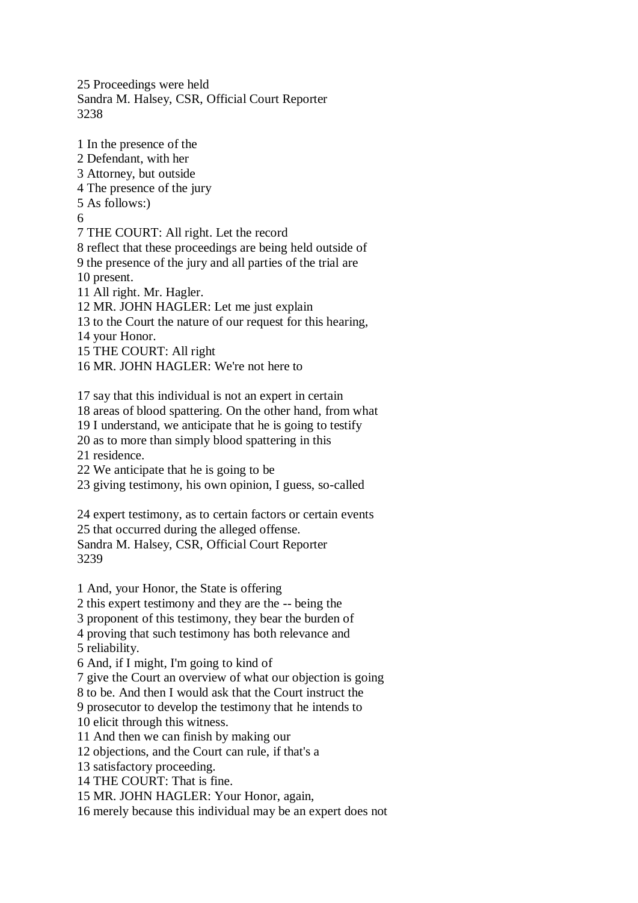25 Proceedings were held

1 In the presence of the
2 Defendant, with her
3 Attorney, but outside
4 The presence of the jury
5 As follows:)
6
7 THE COURT: All right. Let the record
8 reflect that these proceedings are being held outside of
9 the presence of the jury and all parties of the trial are
10 present.
11 All right. Mr. Hagler.
12 MR. JOHN HAGLER: Let me just explain
13 to the Court the nature of our request for this hearing,
14 your Honor.
15 THE COURT: All right
16 MR. JOHN HAGLER: We're not here to

17 say that this individual is not an expert in certain
18 areas of blood spattering. On the other hand, from what
19 I understand, we anticipate that he is going to testify
20 as to more than simply blood spattering in this
21 residence.
22 We anticipate that he is going to be
23 giving testimony, his own opinion, I guess, so-called

24 expert testimony, as to certain factors or certain events
25 that occurred during the alleged offense.

1 And, your Honor, the State is offering
2 this expert testimony and they are the -- being the
3 proponent of this testimony, they bear the burden of
4 proving that such testimony has both relevance and
5 reliability.
6 And, if I might, I'm going to kind of
7 give the Court an overview of what our objection is going
8 to be. And then I would ask that the Court instruct the
9 prosecutor to develop the testimony that he intends to
10 elicit through this witness.
11 And then we can finish by making our
12 objections, and the Court can rule, if that's a
13 satisfactory proceeding.
14 THE COURT: That is fine.
15 MR. JOHN HAGLER: Your Honor, again,
16 merely because this individual may be an expert does not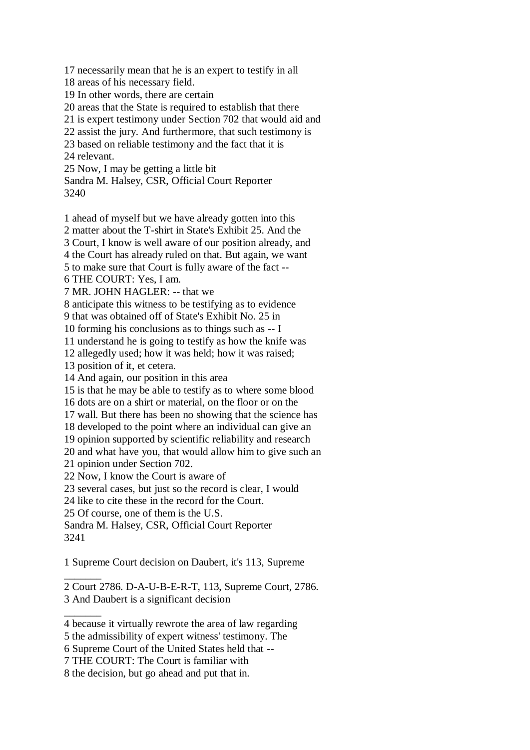17 necessarily mean that he is an expert to testify in all
18 areas of his necessary field.
19 In other words, there are certain
20 areas that the State is required to establish that there
21 is expert testimony under Section 702 that would aid and
22 assist the jury. And furthermore, that such testimony is
23 based on reliable testimony and the fact that it is
24 relevant.
25 Now, I may be getting a little bit
Sandra M. Halsey, CSR, Official Court Reporter
3240

1 ahead of myself but we have already gotten into this
2 matter about the T-shirt in State's Exhibit 25. And the
3 Court, I know is well aware of our position already, and
4 the Court has already ruled on that. But again, we want
5 to make sure that Court is fully aware of the fact --
6 THE COURT: Yes, I am.
7 MR. JOHN HAGLER: -- that we
8 anticipate this witness to be testifying as to evidence
9 that was obtained off of State's Exhibit No. 25 in
10 forming his conclusions as to things such as -- I
11 understand he is going to testify as how the knife was
12 allegedly used; how it was held; how it was raised;
13 position of it, et cetera.
14 And again, our position in this area
15 is that he may be able to testify as to where some blood
16 dots are on a shirt or material, on the floor or on the
17 wall. But there has been no showing that the science has
18 developed to the point where an individual can give an
19 opinion supported by scientific reliability and research
20 and what have you, that would allow him to give such an
21 opinion under Section 702.
22 Now, I know the Court is aware of
23 several cases, but just so the record is clear, I would
24 like to cite these in the record for the Court.
25 Of course, one of them is the U.S.
Sandra M. Halsey, CSR, Official Court Reporter
3241

1 Supreme Court decision on Daubert, it's 113, Supreme
2 Court 2786. D-A-U-B-E-R-T, 113, Supreme Court, 2786.
3 And Daubert is a significant decision
4 because it virtually rewrote the area of law regarding
5 the admissibility of expert witness' testimony. The
6 Supreme Court of the United States held that --
7 THE COURT: The Court is familiar with
8 the decision, but go ahead and put that in.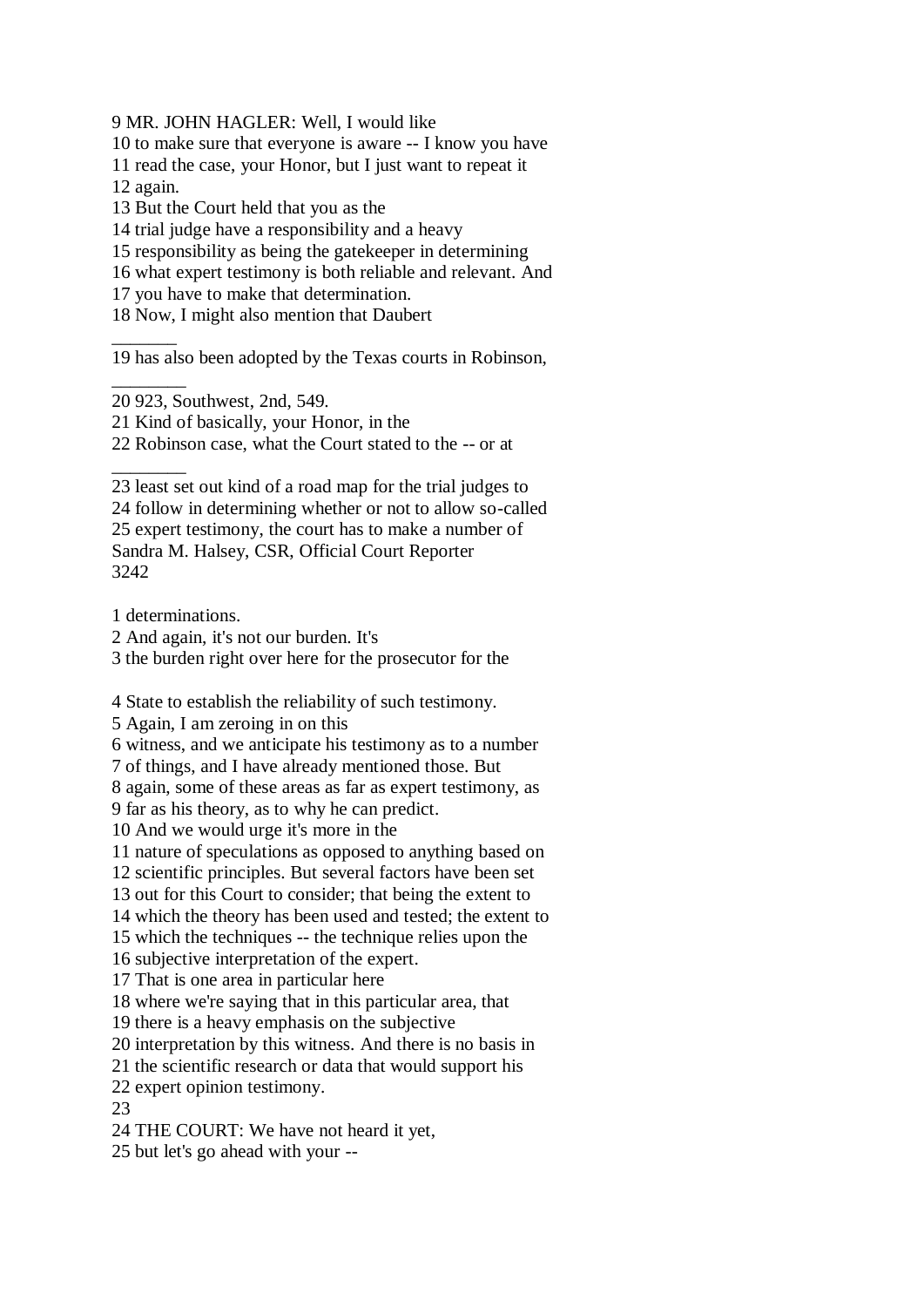9 MR. JOHN HAGLER: Well, I would like
10 to make sure that everyone is aware -- I know you have
11 read the case, your Honor, but I just want to repeat it
12 again.
13 But the Court held that you as the
14 trial judge have a responsibility and a heavy
15 responsibility as being the gatekeeper in determining
16 what expert testimony is both reliable and relevant. And
17 you have to make that determination.
18 Now, I might also mention that Daubert

_______

19 has also been adopted by the Texas courts in Robinson,

________

20 923, Southwest, 2nd, 549.
21 Kind of basically, your Honor, in the
22 Robinson case, what the Court stated to the -- or at

________

23 least set out kind of a road map for the trial judges to
24 follow in determining whether or not to allow so-called
25 expert testimony, the court has to make a number of
Sandra M. Halsey, CSR, Official Court Reporter
3242

1 determinations.
2 And again, it's not our burden. It's
3 the burden right over here for the prosecutor for the

4 State to establish the reliability of such testimony.
5 Again, I am zeroing in on this
6 witness, and we anticipate his testimony as to a number
7 of things, and I have already mentioned those. But
8 again, some of these areas as far as expert testimony, as
9 far as his theory, as to why he can predict.
10 And we would urge it's more in the
11 nature of speculations as opposed to anything based on
12 scientific principles. But several factors have been set
13 out for this Court to consider; that being the extent to
14 which the theory has been used and tested; the extent to
15 which the techniques -- the technique relies upon the
16 subjective interpretation of the expert.
17 That is one area in particular here
18 where we're saying that in this particular area, that
19 there is a heavy emphasis on the subjective
20 interpretation by this witness. And there is no basis in
21 the scientific research or data that would support his
22 expert opinion testimony.
23
24 THE COURT: We have not heard it yet,
25 but let's go ahead with your --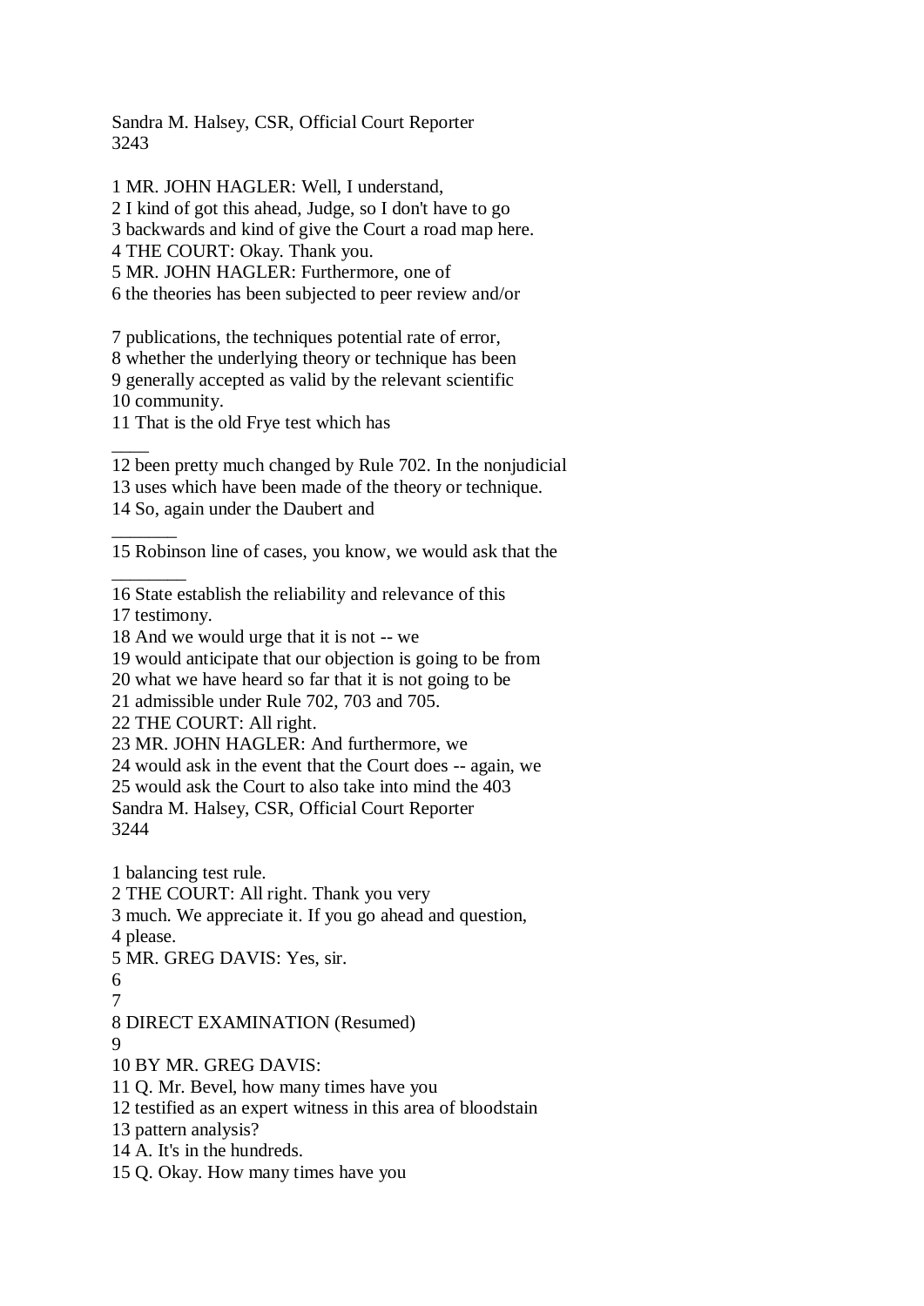1 MR. JOHN HAGLER: Well, I understand,
2 I kind of got this ahead, Judge, so I don't have to go
3 backwards and kind of give the Court a road map here.
4 THE COURT: Okay. Thank you.
5 MR. JOHN HAGLER: Furthermore, one of
6 the theories has been subjected to peer review and/or

7 publications, the techniques potential rate of error,
8 whether the underlying theory or technique has been
9 generally accepted as valid by the relevant scientific
10 community.
11 That is the old Frye test which has

12 been pretty much changed by Rule 702. In the nonjudicial
13 uses which have been made of the theory or technique.
14 So, again under the Daubert and

15 Robinson line of cases, you know, we would ask that the

16 State establish the reliability and relevance of this
17 testimony.
18 And we would urge that it is not -- we
19 would anticipate that our objection is going to be from
20 what we have heard so far that it is not going to be
21 admissible under Rule 702, 703 and 705.
22 THE COURT: All right.
23 MR. JOHN HAGLER: And furthermore, we
24 would ask in the event that the Court does -- again, we
25 would ask the Court to also take into mind the 403

1 balancing test rule.
2 THE COURT: All right. Thank you very
3 much. We appreciate it. If you go ahead and question,
4 please.
5 MR. GREG DAVIS: Yes, sir.
6
7
8 DIRECT EXAMINATION (Resumed)
9
10 BY MR. GREG DAVIS:
11 Q. Mr. Bevel, how many times have you
12 testified as an expert witness in this area of bloodstain
13 pattern analysis?
14 A. It's in the hundreds.
15 Q. Okay. How many times have you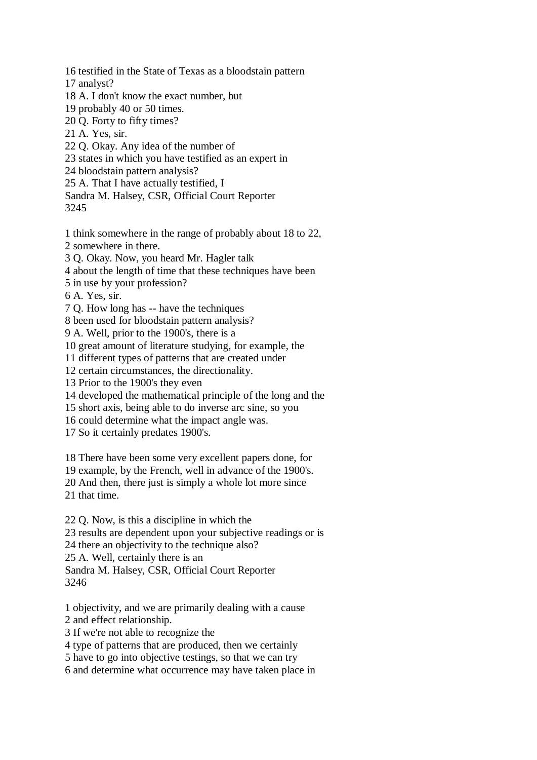16 testified in the State of Texas as a bloodstain pattern
17 analyst?
18 A. I don't know the exact number, but
19 probably 40 or 50 times.
20 Q. Forty to fifty times?
21 A. Yes, sir.
22 Q. Okay. Any idea of the number of
23 states in which you have testified as an expert in
24 bloodstain pattern analysis?
25 A. That I have actually testified, I
Sandra M. Halsey, CSR, Official Court Reporter
3245

1 think somewhere in the range of probably about 18 to 22,
2 somewhere in there.
3 Q. Okay. Now, you heard Mr. Hagler talk
4 about the length of time that these techniques have been
5 in use by your profession?
6 A. Yes, sir.
7 Q. How long has -- have the techniques
8 been used for bloodstain pattern analysis?
9 A. Well, prior to the 1900's, there is a
10 great amount of literature studying, for example, the
11 different types of patterns that are created under
12 certain circumstances, the directionality.
13 Prior to the 1900's they even
14 developed the mathematical principle of the long and the
15 short axis, being able to do inverse arc sine, so you
16 could determine what the impact angle was.
17 So it certainly predates 1900's.

18 There have been some very excellent papers done, for
19 example, by the French, well in advance of the 1900's.
20 And then, there just is simply a whole lot more since
21 that time.

22 Q. Now, is this a discipline in which the
23 results are dependent upon your subjective readings or is
24 there an objectivity to the technique also?
25 A. Well, certainly there is an
Sandra M. Halsey, CSR, Official Court Reporter
3246

1 objectivity, and we are primarily dealing with a cause
2 and effect relationship.
3 If we're not able to recognize the
4 type of patterns that are produced, then we certainly
5 have to go into objective testings, so that we can try
6 and determine what occurrence may have taken place in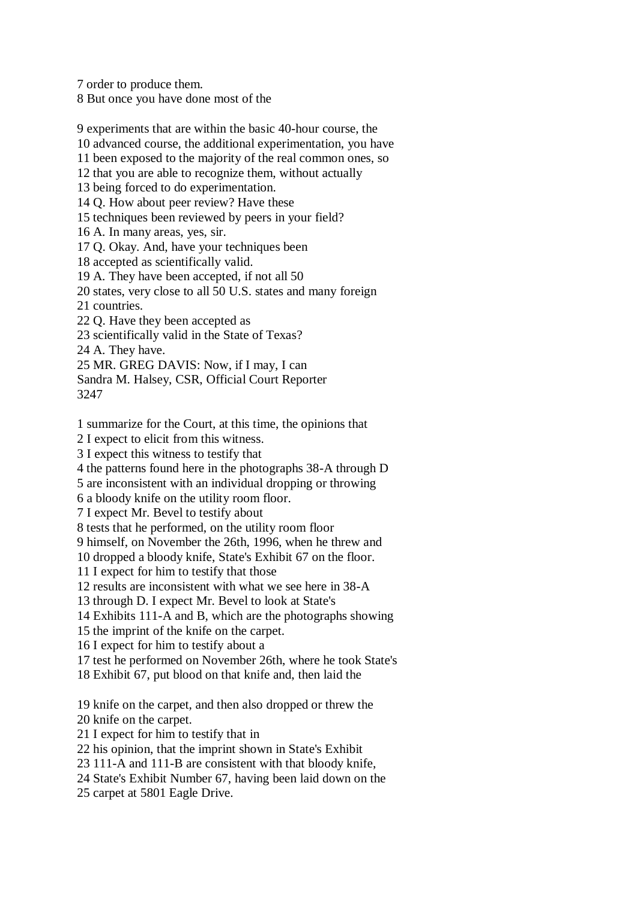7 order to produce them.
8 But once you have done most of the

9 experiments that are within the basic 40-hour course, the
10 advanced course, the additional experimentation, you have
11 been exposed to the majority of the real common ones, so
12 that you are able to recognize them, without actually
13 being forced to do experimentation.
14 Q. How about peer review? Have these
15 techniques been reviewed by peers in your field?
16 A. In many areas, yes, sir.
17 Q. Okay. And, have your techniques been
18 accepted as scientifically valid.
19 A. They have been accepted, if not all 50
20 states, very close to all 50 U.S. states and many foreign
21 countries.
22 Q. Have they been accepted as
23 scientifically valid in the State of Texas?
24 A. They have.
25 MR. GREG DAVIS: Now, if I may, I can
Sandra M. Halsey, CSR, Official Court Reporter
3247

1 summarize for the Court, at this time, the opinions that
2 I expect to elicit from this witness.
3 I expect this witness to testify that
4 the patterns found here in the photographs 38-A through D
5 are inconsistent with an individual dropping or throwing
6 a bloody knife on the utility room floor.
7 I expect Mr. Bevel to testify about
8 tests that he performed, on the utility room floor
9 himself, on November the 26th, 1996, when he threw and
10 dropped a bloody knife, State's Exhibit 67 on the floor.
11 I expect for him to testify that those
12 results are inconsistent with what we see here in 38-A
13 through D. I expect Mr. Bevel to look at State's
14 Exhibits 111-A and B, which are the photographs showing
15 the imprint of the knife on the carpet.
16 I expect for him to testify about a
17 test he performed on November 26th, where he took State's
18 Exhibit 67, put blood on that knife and, then laid the

19 knife on the carpet, and then also dropped or threw the
20 knife on the carpet.
21 I expect for him to testify that in
22 his opinion, that the imprint shown in State's Exhibit
23 111-A and 111-B are consistent with that bloody knife,
24 State's Exhibit Number 67, having been laid down on the
25 carpet at 5801 Eagle Drive.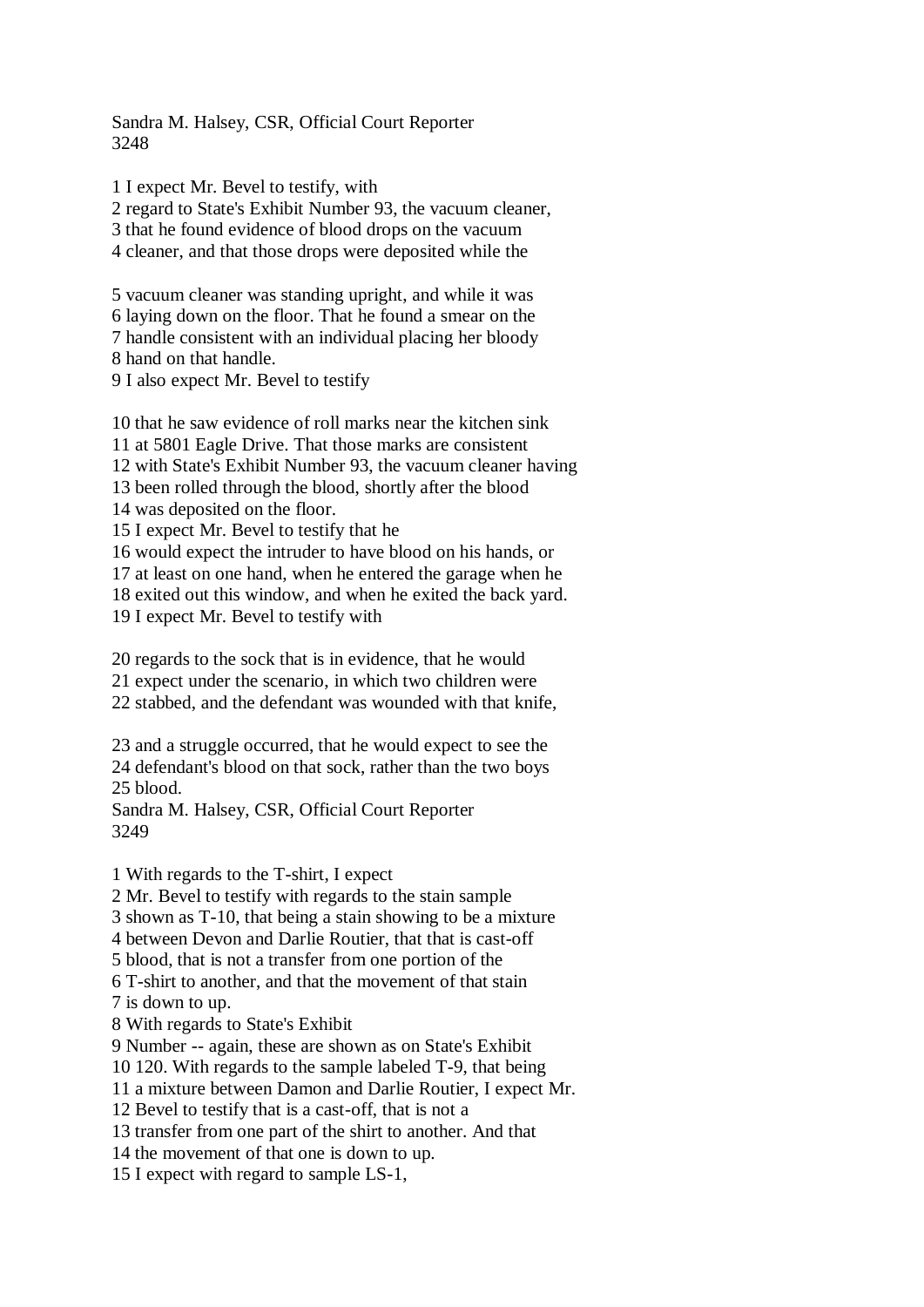1 I expect Mr. Bevel to testify, with
2 regard to State's Exhibit Number 93, the vacuum cleaner,
3 that he found evidence of blood drops on the vacuum
4 cleaner, and that those drops were deposited while the

5 vacuum cleaner was standing upright, and while it was
6 laying down on the floor. That he found a smear on the
7 handle consistent with an individual placing her bloody
8 hand on that handle.
9 I also expect Mr. Bevel to testify

10 that he saw evidence of roll marks near the kitchen sink
11 at 5801 Eagle Drive. That those marks are consistent
12 with State's Exhibit Number 93, the vacuum cleaner having
13 been rolled through the blood, shortly after the blood
14 was deposited on the floor.
15 I expect Mr. Bevel to testify that he
16 would expect the intruder to have blood on his hands, or
17 at least on one hand, when he entered the garage when he
18 exited out this window, and when he exited the back yard.
19 I expect Mr. Bevel to testify with

20 regards to the sock that is in evidence, that he would
21 expect under the scenario, in which two children were
22 stabbed, and the defendant was wounded with that knife,

23 and a struggle occurred, that he would expect to see the
24 defendant's blood on that sock, rather than the two boys
25 blood.

1 With regards to the T-shirt, I expect
2 Mr. Bevel to testify with regards to the stain sample
3 shown as T-10, that being a stain showing to be a mixture
4 between Devon and Darlie Routier, that that is cast-off
5 blood, that is not a transfer from one portion of the
6 T-shirt to another, and that the movement of that stain
7 is down to up.
8 With regards to State's Exhibit
9 Number -- again, these are shown as on State's Exhibit
10 120. With regards to the sample labeled T-9, that being
11 a mixture between Damon and Darlie Routier, I expect Mr.
12 Bevel to testify that is a cast-off, that is not a
13 transfer from one part of the shirt to another. And that
14 the movement of that one is down to up.
15 I expect with regard to sample LS-1,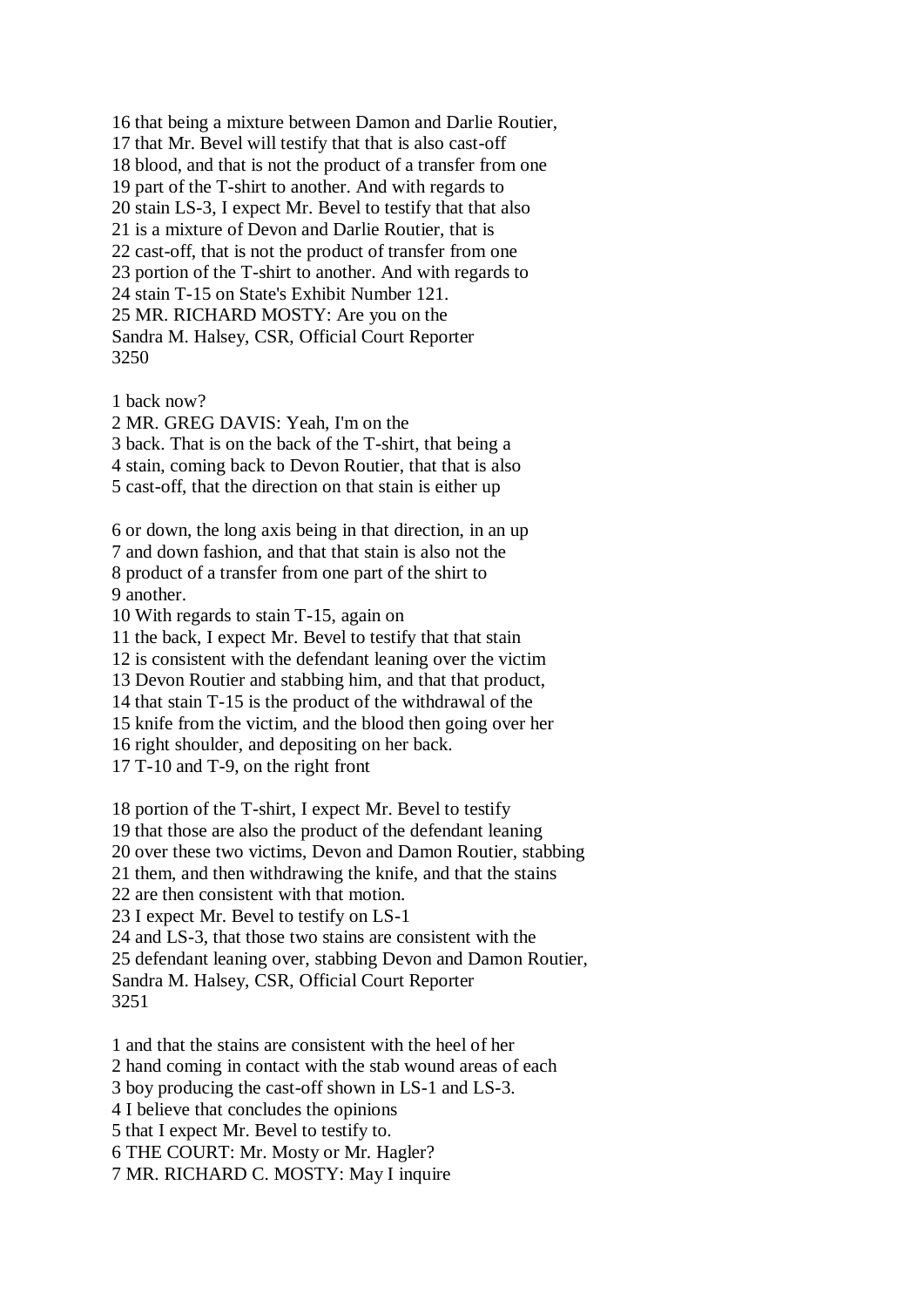16 that being a mixture between Damon and Darlie Routier,
17 that Mr. Bevel will testify that that is also cast-off
18 blood, and that is not the product of a transfer from one
19 part of the T-shirt to another. And with regards to
20 stain LS-3, I expect Mr. Bevel to testify that that also
21 is a mixture of Devon and Darlie Routier, that is
22 cast-off, that is not the product of transfer from one
23 portion of the T-shirt to another. And with regards to
24 stain T-15 on State's Exhibit Number 121.
25 MR. RICHARD MOSTY: Are you on the

1 back now?
2 MR. GREG DAVIS: Yeah, I'm on the
3 back. That is on the back of the T-shirt, that being a
4 stain, coming back to Devon Routier, that that is also
5 cast-off, that the direction on that stain is either up

6 or down, the long axis being in that direction, in an up
7 and down fashion, and that that stain is also not the
8 product of a transfer from one part of the shirt to
9 another.
10 With regards to stain T-15, again on
11 the back, I expect Mr. Bevel to testify that that stain
12 is consistent with the defendant leaning over the victim
13 Devon Routier and stabbing him, and that that product,
14 that stain T-15 is the product of the withdrawal of the
15 knife from the victim, and the blood then going over her
16 right shoulder, and depositing on her back.
17 T-10 and T-9, on the right front

18 portion of the T-shirt, I expect Mr. Bevel to testify
19 that those are also the product of the defendant leaning
20 over these two victims, Devon and Damon Routier, stabbing
21 them, and then withdrawing the knife, and that the stains
22 are then consistent with that motion.
23 I expect Mr. Bevel to testify on LS-1
24 and LS-3, that those two stains are consistent with the
25 defendant leaning over, stabbing Devon and Damon Routier,

1 and that the stains are consistent with the heel of her
2 hand coming in contact with the stab wound areas of each
3 boy producing the cast-off shown in LS-1 and LS-3.
4 I believe that concludes the opinions
5 that I expect Mr. Bevel to testify to.
6 THE COURT: Mr. Mosty or Mr. Hagler?
7 MR. RICHARD C. MOSTY: May I inquire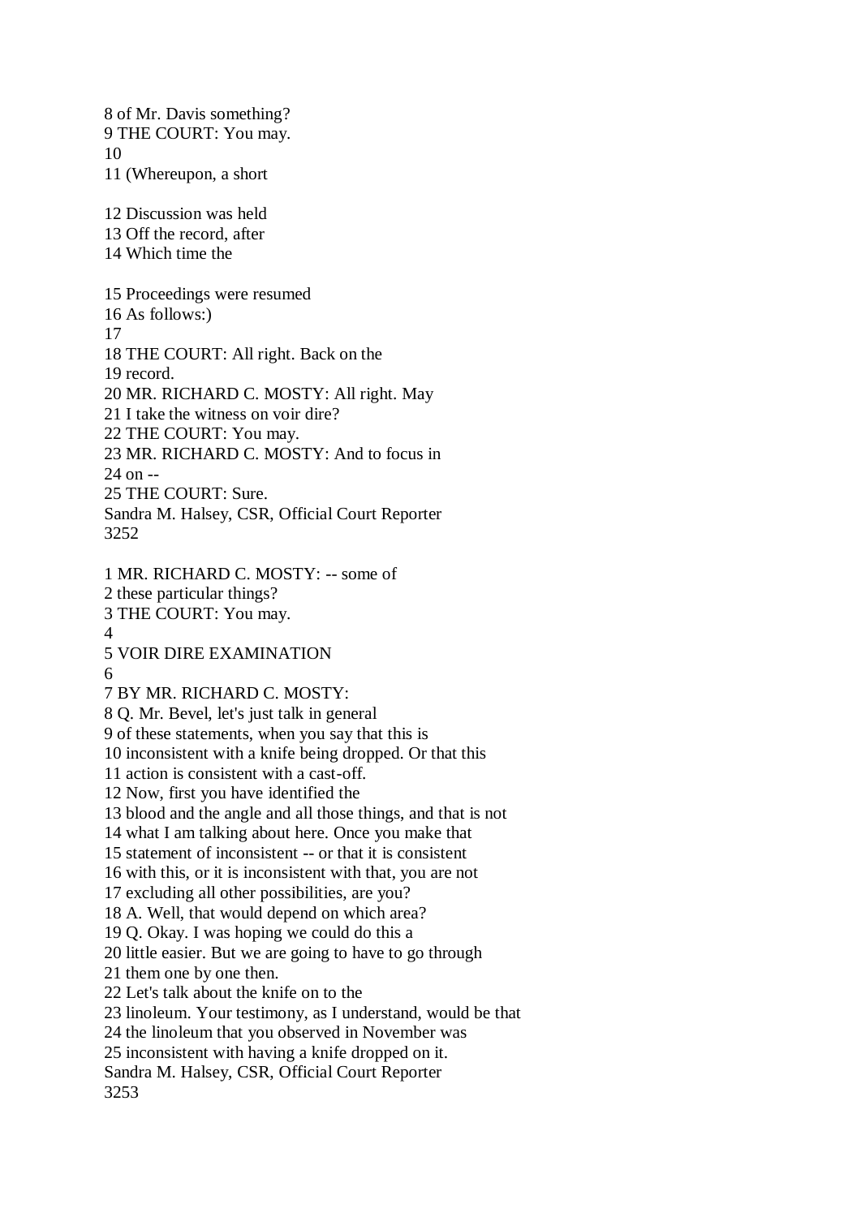8 of Mr. Davis something?
9 THE COURT: You may.
10
11 (Whereupon, a short

12 Discussion was held
13 Off the record, after
14 Which time the

15 Proceedings were resumed
16 As follows:)
17
18 THE COURT: All right. Back on the
19 record.
20 MR. RICHARD C. MOSTY: All right. May
21 I take the witness on voir dire?
22 THE COURT: You may.
23 MR. RICHARD C. MOSTY: And to focus in
24 on --
25 THE COURT: Sure.

1 MR. RICHARD C. MOSTY: -- some of
2 these particular things?
3 THE COURT: You may.
4
5 VOIR DIRE EXAMINATION
6
7 BY MR. RICHARD C. MOSTY:
8 Q. Mr. Bevel, let's just talk in general
9 of these statements, when you say that this is
10 inconsistent with a knife being dropped. Or that this
11 action is consistent with a cast-off.
12 Now, first you have identified the
13 blood and the angle and all those things, and that is not
14 what I am talking about here. Once you make that
15 statement of inconsistent -- or that it is consistent
16 with this, or it is inconsistent with that, you are not
17 excluding all other possibilities, are you?
18 A. Well, that would depend on which area?
19 Q. Okay. I was hoping we could do this a
20 little easier. But we are going to have to go through
21 them one by one then.
22 Let's talk about the knife on to the
23 linoleum. Your testimony, as I understand, would be that
24 the linoleum that you observed in November was
25 inconsistent with having a knife dropped on it.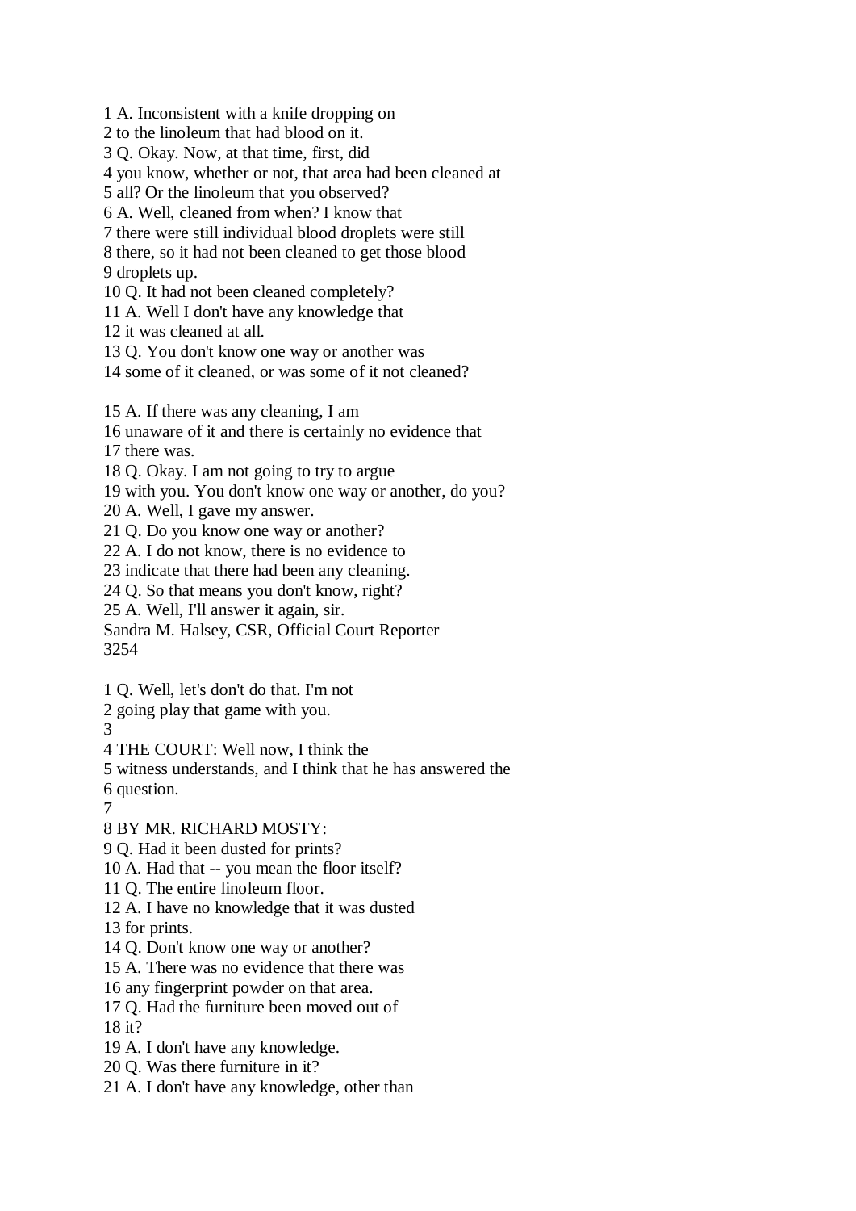1 A. Inconsistent with a knife dropping on
2 to the linoleum that had blood on it.
3 Q. Okay. Now, at that time, first, did
4 you know, whether or not, that area had been cleaned at
5 all? Or the linoleum that you observed?
6 A. Well, cleaned from when? I know that
7 there were still individual blood droplets were still
8 there, so it had not been cleaned to get those blood
9 droplets up.
10 Q. It had not been cleaned completely?
11 A. Well I don't have any knowledge that
12 it was cleaned at all.
13 Q. You don't know one way or another was
14 some of it cleaned, or was some of it not cleaned?

15 A. If there was any cleaning, I am
16 unaware of it and there is certainly no evidence that
17 there was.
18 Q. Okay. I am not going to try to argue
19 with you. You don't know one way or another, do you?
20 A. Well, I gave my answer.
21 Q. Do you know one way or another?
22 A. I do not know, there is no evidence to
23 indicate that there had been any cleaning.
24 Q. So that means you don't know, right?
25 A. Well, I'll answer it again, sir.
Sandra M. Halsey, CSR, Official Court Reporter
3254

1 Q. Well, let's don't do that. I'm not
2 going play that game with you.
3
4 THE COURT: Well now, I think the
5 witness understands, and I think that he has answered the
6 question.
7
8 BY MR. RICHARD MOSTY:
9 Q. Had it been dusted for prints?
10 A. Had that -- you mean the floor itself?
11 Q. The entire linoleum floor.
12 A. I have no knowledge that it was dusted
13 for prints.
14 Q. Don't know one way or another?
15 A. There was no evidence that there was
16 any fingerprint powder on that area.
17 Q. Had the furniture been moved out of
18 it?
19 A. I don't have any knowledge.
20 Q. Was there furniture in it?
21 A. I don't have any knowledge, other than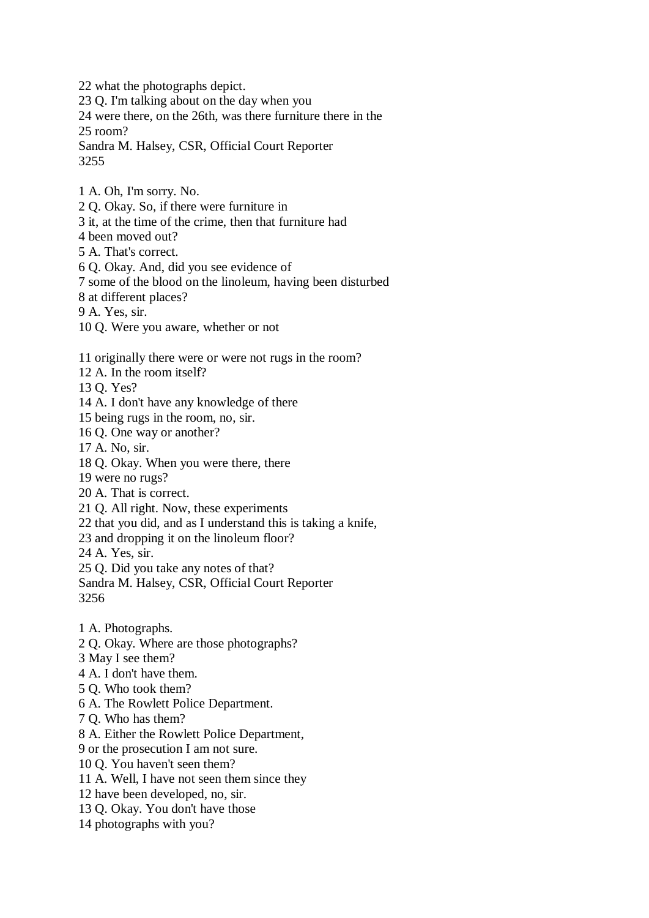22 what the photographs depict.
23 Q. I'm talking about on the day when you
24 were there, on the 26th, was there furniture there in the
25 room?
Sandra M. Halsey, CSR, Official Court Reporter

1 A. Oh, I'm sorry. No.
2 Q. Okay. So, if there were furniture in
3 it, at the time of the crime, then that furniture had
4 been moved out?
5 A. That's correct.
6 Q. Okay. And, did you see evidence of
7 some of the blood on the linoleum, having been disturbed
8 at different places?
9 A. Yes, sir.
10 Q. Were you aware, whether or not

11 originally there were or were not rugs in the room?
12 A. In the room itself?
13 Q. Yes?
14 A. I don't have any knowledge of there
15 being rugs in the room, no, sir.
16 Q. One way or another?
17 A. No, sir.
18 Q. Okay. When you were there, there
19 were no rugs?
20 A. That is correct.
21 Q. All right. Now, these experiments
22 that you did, and as I understand this is taking a knife,
23 and dropping it on the linoleum floor?
24 A. Yes, sir.
25 Q. Did you take any notes of that?
Sandra M. Halsey, CSR, Official Court Reporter

1 A. Photographs.
2 Q. Okay. Where are those photographs?
3 May I see them?
4 A. I don't have them.
5 Q. Who took them?
6 A. The Rowlett Police Department.
7 Q. Who has them?
8 A. Either the Rowlett Police Department,
9 or the prosecution I am not sure.
10 Q. You haven't seen them?
11 A. Well, I have not seen them since they
12 have been developed, no, sir.
13 Q. Okay. You don't have those
14 photographs with you?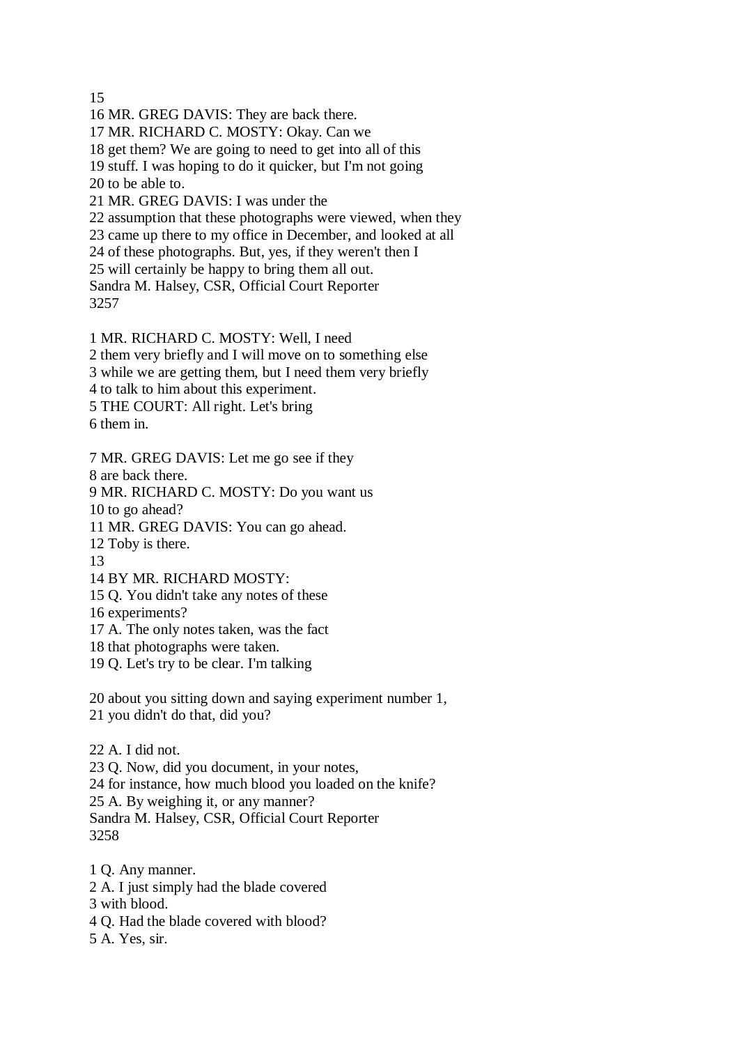15
16 MR. GREG DAVIS: They are back there.
17 MR. RICHARD C. MOSTY: Okay. Can we
18 get them? We are going to need to get into all of this
19 stuff. I was hoping to do it quicker, but I'm not going
20 to be able to.
21 MR. GREG DAVIS: I was under the
22 assumption that these photographs were viewed, when they
23 came up there to my office in December, and looked at all
24 of these photographs. But, yes, if they weren't then I
25 will certainly be happy to bring them all out.
Sandra M. Halsey, CSR, Official Court Reporter
3257

1 MR. RICHARD C. MOSTY: Well, I need
2 them very briefly and I will move on to something else
3 while we are getting them, but I need them very briefly
4 to talk to him about this experiment.
5 THE COURT: All right. Let's bring
6 them in.

7 MR. GREG DAVIS: Let me go see if they
8 are back there.
9 MR. RICHARD C. MOSTY: Do you want us
10 to go ahead?
11 MR. GREG DAVIS: You can go ahead.
12 Toby is there.
13
14 BY MR. RICHARD MOSTY:
15 Q. You didn't take any notes of these
16 experiments?
17 A. The only notes taken, was the fact
18 that photographs were taken.
19 Q. Let's try to be clear. I'm talking

20 about you sitting down and saying experiment number 1,
21 you didn't do that, did you?

22 A. I did not.
23 Q. Now, did you document, in your notes,
24 for instance, how much blood you loaded on the knife?
25 A. By weighing it, or any manner?
Sandra M. Halsey, CSR, Official Court Reporter
3258

1 Q. Any manner.
2 A. I just simply had the blade covered
3 with blood.
4 Q. Had the blade covered with blood?
5 A. Yes, sir.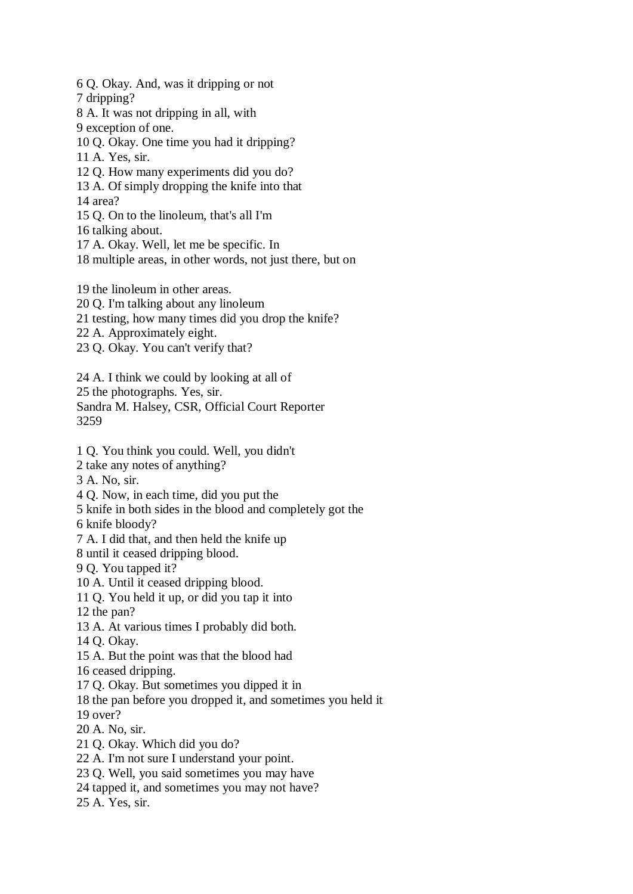6 Q. Okay. And, was it dripping or not
7 dripping?
8 A. It was not dripping in all, with
9 exception of one.
10 Q. Okay. One time you had it dripping?
11 A. Yes, sir.
12 Q. How many experiments did you do?
13 A. Of simply dropping the knife into that
14 area?
15 Q. On to the linoleum, that's all I'm
16 talking about.
17 A. Okay. Well, let me be specific. In
18 multiple areas, in other words, not just there, but on

19 the linoleum in other areas.
20 Q. I'm talking about any linoleum
21 testing, how many times did you drop the knife?
22 A. Approximately eight.
23 Q. Okay. You can't verify that?

24 A. I think we could by looking at all of
25 the photographs. Yes, sir.
Sandra M. Halsey, CSR, Official Court Reporter
3259

1 Q. You think you could. Well, you didn't
2 take any notes of anything?
3 A. No, sir.
4 Q. Now, in each time, did you put the
5 knife in both sides in the blood and completely got the
6 knife bloody?
7 A. I did that, and then held the knife up
8 until it ceased dripping blood.
9 Q. You tapped it?
10 A. Until it ceased dripping blood.
11 Q. You held it up, or did you tap it into
12 the pan?
13 A. At various times I probably did both.
14 Q. Okay.
15 A. But the point was that the blood had
16 ceased dripping.
17 Q. Okay. But sometimes you dipped it in
18 the pan before you dropped it, and sometimes you held it
19 over?
20 A. No, sir.
21 Q. Okay. Which did you do?
22 A. I'm not sure I understand your point.
23 Q. Well, you said sometimes you may have
24 tapped it, and sometimes you may not have?
25 A. Yes, sir.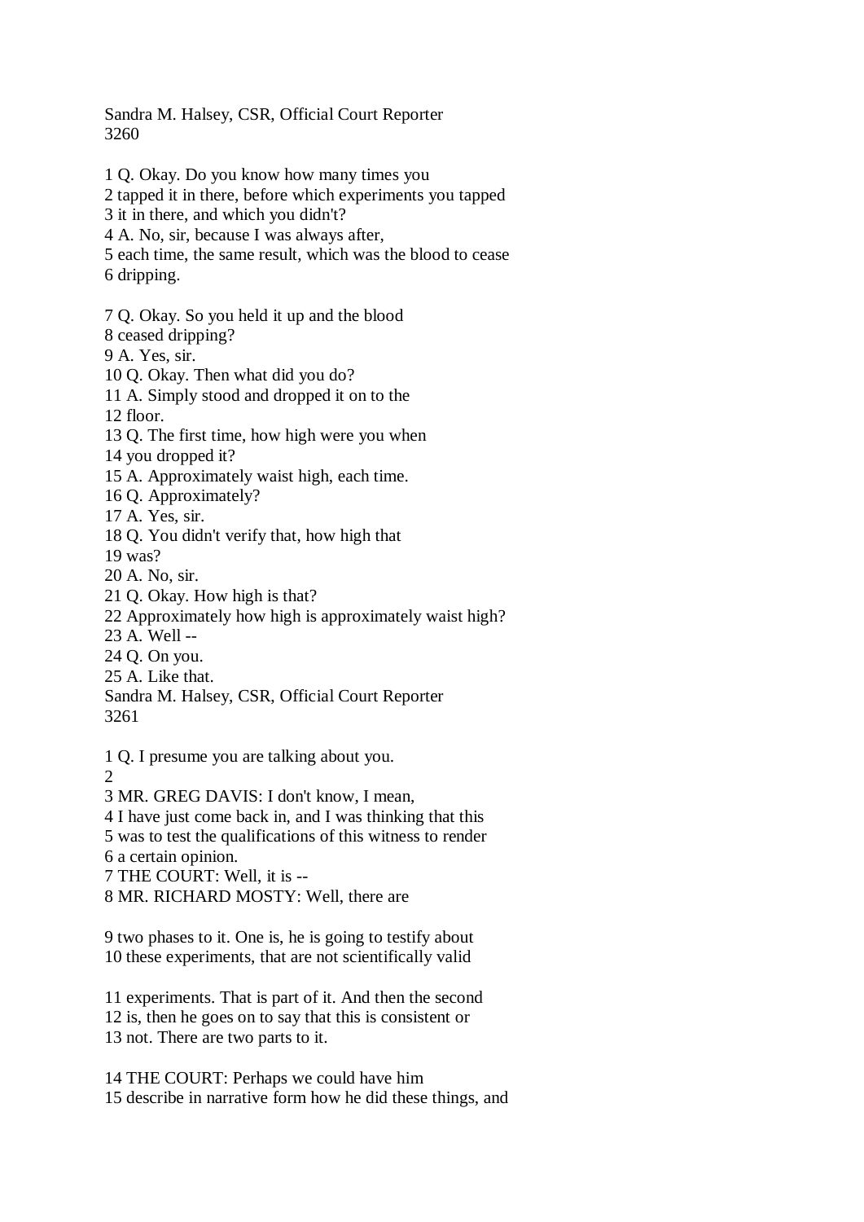1 Q. Okay. Do you know how many times you
2 tapped it in there, before which experiments you tapped
3 it in there, and which you didn't?
4 A. No, sir, because I was always after,
5 each time, the same result, which was the blood to cease
6 dripping.

7 Q. Okay. So you held it up and the blood
8 ceased dripping?
9 A. Yes, sir.
10 Q. Okay. Then what did you do?
11 A. Simply stood and dropped it on to the
12 floor.
13 Q. The first time, how high were you when
14 you dropped it?
15 A. Approximately waist high, each time.
16 Q. Approximately?
17 A. Yes, sir.
18 Q. You didn't verify that, how high that
19 was?
20 A. No, sir.
21 Q. Okay. How high is that?
22 Approximately how high is approximately waist high?
23 A. Well --
24 Q. On you.
25 A. Like that.

1 Q. I presume you are talking about you.
2
3 MR. GREG DAVIS: I don't know, I mean,
4 I have just come back in, and I was thinking that this
5 was to test the qualifications of this witness to render
6 a certain opinion.
7 THE COURT: Well, it is --
8 MR. RICHARD MOSTY: Well, there are

9 two phases to it. One is, he is going to testify about
10 these experiments, that are not scientifically valid

11 experiments. That is part of it. And then the second
12 is, then he goes on to say that this is consistent or
13 not. There are two parts to it.

14 THE COURT: Perhaps we could have him
15 describe in narrative form how he did these things, and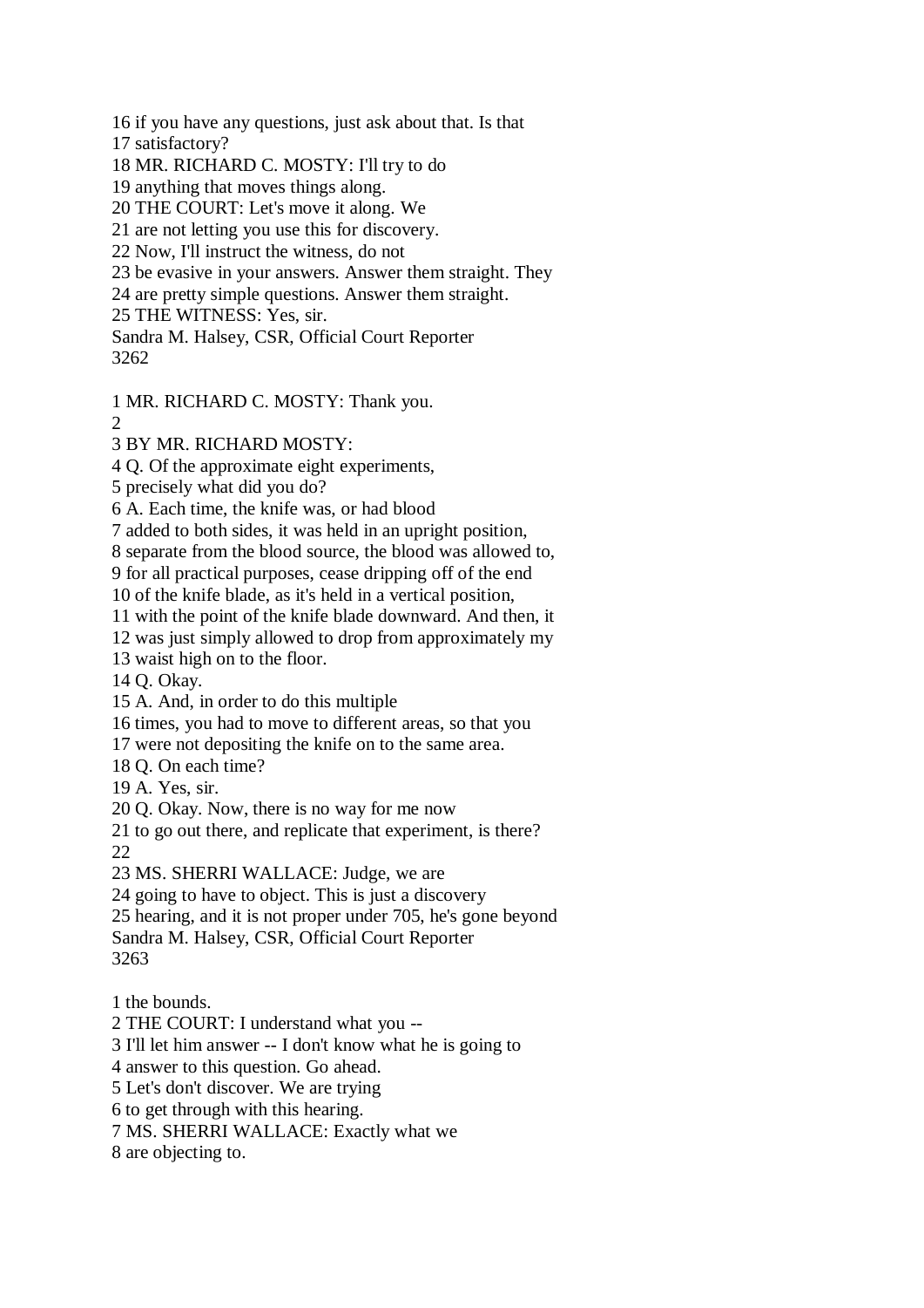16 if you have any questions, just ask about that. Is that
17 satisfactory?
18 MR. RICHARD C. MOSTY: I'll try to do
19 anything that moves things along.
20 THE COURT: Let's move it along. We
21 are not letting you use this for discovery.
22 Now, I'll instruct the witness, do not
23 be evasive in your answers. Answer them straight. They
24 are pretty simple questions. Answer them straight.
25 THE WITNESS: Yes, sir.
Sandra M. Halsey, CSR, Official Court Reporter
3262

1 MR. RICHARD C. MOSTY: Thank you.
2
3 BY MR. RICHARD MOSTY:
4 Q. Of the approximate eight experiments,
5 precisely what did you do?
6 A. Each time, the knife was, or had blood
7 added to both sides, it was held in an upright position,
8 separate from the blood source, the blood was allowed to,
9 for all practical purposes, cease dripping off of the end
10 of the knife blade, as it's held in a vertical position,
11 with the point of the knife blade downward. And then, it
12 was just simply allowed to drop from approximately my
13 waist high on to the floor.
14 Q. Okay.
15 A. And, in order to do this multiple
16 times, you had to move to different areas, so that you
17 were not depositing the knife on to the same area.
18 Q. On each time?
19 A. Yes, sir.
20 Q. Okay. Now, there is no way for me now
21 to go out there, and replicate that experiment, is there?
22
23 MS. SHERRI WALLACE: Judge, we are
24 going to have to object. This is just a discovery
25 hearing, and it is not proper under 705, he's gone beyond
Sandra M. Halsey, CSR, Official Court Reporter
3263

1 the bounds.
2 THE COURT: I understand what you --
3 I'll let him answer -- I don't know what he is going to
4 answer to this question. Go ahead.
5 Let's don't discover. We are trying
6 to get through with this hearing.
7 MS. SHERRI WALLACE: Exactly what we
8 are objecting to.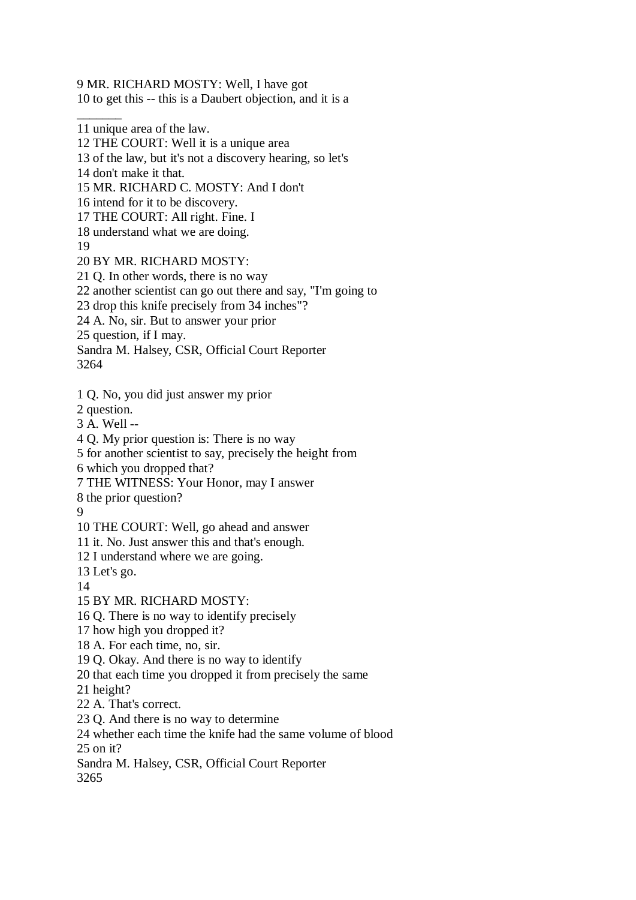9 MR. RICHARD MOSTY: Well, I have got
10 to get this -- this is a Daubert objection, and it is a

11 unique area of the law.
12 THE COURT: Well it is a unique area
13 of the law, but it's not a discovery hearing, so let's
14 don't make it that.
15 MR. RICHARD C. MOSTY: And I don't
16 intend for it to be discovery.
17 THE COURT: All right. Fine. I
18 understand what we are doing.
19
20 BY MR. RICHARD MOSTY:
21 Q. In other words, there is no way
22 another scientist can go out there and say, "I'm going to
23 drop this knife precisely from 34 inches"?
24 A. No, sir. But to answer your prior
25 question, if I may.
Sandra M. Halsey, CSR, Official Court Reporter

1 Q. No, you did just answer my prior
2 question.
3 A. Well --
4 Q. My prior question is: There is no way
5 for another scientist to say, precisely the height from
6 which you dropped that?
7 THE WITNESS: Your Honor, may I answer
8 the prior question?
9
10 THE COURT: Well, go ahead and answer
11 it. No. Just answer this and that's enough.
12 I understand where we are going.
13 Let's go.
14
15 BY MR. RICHARD MOSTY:
16 Q. There is no way to identify precisely
17 how high you dropped it?
18 A. For each time, no, sir.
19 Q. Okay. And there is no way to identify
20 that each time you dropped it from precisely the same
21 height?
22 A. That's correct.
23 Q. And there is no way to determine
24 whether each time the knife had the same volume of blood
25 on it?
Sandra M. Halsey, CSR, Official Court Reporter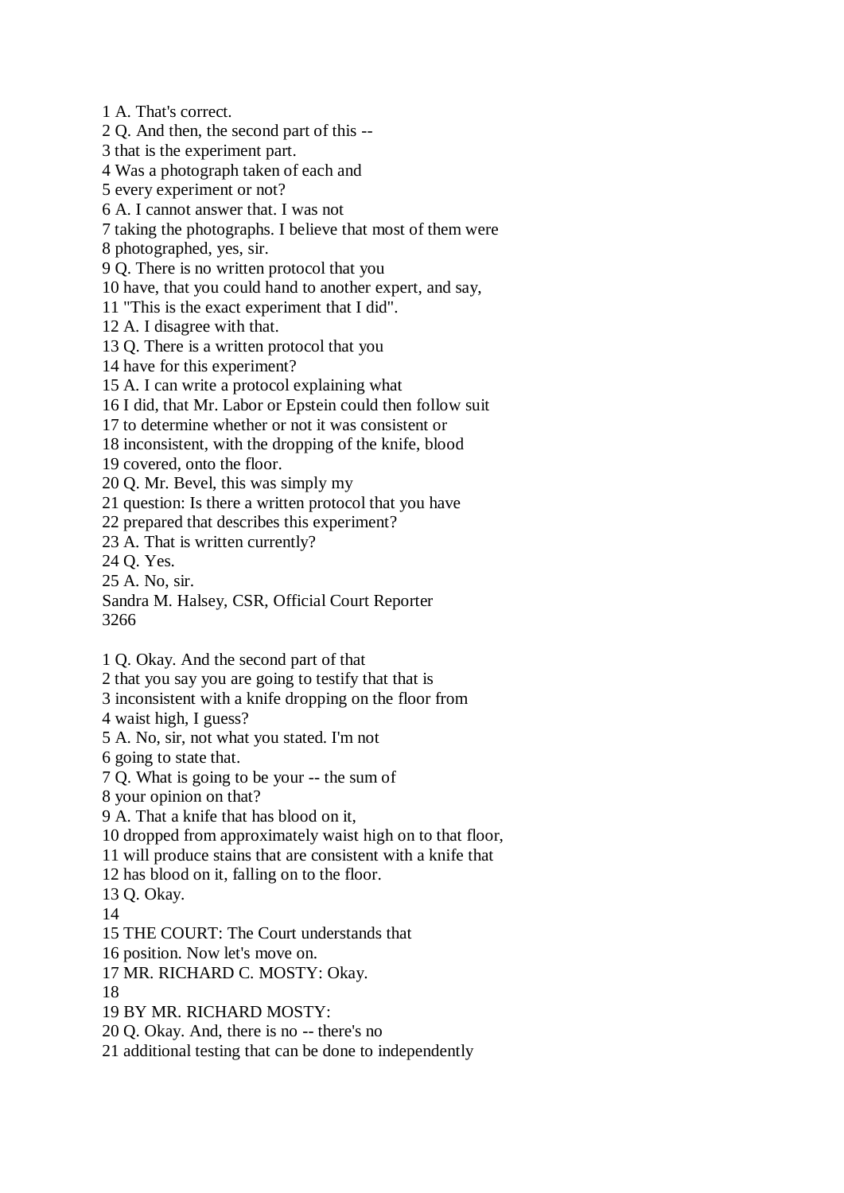1 A. That's correct.
2 Q. And then, the second part of this --
3 that is the experiment part.
4 Was a photograph taken of each and
5 every experiment or not?
6 A. I cannot answer that. I was not
7 taking the photographs. I believe that most of them were
8 photographed, yes, sir.
9 Q. There is no written protocol that you
10 have, that you could hand to another expert, and say,
11 "This is the exact experiment that I did".
12 A. I disagree with that.
13 Q. There is a written protocol that you
14 have for this experiment?
15 A. I can write a protocol explaining what
16 I did, that Mr. Labor or Epstein could then follow suit
17 to determine whether or not it was consistent or
18 inconsistent, with the dropping of the knife, blood
19 covered, onto the floor.
20 Q. Mr. Bevel, this was simply my
21 question: Is there a written protocol that you have
22 prepared that describes this experiment?
23 A. That is written currently?
24 Q. Yes.
25 A. No, sir.
Sandra M. Halsey, CSR, Official Court Reporter
3266

1 Q. Okay. And the second part of that
2 that you say you are going to testify that that is
3 inconsistent with a knife dropping on the floor from
4 waist high, I guess?
5 A. No, sir, not what you stated. I'm not
6 going to state that.
7 Q. What is going to be your -- the sum of
8 your opinion on that?
9 A. That a knife that has blood on it,
10 dropped from approximately waist high on to that floor,
11 will produce stains that are consistent with a knife that
12 has blood on it, falling on to the floor.
13 Q. Okay.
14
15 THE COURT: The Court understands that
16 position. Now let's move on.
17 MR. RICHARD C. MOSTY: Okay.
18
19 BY MR. RICHARD MOSTY:
20 Q. Okay. And, there is no -- there's no
21 additional testing that can be done to independently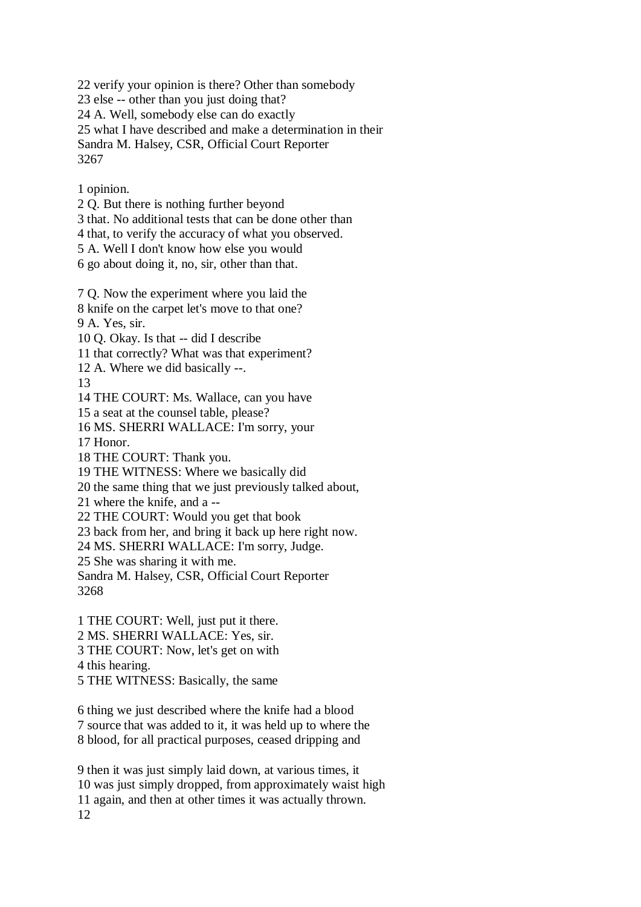22 verify your opinion is there? Other than somebody
23 else -- other than you just doing that?
24 A. Well, somebody else can do exactly
25 what I have described and make a determination in their
Sandra M. Halsey, CSR, Official Court Reporter
3267

1 opinion.
2 Q. But there is nothing further beyond
3 that. No additional tests that can be done other than
4 that, to verify the accuracy of what you observed.
5 A. Well I don't know how else you would
6 go about doing it, no, sir, other than that.

7 Q. Now the experiment where you laid the
8 knife on the carpet let's move to that one?
9 A. Yes, sir.
10 Q. Okay. Is that -- did I describe
11 that correctly? What was that experiment?
12 A. Where we did basically --.
13
14 THE COURT: Ms. Wallace, can you have
15 a seat at the counsel table, please?
16 MS. SHERRI WALLACE: I'm sorry, your
17 Honor.
18 THE COURT: Thank you.
19 THE WITNESS: Where we basically did
20 the same thing that we just previously talked about,
21 where the knife, and a --
22 THE COURT: Would you get that book
23 back from her, and bring it back up here right now.
24 MS. SHERRI WALLACE: I'm sorry, Judge.
25 She was sharing it with me.
Sandra M. Halsey, CSR, Official Court Reporter
3268

1 THE COURT: Well, just put it there.
2 MS. SHERRI WALLACE: Yes, sir.
3 THE COURT: Now, let's get on with
4 this hearing.
5 THE WITNESS: Basically, the same

6 thing we just described where the knife had a blood
7 source that was added to it, it was held up to where the
8 blood, for all practical purposes, ceased dripping and

9 then it was just simply laid down, at various times, it
10 was just simply dropped, from approximately waist high
11 again, and then at other times it was actually thrown.
12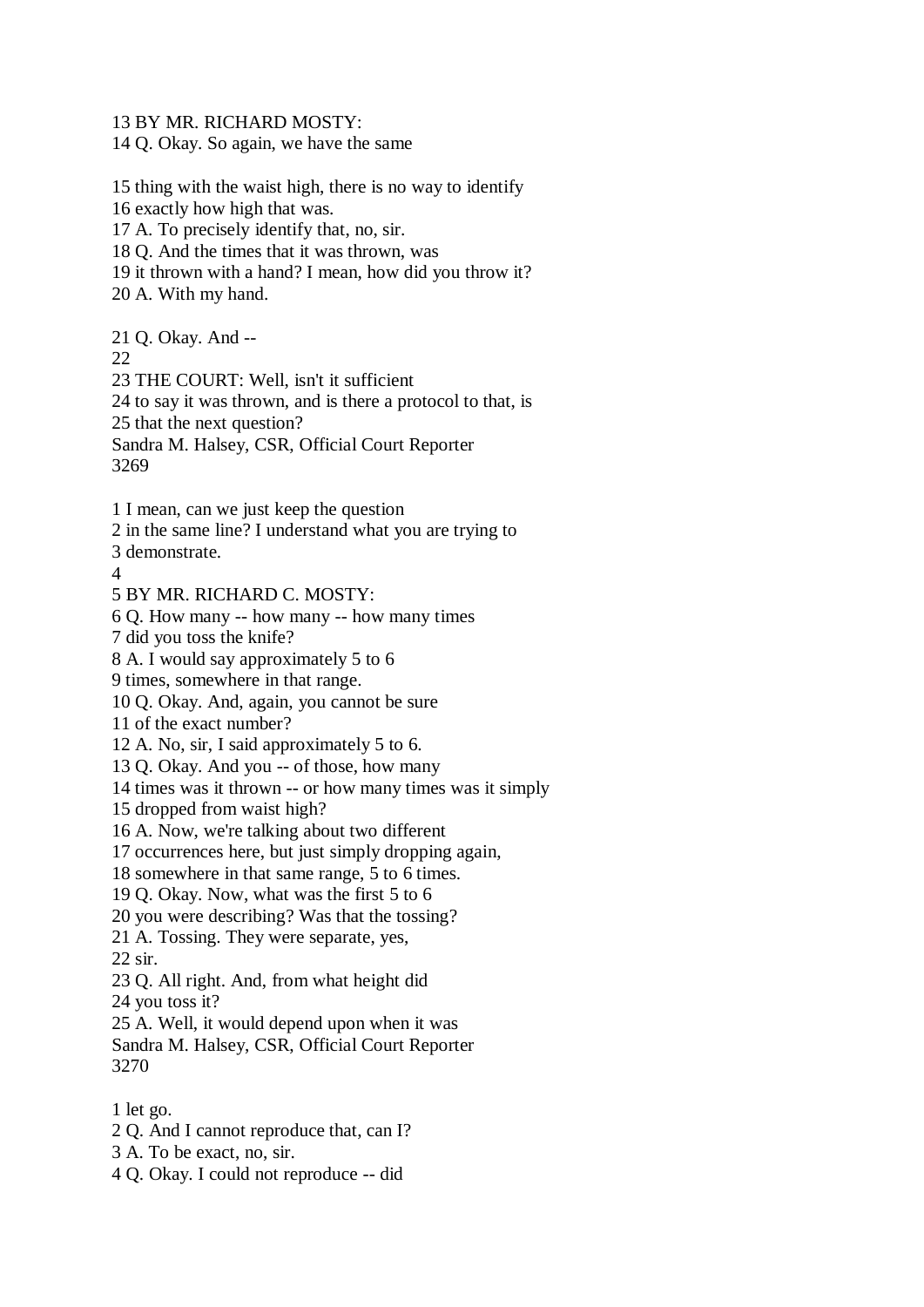13 BY MR. RICHARD MOSTY:
14 Q. Okay. So again, we have the same

15 thing with the waist high, there is no way to identify
16 exactly how high that was.
17 A. To precisely identify that, no, sir.
18 Q. And the times that it was thrown, was
19 it thrown with a hand? I mean, how did you throw it?
20 A. With my hand.

21 Q. Okay. And --
22
23 THE COURT: Well, isn't it sufficient
24 to say it was thrown, and is there a protocol to that, is
25 that the next question?
Sandra M. Halsey, CSR, Official Court Reporter
3269

1 I mean, can we just keep the question
2 in the same line? I understand what you are trying to
3 demonstrate.
4
5 BY MR. RICHARD C. MOSTY:
6 Q. How many -- how many -- how many times
7 did you toss the knife?
8 A. I would say approximately 5 to 6
9 times, somewhere in that range.
10 Q. Okay. And, again, you cannot be sure
11 of the exact number?
12 A. No, sir, I said approximately 5 to 6.
13 Q. Okay. And you -- of those, how many
14 times was it thrown -- or how many times was it simply
15 dropped from waist high?
16 A. Now, we're talking about two different
17 occurrences here, but just simply dropping again,
18 somewhere in that same range, 5 to 6 times.
19 Q. Okay. Now, what was the first 5 to 6
20 you were describing? Was that the tossing?
21 A. Tossing. They were separate, yes,
22 sir.
23 Q. All right. And, from what height did
24 you toss it?
25 A. Well, it would depend upon when it was
Sandra M. Halsey, CSR, Official Court Reporter
3270

1 let go.
2 Q. And I cannot reproduce that, can I?
3 A. To be exact, no, sir.
4 Q. Okay. I could not reproduce -- did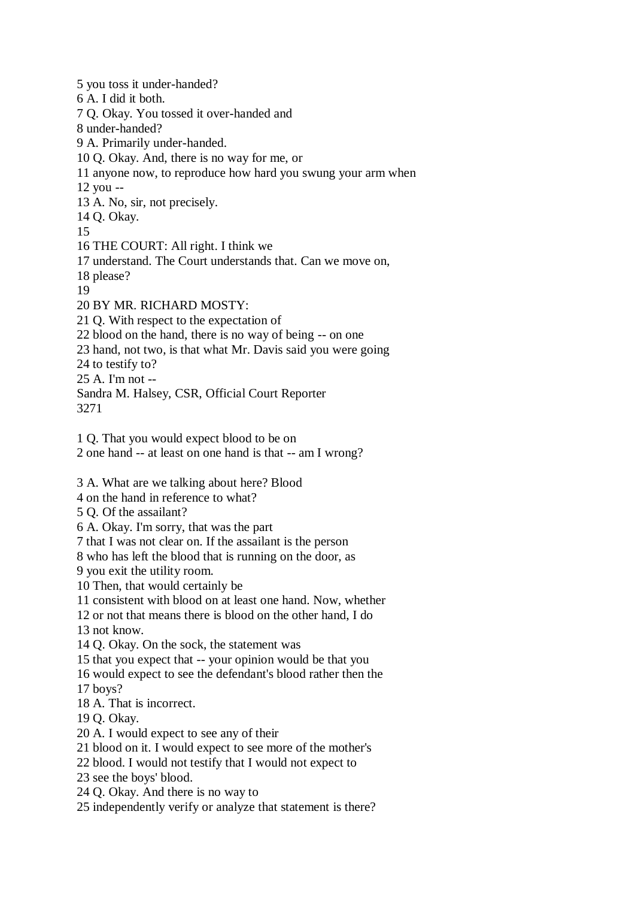5 you toss it under-handed?
6 A. I did it both.
7 Q. Okay. You tossed it over-handed and
8 under-handed?
9 A. Primarily under-handed.
10 Q. Okay. And, there is no way for me, or
11 anyone now, to reproduce how hard you swung your arm when
12 you --
13 A. No, sir, not precisely.
14 Q. Okay.
15
16 THE COURT: All right. I think we
17 understand. The Court understands that. Can we move on,
18 please?
19
20 BY MR. RICHARD MOSTY:
21 Q. With respect to the expectation of
22 blood on the hand, there is no way of being -- on one
23 hand, not two, is that what Mr. Davis said you were going
24 to testify to?
25 A. I'm not --
Sandra M. Halsey, CSR, Official Court Reporter

1 Q. That you would expect blood to be on
2 one hand -- at least on one hand is that -- am I wrong?

3 A. What are we talking about here? Blood
4 on the hand in reference to what?
5 Q. Of the assailant?
6 A. Okay. I'm sorry, that was the part
7 that I was not clear on. If the assailant is the person
8 who has left the blood that is running on the door, as
9 you exit the utility room.
10 Then, that would certainly be
11 consistent with blood on at least one hand. Now, whether
12 or not that means there is blood on the other hand, I do
13 not know.
14 Q. Okay. On the sock, the statement was
15 that you expect that -- your opinion would be that you
16 would expect to see the defendant's blood rather then the
17 boys?
18 A. That is incorrect.
19 Q. Okay.
20 A. I would expect to see any of their
21 blood on it. I would expect to see more of the mother's
22 blood. I would not testify that I would not expect to
23 see the boys' blood.
24 Q. Okay. And there is no way to
25 independently verify or analyze that statement is there?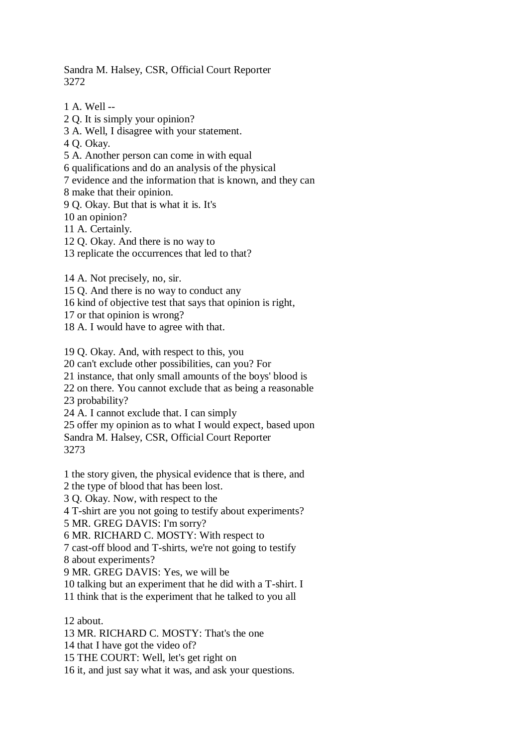1 A. Well --
2 Q. It is simply your opinion?
3 A. Well, I disagree with your statement.
4 Q. Okay.
5 A. Another person can come in with equal
6 qualifications and do an analysis of the physical
7 evidence and the information that is known, and they can
8 make that their opinion.
9 Q. Okay. But that is what it is. It's
10 an opinion?
11 A. Certainly.
12 Q. Okay. And there is no way to
13 replicate the occurrences that led to that?

14 A. Not precisely, no, sir.
15 Q. And there is no way to conduct any
16 kind of objective test that says that opinion is right,
17 or that opinion is wrong?
18 A. I would have to agree with that.

19 Q. Okay. And, with respect to this, you
20 can't exclude other possibilities, can you? For
21 instance, that only small amounts of the boys' blood is
22 on there. You cannot exclude that as being a reasonable
23 probability?
24 A. I cannot exclude that. I can simply
25 offer my opinion as to what I would expect, based upon

1 the story given, the physical evidence that is there, and
2 the type of blood that has been lost.
3 Q. Okay. Now, with respect to the
4 T-shirt are you not going to testify about experiments?
5 MR. GREG DAVIS: I'm sorry?
6 MR. RICHARD C. MOSTY: With respect to
7 cast-off blood and T-shirts, we're not going to testify
8 about experiments?
9 MR. GREG DAVIS: Yes, we will be
10 talking but an experiment that he did with a T-shirt. I
11 think that is the experiment that he talked to you all

12 about.
13 MR. RICHARD C. MOSTY: That's the one
14 that I have got the video of?
15 THE COURT: Well, let's get right on
16 it, and just say what it was, and ask your questions.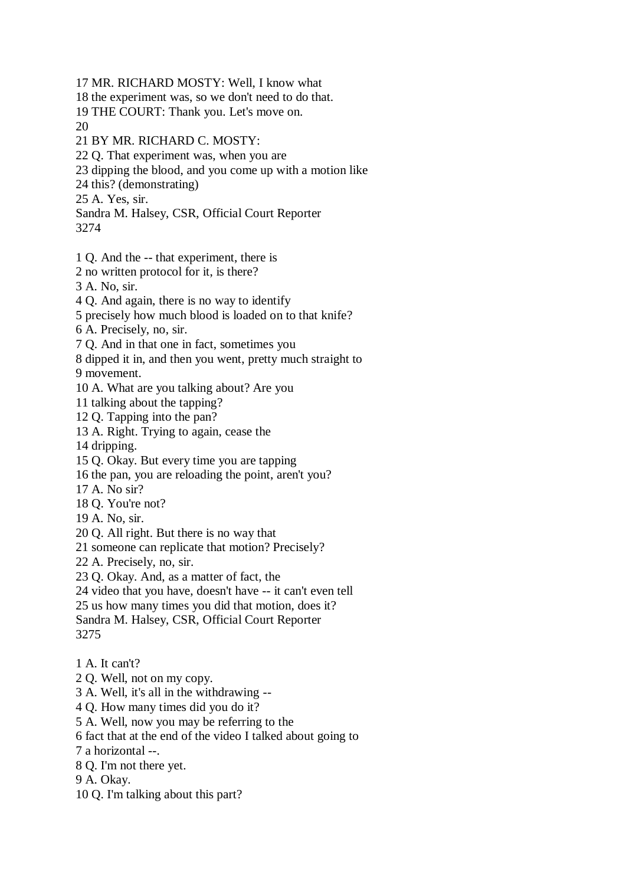17 MR. RICHARD MOSTY: Well, I know what
18 the experiment was, so we don't need to do that.
19 THE COURT: Thank you. Let's move on.
20
21 BY MR. RICHARD C. MOSTY:
22 Q. That experiment was, when you are
23 dipping the blood, and you come up with a motion like
24 this? (demonstrating)
25 A. Yes, sir.
Sandra M. Halsey, CSR, Official Court Reporter
3274

1 Q. And the -- that experiment, there is
2 no written protocol for it, is there?
3 A. No, sir.
4 Q. And again, there is no way to identify
5 precisely how much blood is loaded on to that knife?
6 A. Precisely, no, sir.
7 Q. And in that one in fact, sometimes you
8 dipped it in, and then you went, pretty much straight to
9 movement.
10 A. What are you talking about? Are you
11 talking about the tapping?
12 Q. Tapping into the pan?
13 A. Right. Trying to again, cease the
14 dripping.
15 Q. Okay. But every time you are tapping
16 the pan, you are reloading the point, aren't you?
17 A. No sir?
18 Q. You're not?
19 A. No, sir.
20 Q. All right. But there is no way that
21 someone can replicate that motion? Precisely?
22 A. Precisely, no, sir.
23 Q. Okay. And, as a matter of fact, the
24 video that you have, doesn't have -- it can't even tell
25 us how many times you did that motion, does it?
Sandra M. Halsey, CSR, Official Court Reporter
3275

1 A. It can't?
2 Q. Well, not on my copy.
3 A. Well, it's all in the withdrawing --
4 Q. How many times did you do it?
5 A. Well, now you may be referring to the
6 fact that at the end of the video I talked about going to
7 a horizontal --.
8 Q. I'm not there yet.
9 A. Okay.
10 Q. I'm talking about this part?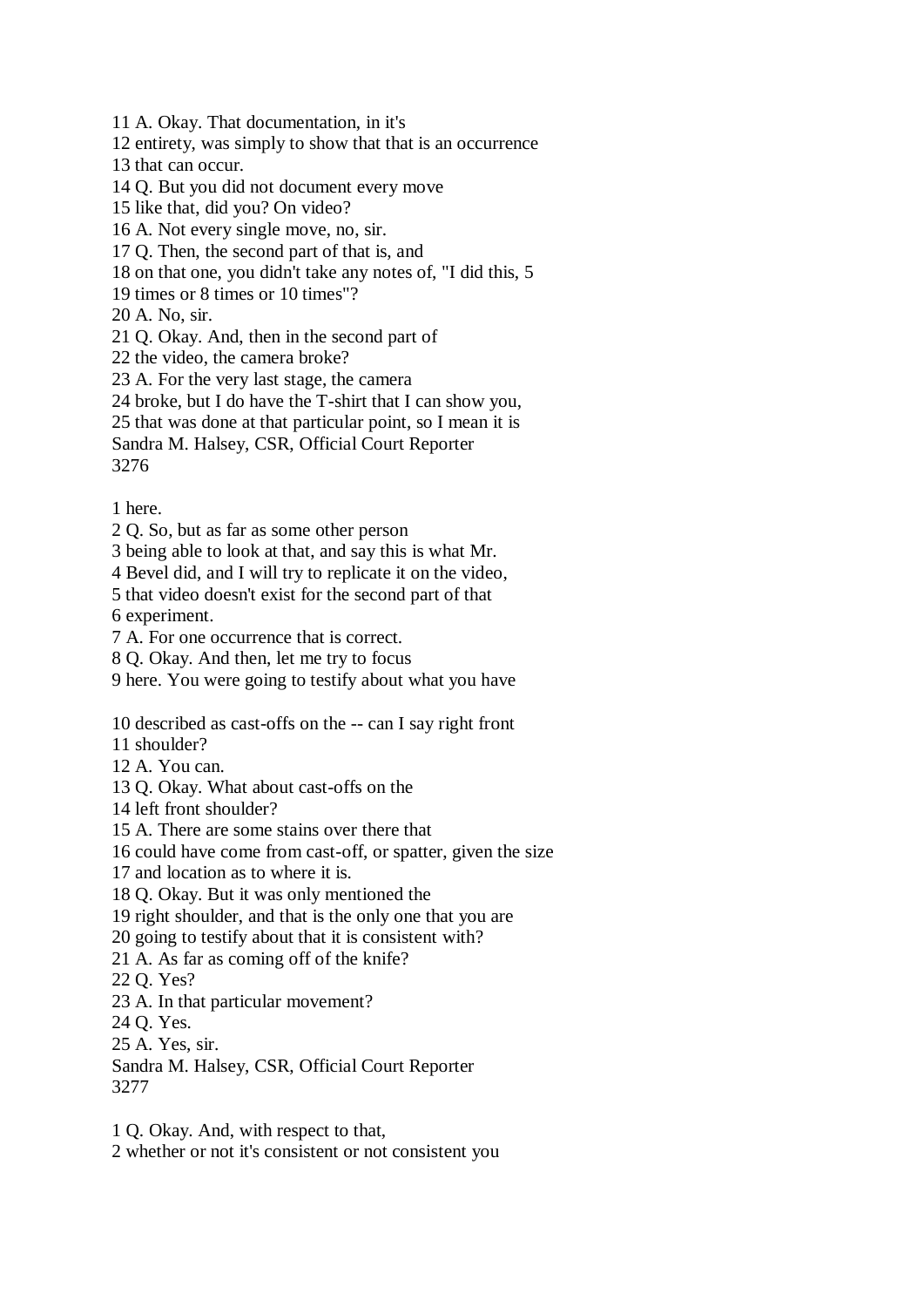11 A. Okay. That documentation, in it's
12 entirety, was simply to show that that is an occurrence
13 that can occur.
14 Q. But you did not document every move
15 like that, did you? On video?
16 A. Not every single move, no, sir.
17 Q. Then, the second part of that is, and
18 on that one, you didn't take any notes of, "I did this, 5
19 times or 8 times or 10 times"?
20 A. No, sir.
21 Q. Okay. And, then in the second part of
22 the video, the camera broke?
23 A. For the very last stage, the camera
24 broke, but I do have the T-shirt that I can show you,
25 that was done at that particular point, so I mean it is
Sandra M. Halsey, CSR, Official Court Reporter
3276

1 here.
2 Q. So, but as far as some other person
3 being able to look at that, and say this is what Mr.
4 Bevel did, and I will try to replicate it on the video,
5 that video doesn't exist for the second part of that
6 experiment.
7 A. For one occurrence that is correct.
8 Q. Okay. And then, let me try to focus
9 here. You were going to testify about what you have

10 described as cast-offs on the -- can I say right front
11 shoulder?
12 A. You can.
13 Q. Okay. What about cast-offs on the
14 left front shoulder?
15 A. There are some stains over there that
16 could have come from cast-off, or spatter, given the size
17 and location as to where it is.
18 Q. Okay. But it was only mentioned the
19 right shoulder, and that is the only one that you are
20 going to testify about that it is consistent with?
21 A. As far as coming off of the knife?
22 Q. Yes?
23 A. In that particular movement?
24 Q. Yes.
25 A. Yes, sir.
Sandra M. Halsey, CSR, Official Court Reporter
3277

1 Q. Okay. And, with respect to that,
2 whether or not it's consistent or not consistent you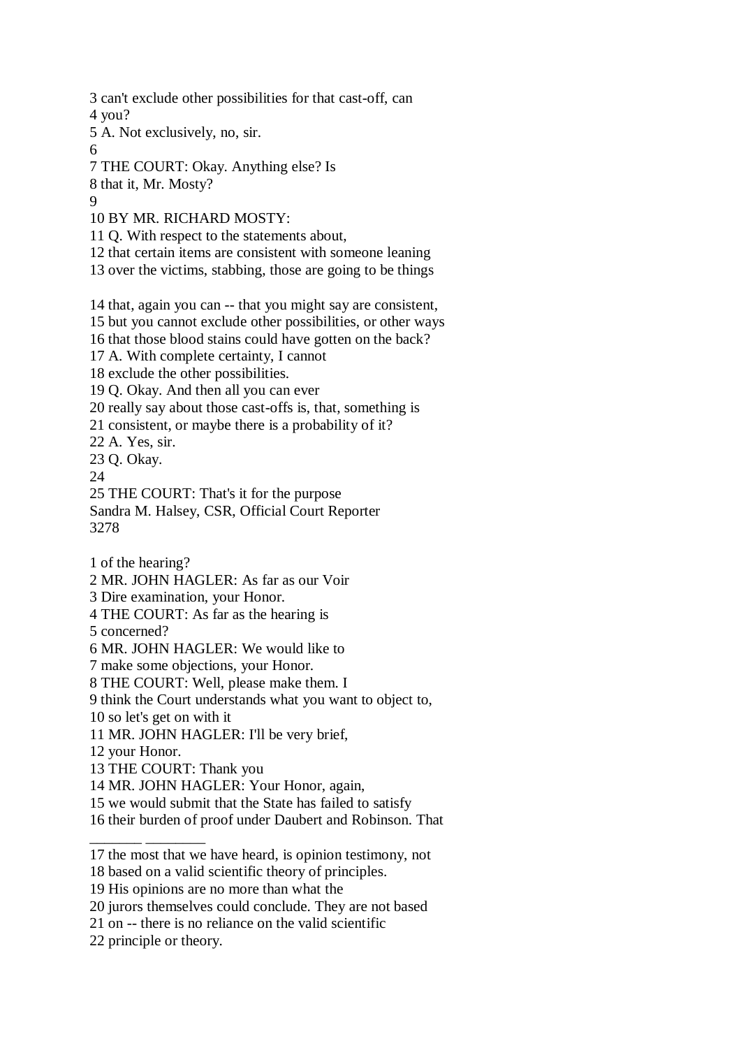3 can't exclude other possibilities for that cast-off, can
4 you?
5 A. Not exclusively, no, sir.
6
7 THE COURT: Okay. Anything else? Is
8 that it, Mr. Mosty?
9
10 BY MR. RICHARD MOSTY:
11 Q. With respect to the statements about,
12 that certain items are consistent with someone leaning
13 over the victims, stabbing, those are going to be things

14 that, again you can -- that you might say are consistent,
15 but you cannot exclude other possibilities, or other ways
16 that those blood stains could have gotten on the back?
17 A. With complete certainty, I cannot
18 exclude the other possibilities.
19 Q. Okay. And then all you can ever
20 really say about those cast-offs is, that, something is
21 consistent, or maybe there is a probability of it?
22 A. Yes, sir.
23 Q. Okay.
24
25 THE COURT: That's it for the purpose
Sandra M. Halsey, CSR, Official Court Reporter
3278

1 of the hearing?
2 MR. JOHN HAGLER: As far as our Voir
3 Dire examination, your Honor.
4 THE COURT: As far as the hearing is
5 concerned?
6 MR. JOHN HAGLER: We would like to
7 make some objections, your Honor.
8 THE COURT: Well, please make them. I
9 think the Court understands what you want to object to,
10 so let's get on with it
11 MR. JOHN HAGLER: I'll be very brief,
12 your Honor.
13 THE COURT: Thank you
14 MR. JOHN HAGLER: Your Honor, again,
15 we would submit that the State has failed to satisfy
16 their burden of proof under Daubert and Robinson. That
_______ ________
17 the most that we have heard, is opinion testimony, not
18 based on a valid scientific theory of principles.
19 His opinions are no more than what the
20 jurors themselves could conclude. They are not based
21 on -- there is no reliance on the valid scientific
22 principle or theory.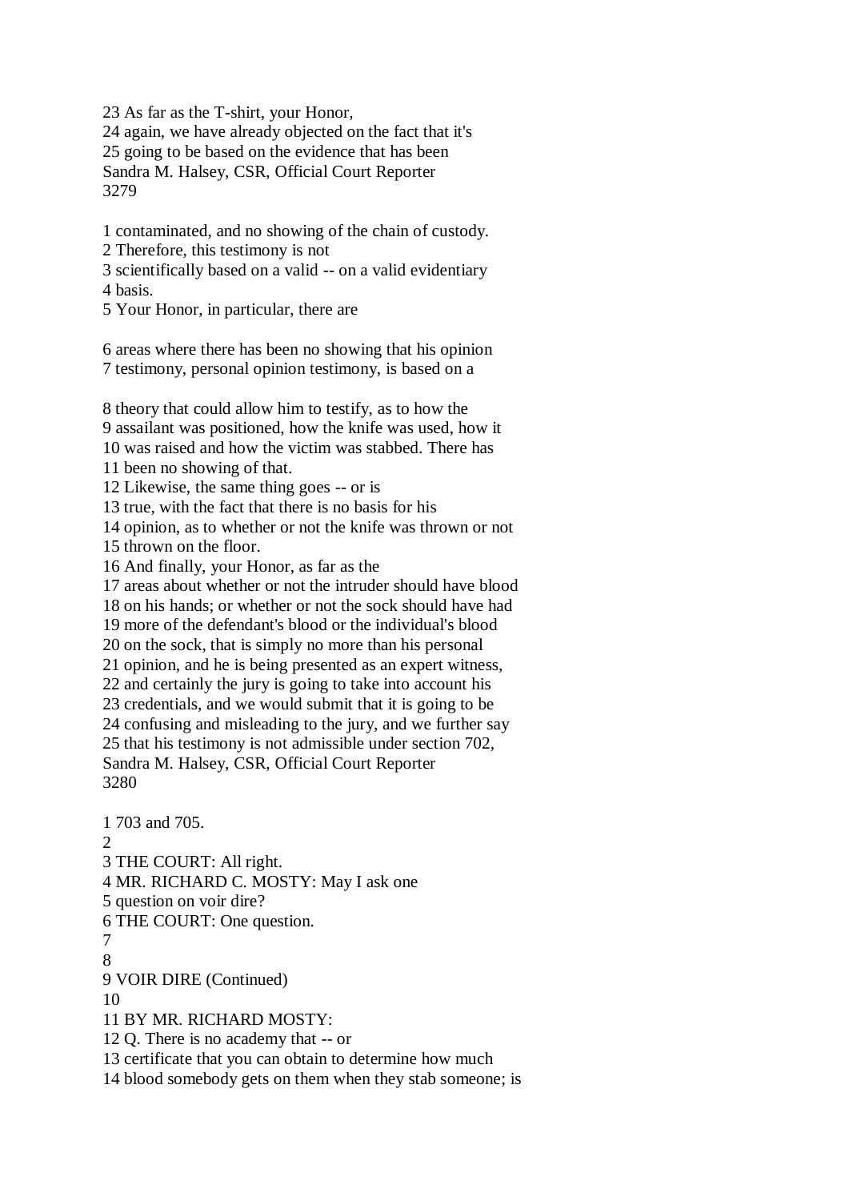23 As far as the T-shirt, your Honor,
24 again, we have already objected on the fact that it's
25 going to be based on the evidence that has been

1 contaminated, and no showing of the chain of custody.
2 Therefore, this testimony is not
3 scientifically based on a valid -- on a valid evidentiary
4 basis.
5 Your Honor, in particular, there are

6 areas where there has been no showing that his opinion
7 testimony, personal opinion testimony, is based on a

8 theory that could allow him to testify, as to how the
9 assailant was positioned, how the knife was used, how it
10 was raised and how the victim was stabbed. There has
11 been no showing of that.
12 Likewise, the same thing goes -- or is
13 true, with the fact that there is no basis for his
14 opinion, as to whether or not the knife was thrown or not
15 thrown on the floor.
16 And finally, your Honor, as far as the
17 areas about whether or not the intruder should have blood
18 on his hands; or whether or not the sock should have had
19 more of the defendant's blood or the individual's blood
20 on the sock, that is simply no more than his personal
21 opinion, and he is being presented as an expert witness,
22 and certainly the jury is going to take into account his
23 credentials, and we would submit that it is going to be
24 confusing and misleading to the jury, and we further say
25 that his testimony is not admissible under section 702,

1 703 and 705.
2
3 THE COURT: All right.
4 MR. RICHARD C. MOSTY: May I ask one
5 question on voir dire?
6 THE COURT: One question.
7
8
9 VOIR DIRE (Continued)
10
11 BY MR. RICHARD MOSTY:
12 Q. There is no academy that -- or
13 certificate that you can obtain to determine how much
14 blood somebody gets on them when they stab someone; is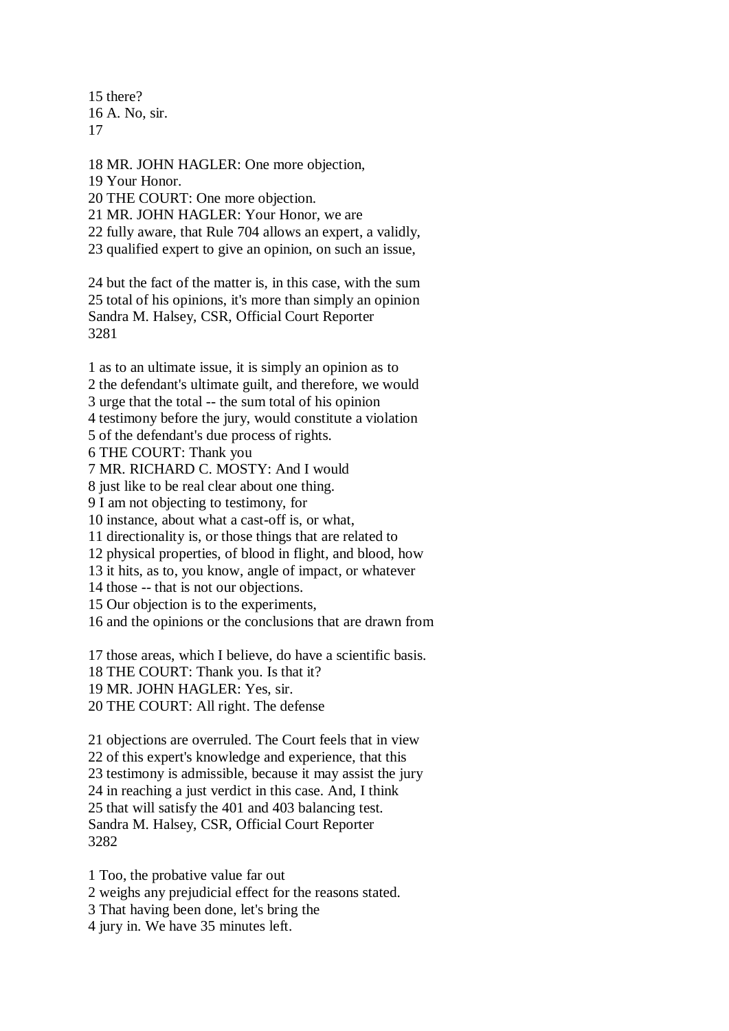15 there?
16 A. No, sir.
17

18 MR. JOHN HAGLER: One more objection,
19 Your Honor.
20 THE COURT: One more objection.
21 MR. JOHN HAGLER: Your Honor, we are
22 fully aware, that Rule 704 allows an expert, a validly,
23 qualified expert to give an opinion, on such an issue,

24 but the fact of the matter is, in this case, with the sum
25 total of his opinions, it's more than simply an opinion
Sandra M. Halsey, CSR, Official Court Reporter
3281

1 as to an ultimate issue, it is simply an opinion as to
2 the defendant's ultimate guilt, and therefore, we would
3 urge that the total -- the sum total of his opinion
4 testimony before the jury, would constitute a violation
5 of the defendant's due process of rights.
6 THE COURT: Thank you
7 MR. RICHARD C. MOSTY: And I would
8 just like to be real clear about one thing.
9 I am not objecting to testimony, for
10 instance, about what a cast-off is, or what,
11 directionality is, or those things that are related to
12 physical properties, of blood in flight, and blood, how
13 it hits, as to, you know, angle of impact, or whatever
14 those -- that is not our objections.
15 Our objection is to the experiments,
16 and the opinions or the conclusions that are drawn from

17 those areas, which I believe, do have a scientific basis.
18 THE COURT: Thank you. Is that it?
19 MR. JOHN HAGLER: Yes, sir.
20 THE COURT: All right. The defense

21 objections are overruled. The Court feels that in view
22 of this expert's knowledge and experience, that this
23 testimony is admissible, because it may assist the jury
24 in reaching a just verdict in this case. And, I think
25 that will satisfy the 401 and 403 balancing test.
Sandra M. Halsey, CSR, Official Court Reporter
3282

1 Too, the probative value far out
2 weighs any prejudicial effect for the reasons stated.
3 That having been done, let's bring the
4 jury in. We have 35 minutes left.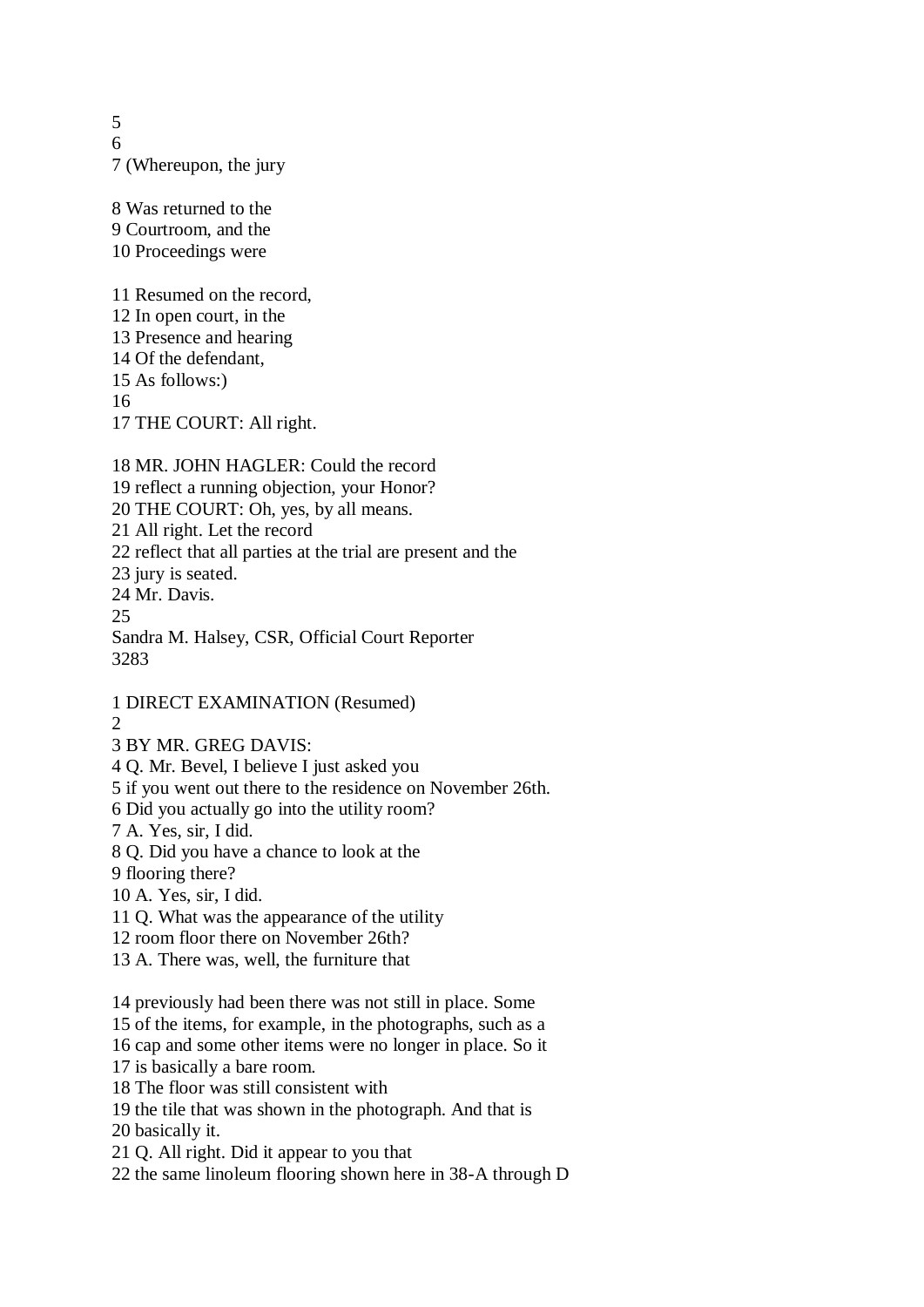5
6
7 (Whereupon, the jury

8 Was returned to the
9 Courtroom, and the
10 Proceedings were

11 Resumed on the record,
12 In open court, in the
13 Presence and hearing
14 Of the defendant,
15 As follows:)
16
17 THE COURT: All right.

18 MR. JOHN HAGLER: Could the record
19 reflect a running objection, your Honor?
20 THE COURT: Oh, yes, by all means.
21 All right. Let the record
22 reflect that all parties at the trial are present and the
23 jury is seated.
24 Mr. Davis.
25
Sandra M. Halsey, CSR, Official Court Reporter
3283

1 DIRECT EXAMINATION (Resumed)
2
3 BY MR. GREG DAVIS:
4 Q. Mr. Bevel, I believe I just asked you
5 if you went out there to the residence on November 26th.
6 Did you actually go into the utility room?
7 A. Yes, sir, I did.
8 Q. Did you have a chance to look at the
9 flooring there?
10 A. Yes, sir, I did.
11 Q. What was the appearance of the utility
12 room floor there on November 26th?
13 A. There was, well, the furniture that

14 previously had been there was not still in place. Some
15 of the items, for example, in the photographs, such as a
16 cap and some other items were no longer in place. So it
17 is basically a bare room.
18 The floor was still consistent with
19 the tile that was shown in the photograph. And that is
20 basically it.
21 Q. All right. Did it appear to you that
22 the same linoleum flooring shown here in 38-A through D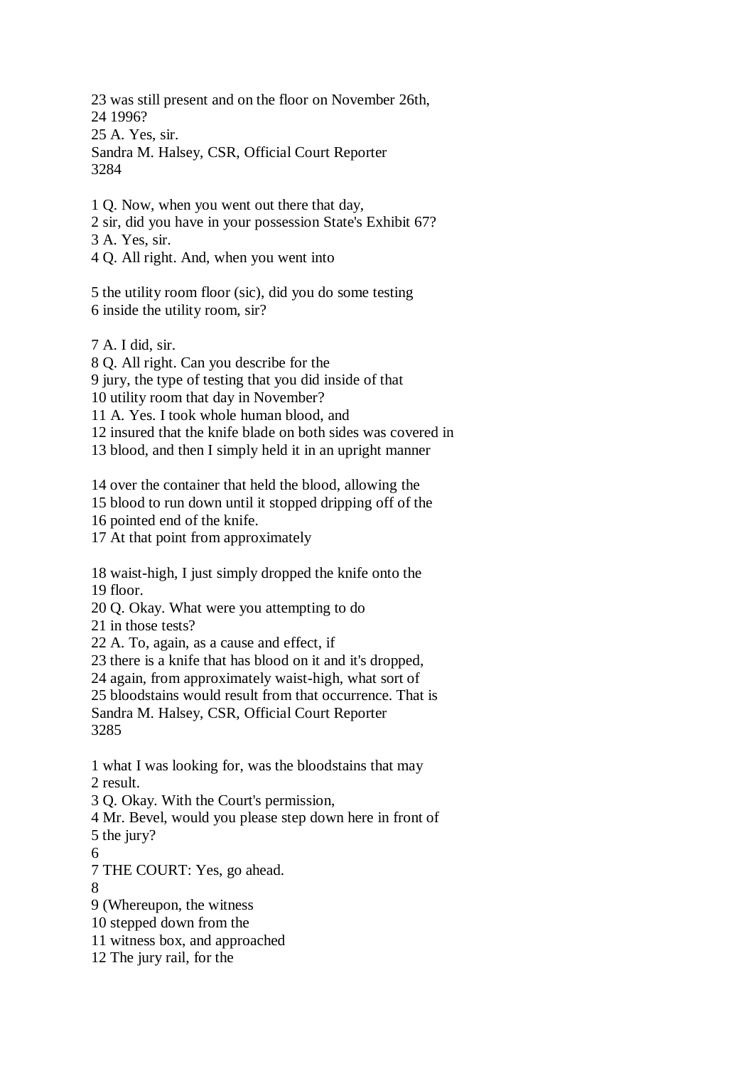23 was still present and on the floor on November 26th,
24 1996?
25 A. Yes, sir.
Sandra M. Halsey, CSR, Official Court Reporter
3284

1 Q. Now, when you went out there that day,
2 sir, did you have in your possession State's Exhibit 67?
3 A. Yes, sir.
4 Q. All right. And, when you went into

5 the utility room floor (sic), did you do some testing
6 inside the utility room, sir?

7 A. I did, sir.
8 Q. All right. Can you describe for the
9 jury, the type of testing that you did inside of that
10 utility room that day in November?
11 A. Yes. I took whole human blood, and
12 insured that the knife blade on both sides was covered in
13 blood, and then I simply held it in an upright manner

14 over the container that held the blood, allowing the
15 blood to run down until it stopped dripping off of the
16 pointed end of the knife.
17 At that point from approximately

18 waist-high, I just simply dropped the knife onto the
19 floor.
20 Q. Okay. What were you attempting to do
21 in those tests?
22 A. To, again, as a cause and effect, if
23 there is a knife that has blood on it and it's dropped,
24 again, from approximately waist-high, what sort of
25 bloodstains would result from that occurrence. That is
Sandra M. Halsey, CSR, Official Court Reporter
3285

1 what I was looking for, was the bloodstains that may
2 result.
3 Q. Okay. With the Court's permission,
4 Mr. Bevel, would you please step down here in front of
5 the jury?
6
7 THE COURT: Yes, go ahead.
8
9 (Whereupon, the witness
10 stepped down from the
11 witness box, and approached
12 The jury rail, for the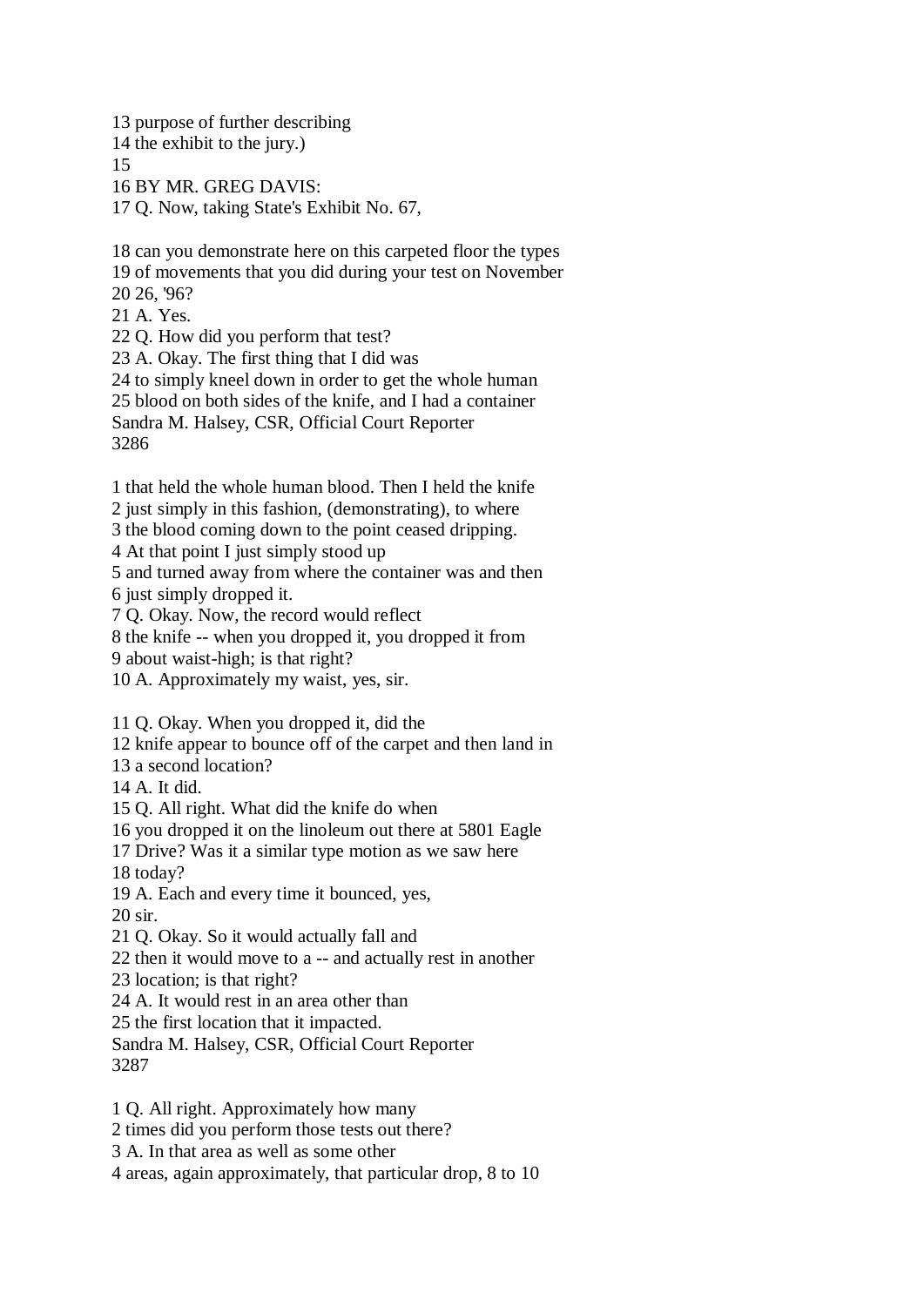13 purpose of further describing
14 the exhibit to the jury.)
15
16 BY MR. GREG DAVIS:
17 Q. Now, taking State's Exhibit No. 67,

18 can you demonstrate here on this carpeted floor the types
19 of movements that you did during your test on November
20 26, '96?
21 A. Yes.
22 Q. How did you perform that test?
23 A. Okay. The first thing that I did was
24 to simply kneel down in order to get the whole human
25 blood on both sides of the knife, and I had a container
Sandra M. Halsey, CSR, Official Court Reporter
3286

1 that held the whole human blood. Then I held the knife
2 just simply in this fashion, (demonstrating), to where
3 the blood coming down to the point ceased dripping.
4 At that point I just simply stood up
5 and turned away from where the container was and then
6 just simply dropped it.
7 Q. Okay. Now, the record would reflect
8 the knife -- when you dropped it, you dropped it from
9 about waist-high; is that right?
10 A. Approximately my waist, yes, sir.

11 Q. Okay. When you dropped it, did the
12 knife appear to bounce off of the carpet and then land in
13 a second location?
14 A. It did.
15 Q. All right. What did the knife do when
16 you dropped it on the linoleum out there at 5801 Eagle
17 Drive? Was it a similar type motion as we saw here
18 today?
19 A. Each and every time it bounced, yes,
20 sir.
21 Q. Okay. So it would actually fall and
22 then it would move to a -- and actually rest in another
23 location; is that right?
24 A. It would rest in an area other than
25 the first location that it impacted.
Sandra M. Halsey, CSR, Official Court Reporter
3287

1 Q. All right. Approximately how many
2 times did you perform those tests out there?
3 A. In that area as well as some other
4 areas, again approximately, that particular drop, 8 to 10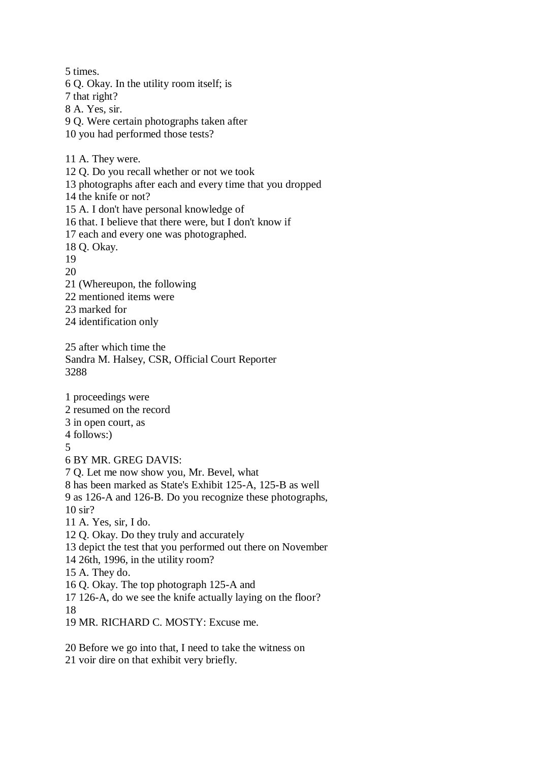5 times.
6 Q. Okay. In the utility room itself; is
7 that right?
8 A. Yes, sir.
9 Q. Were certain photographs taken after
10 you had performed those tests?

11 A. They were.
12 Q. Do you recall whether or not we took
13 photographs after each and every time that you dropped
14 the knife or not?
15 A. I don't have personal knowledge of
16 that. I believe that there were, but I don't know if
17 each and every one was photographed.
18 Q. Okay.
19
20
21 (Whereupon, the following
22 mentioned items were
23 marked for
24 identification only

25 after which time the
Sandra M. Halsey, CSR, Official Court Reporter
3288

1 proceedings were
2 resumed on the record
3 in open court, as
4 follows:)
5
6 BY MR. GREG DAVIS:
7 Q. Let me now show you, Mr. Bevel, what
8 has been marked as State's Exhibit 125-A, 125-B as well
9 as 126-A and 126-B. Do you recognize these photographs,
10 sir?
11 A. Yes, sir, I do.
12 Q. Okay. Do they truly and accurately
13 depict the test that you performed out there on November
14 26th, 1996, in the utility room?
15 A. They do.
16 Q. Okay. The top photograph 125-A and
17 126-A, do we see the knife actually laying on the floor?
18
19 MR. RICHARD C. MOSTY: Excuse me.

20 Before we go into that, I need to take the witness on
21 voir dire on that exhibit very briefly.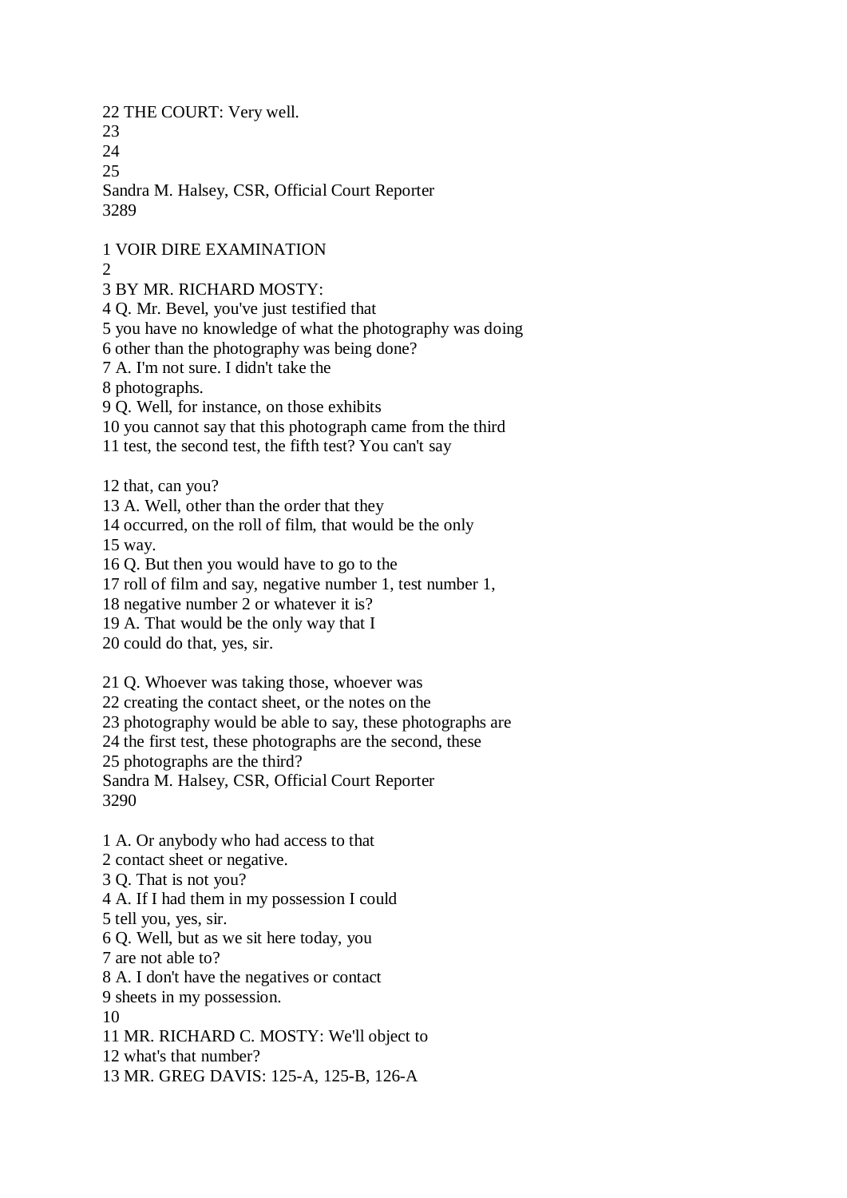22 THE COURT: Very well.
23
24
25
Sandra M. Halsey, CSR, Official Court Reporter

1 VOIR DIRE EXAMINATION
2
3 BY MR. RICHARD MOSTY:
4 Q. Mr. Bevel, you've just testified that
5 you have no knowledge of what the photography was doing
6 other than the photography was being done?
7 A. I'm not sure. I didn't take the
8 photographs.
9 Q. Well, for instance, on those exhibits
10 you cannot say that this photograph came from the third
11 test, the second test, the fifth test? You can't say

12 that, can you?
13 A. Well, other than the order that they
14 occurred, on the roll of film, that would be the only
15 way.
16 Q. But then you would have to go to the
17 roll of film and say, negative number 1, test number 1,
18 negative number 2 or whatever it is?
19 A. That would be the only way that I
20 could do that, yes, sir.

21 Q. Whoever was taking those, whoever was
22 creating the contact sheet, or the notes on the
23 photography would be able to say, these photographs are
24 the first test, these photographs are the second, these
25 photographs are the third?
Sandra M. Halsey, CSR, Official Court Reporter

1 A. Or anybody who had access to that
2 contact sheet or negative.
3 Q. That is not you?
4 A. If I had them in my possession I could
5 tell you, yes, sir.
6 Q. Well, but as we sit here today, you
7 are not able to?
8 A. I don't have the negatives or contact
9 sheets in my possession.
10
11 MR. RICHARD C. MOSTY: We'll object to
12 what's that number?
13 MR. GREG DAVIS: 125-A, 125-B, 126-A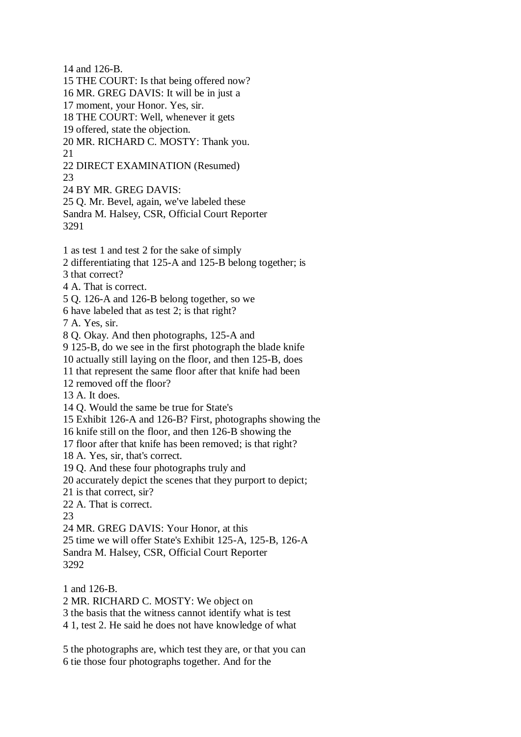14 and 126-B.
15 THE COURT: Is that being offered now?
16 MR. GREG DAVIS: It will be in just a
17 moment, your Honor. Yes, sir.
18 THE COURT: Well, whenever it gets
19 offered, state the objection.
20 MR. RICHARD C. MOSTY: Thank you.
21
22 DIRECT EXAMINATION (Resumed)
23
24 BY MR. GREG DAVIS:
25 Q. Mr. Bevel, again, we've labeled these
Sandra M. Halsey, CSR, Official Court Reporter
3291

1 as test 1 and test 2 for the sake of simply
2 differentiating that 125-A and 125-B belong together; is
3 that correct?
4 A. That is correct.
5 Q. 126-A and 126-B belong together, so we
6 have labeled that as test 2; is that right?
7 A. Yes, sir.
8 Q. Okay. And then photographs, 125-A and
9 125-B, do we see in the first photograph the blade knife
10 actually still laying on the floor, and then 125-B, does
11 that represent the same floor after that knife had been
12 removed off the floor?
13 A. It does.
14 Q. Would the same be true for State's
15 Exhibit 126-A and 126-B? First, photographs showing the
16 knife still on the floor, and then 126-B showing the
17 floor after that knife has been removed; is that right?
18 A. Yes, sir, that's correct.
19 Q. And these four photographs truly and
20 accurately depict the scenes that they purport to depict;
21 is that correct, sir?
22 A. That is correct.
23
24 MR. GREG DAVIS: Your Honor, at this
25 time we will offer State's Exhibit 125-A, 125-B, 126-A
Sandra M. Halsey, CSR, Official Court Reporter
3292

1 and 126-B.
2 MR. RICHARD C. MOSTY: We object on
3 the basis that the witness cannot identify what is test
4 1, test 2. He said he does not have knowledge of what

5 the photographs are, which test they are, or that you can
6 tie those four photographs together. And for the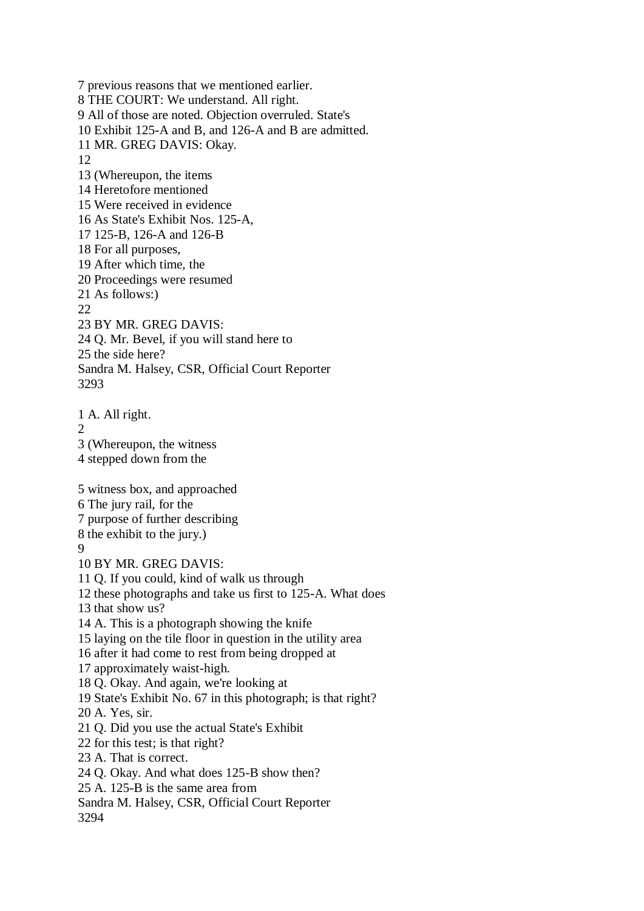7 previous reasons that we mentioned earlier.
8 THE COURT: We understand. All right.
9 All of those are noted. Objection overruled. State's
10 Exhibit 125-A and B, and 126-A and B are admitted.
11 MR. GREG DAVIS: Okay.
12
13 (Whereupon, the items
14 Heretofore mentioned
15 Were received in evidence
16 As State's Exhibit Nos. 125-A,
17 125-B, 126-A and 126-B
18 For all purposes,
19 After which time, the
20 Proceedings were resumed
21 As follows:)
22
23 BY MR. GREG DAVIS:
24 Q. Mr. Bevel, if you will stand here to
25 the side here?
Sandra M. Halsey, CSR, Official Court Reporter

1 A. All right.
2
3 (Whereupon, the witness
4 stepped down from the

5 witness box, and approached
6 The jury rail, for the
7 purpose of further describing
8 the exhibit to the jury.)
9
10 BY MR. GREG DAVIS:
11 Q. If you could, kind of walk us through
12 these photographs and take us first to 125-A. What does
13 that show us?
14 A. This is a photograph showing the knife
15 laying on the tile floor in question in the utility area
16 after it had come to rest from being dropped at
17 approximately waist-high.
18 Q. Okay. And again, we're looking at
19 State's Exhibit No. 67 in this photograph; is that right?
20 A. Yes, sir.
21 Q. Did you use the actual State's Exhibit
22 for this test; is that right?
23 A. That is correct.
24 Q. Okay. And what does 125-B show then?
25 A. 125-B is the same area from
Sandra M. Halsey, CSR, Official Court Reporter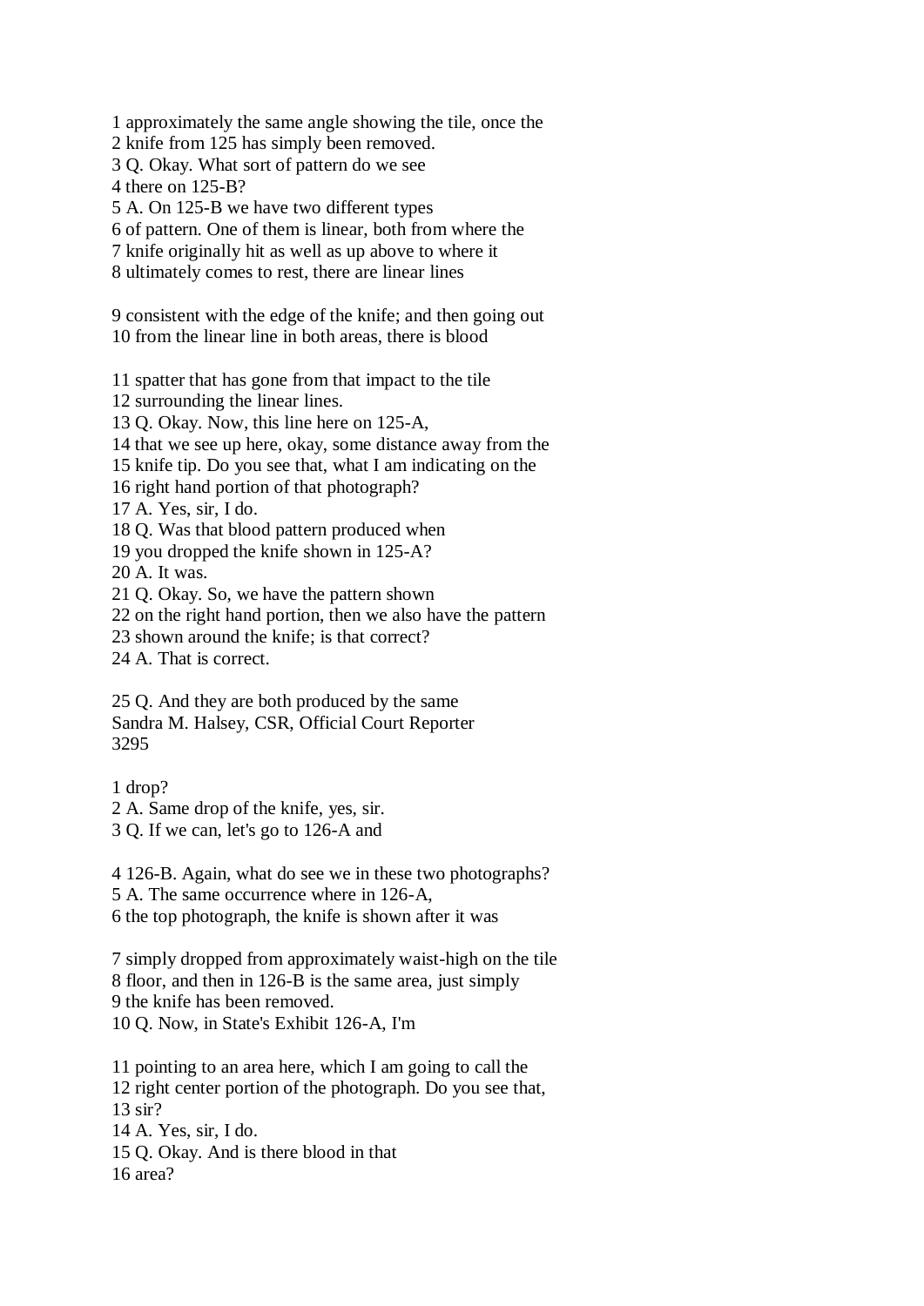1 approximately the same angle showing the tile, once the
2 knife from 125 has simply been removed.
3 Q. Okay. What sort of pattern do we see
4 there on 125-B?
5 A. On 125-B we have two different types
6 of pattern. One of them is linear, both from where the
7 knife originally hit as well as up above to where it
8 ultimately comes to rest, there are linear lines

9 consistent with the edge of the knife; and then going out
10 from the linear line in both areas, there is blood

11 spatter that has gone from that impact to the tile
12 surrounding the linear lines.
13 Q. Okay. Now, this line here on 125-A,
14 that we see up here, okay, some distance away from the
15 knife tip. Do you see that, what I am indicating on the
16 right hand portion of that photograph?
17 A. Yes, sir, I do.
18 Q. Was that blood pattern produced when
19 you dropped the knife shown in 125-A?
20 A. It was.
21 Q. Okay. So, we have the pattern shown
22 on the right hand portion, then we also have the pattern
23 shown around the knife; is that correct?
24 A. That is correct.

25 Q. And they are both produced by the same
Sandra M. Halsey, CSR, Official Court Reporter

1 drop?
2 A. Same drop of the knife, yes, sir.
3 Q. If we can, let's go to 126-A and

4 126-B. Again, what do see we in these two photographs?
5 A. The same occurrence where in 126-A,
6 the top photograph, the knife is shown after it was

7 simply dropped from approximately waist-high on the tile
8 floor, and then in 126-B is the same area, just simply
9 the knife has been removed.
10 Q. Now, in State's Exhibit 126-A, I'm

11 pointing to an area here, which I am going to call the
12 right center portion of the photograph. Do you see that,
13 sir?
14 A. Yes, sir, I do.
15 Q. Okay. And is there blood in that
16 area?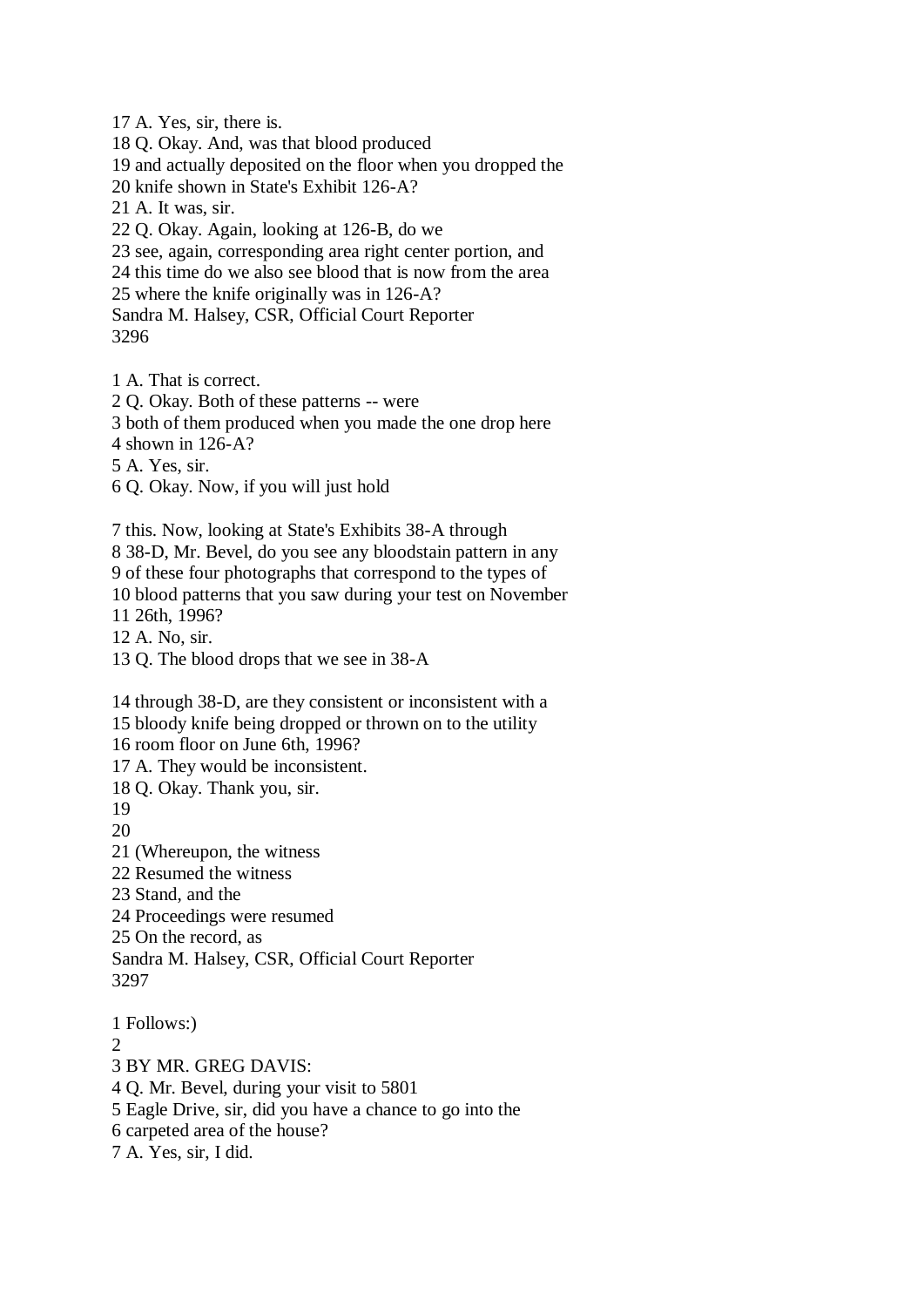17 A. Yes, sir, there is.
18 Q. Okay. And, was that blood produced
19 and actually deposited on the floor when you dropped the
20 knife shown in State's Exhibit 126-A?
21 A. It was, sir.
22 Q. Okay. Again, looking at 126-B, do we
23 see, again, corresponding area right center portion, and
24 this time do we also see blood that is now from the area
25 where the knife originally was in 126-A?
Sandra M. Halsey, CSR, Official Court Reporter
3296

1 A. That is correct.
2 Q. Okay. Both of these patterns -- were
3 both of them produced when you made the one drop here
4 shown in 126-A?
5 A. Yes, sir.
6 Q. Okay. Now, if you will just hold

7 this. Now, looking at State's Exhibits 38-A through
8 38-D, Mr. Bevel, do you see any bloodstain pattern in any
9 of these four photographs that correspond to the types of
10 blood patterns that you saw during your test on November
11 26th, 1996?
12 A. No, sir.
13 Q. The blood drops that we see in 38-A

14 through 38-D, are they consistent or inconsistent with a
15 bloody knife being dropped or thrown on to the utility
16 room floor on June 6th, 1996?
17 A. They would be inconsistent.
18 Q. Okay. Thank you, sir.
19
20
21 (Whereupon, the witness
22 Resumed the witness
23 Stand, and the
24 Proceedings were resumed
25 On the record, as
Sandra M. Halsey, CSR, Official Court Reporter
3297

1 Follows:)
2
3 BY MR. GREG DAVIS:
4 Q. Mr. Bevel, during your visit to 5801
5 Eagle Drive, sir, did you have a chance to go into the
6 carpeted area of the house?
7 A. Yes, sir, I did.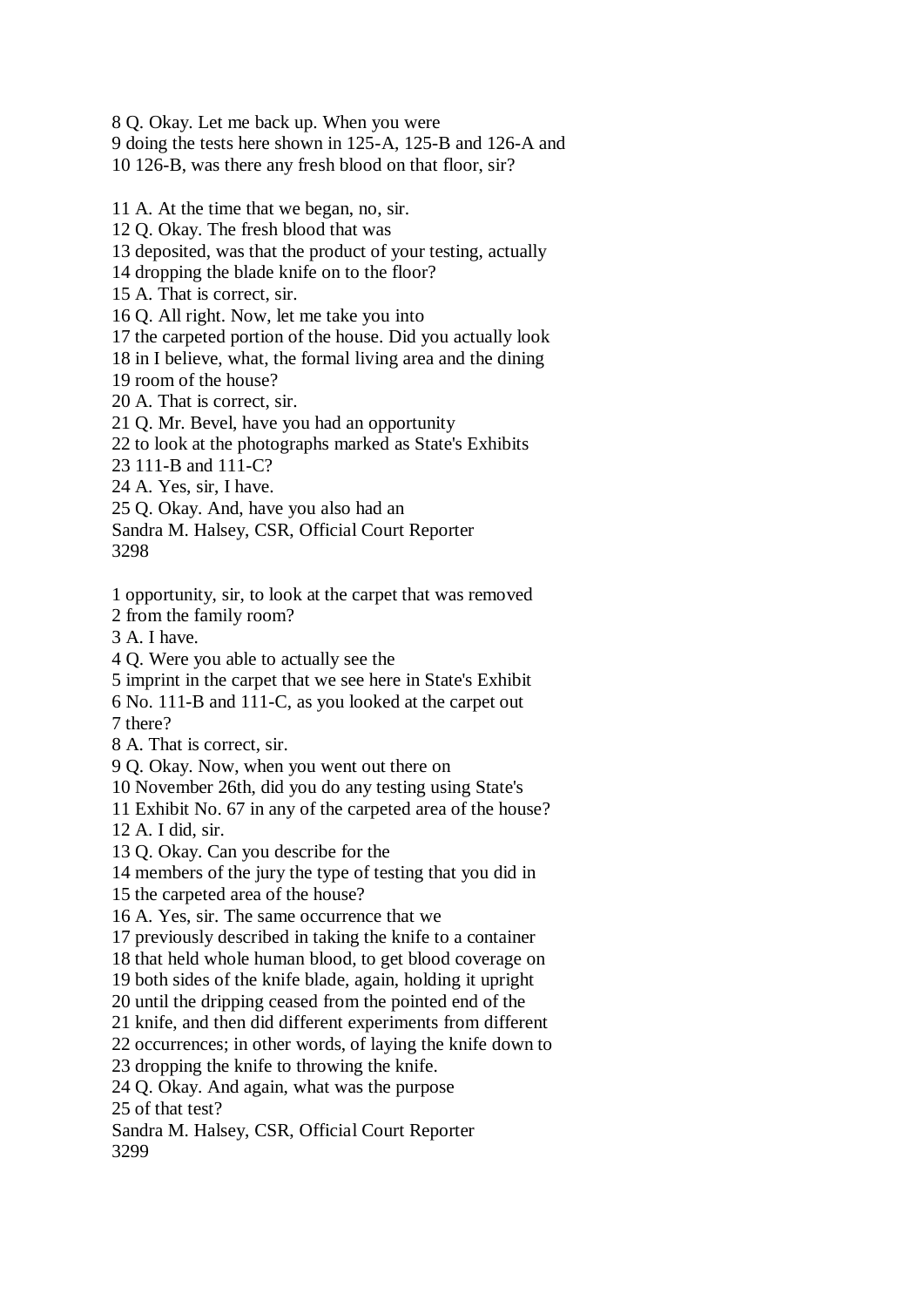8 Q. Okay. Let me back up. When you were
9 doing the tests here shown in 125-A, 125-B and 126-A and
10 126-B, was there any fresh blood on that floor, sir?

11 A. At the time that we began, no, sir.
12 Q. Okay. The fresh blood that was
13 deposited, was that the product of your testing, actually
14 dropping the blade knife on to the floor?
15 A. That is correct, sir.
16 Q. All right. Now, let me take you into
17 the carpeted portion of the house. Did you actually look
18 in I believe, what, the formal living area and the dining
19 room of the house?
20 A. That is correct, sir.
21 Q. Mr. Bevel, have you had an opportunity
22 to look at the photographs marked as State's Exhibits
23 111-B and 111-C?
24 A. Yes, sir, I have.
25 Q. Okay. And, have you also had an
Sandra M. Halsey, CSR, Official Court Reporter
3298

1 opportunity, sir, to look at the carpet that was removed
2 from the family room?
3 A. I have.
4 Q. Were you able to actually see the
5 imprint in the carpet that we see here in State's Exhibit
6 No. 111-B and 111-C, as you looked at the carpet out
7 there?
8 A. That is correct, sir.
9 Q. Okay. Now, when you went out there on
10 November 26th, did you do any testing using State's
11 Exhibit No. 67 in any of the carpeted area of the house?
12 A. I did, sir.
13 Q. Okay. Can you describe for the
14 members of the jury the type of testing that you did in
15 the carpeted area of the house?
16 A. Yes, sir. The same occurrence that we
17 previously described in taking the knife to a container
18 that held whole human blood, to get blood coverage on
19 both sides of the knife blade, again, holding it upright
20 until the dripping ceased from the pointed end of the
21 knife, and then did different experiments from different
22 occurrences; in other words, of laying the knife down to
23 dropping the knife to throwing the knife.
24 Q. Okay. And again, what was the purpose
25 of that test?
Sandra M. Halsey, CSR, Official Court Reporter
3299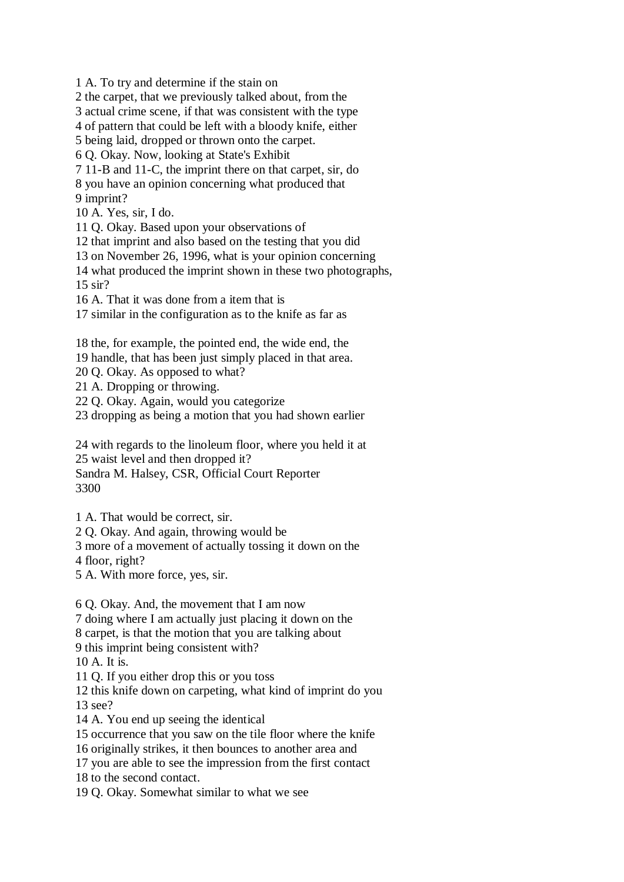1 A. To try and determine if the stain on
2 the carpet, that we previously talked about, from the
3 actual crime scene, if that was consistent with the type
4 of pattern that could be left with a bloody knife, either
5 being laid, dropped or thrown onto the carpet.
6 Q. Okay. Now, looking at State's Exhibit
7 11-B and 11-C, the imprint there on that carpet, sir, do
8 you have an opinion concerning what produced that
9 imprint?
10 A. Yes, sir, I do.
11 Q. Okay. Based upon your observations of
12 that imprint and also based on the testing that you did
13 on November 26, 1996, what is your opinion concerning
14 what produced the imprint shown in these two photographs,
15 sir?
16 A. That it was done from a item that is
17 similar in the configuration as to the knife as far as

18 the, for example, the pointed end, the wide end, the
19 handle, that has been just simply placed in that area.
20 Q. Okay. As opposed to what?
21 A. Dropping or throwing.
22 Q. Okay. Again, would you categorize
23 dropping as being a motion that you had shown earlier

24 with regards to the linoleum floor, where you held it at
25 waist level and then dropped it?
Sandra M. Halsey, CSR, Official Court Reporter
3300

1 A. That would be correct, sir.
2 Q. Okay. And again, throwing would be
3 more of a movement of actually tossing it down on the
4 floor, right?
5 A. With more force, yes, sir.

6 Q. Okay. And, the movement that I am now
7 doing where I am actually just placing it down on the
8 carpet, is that the motion that you are talking about
9 this imprint being consistent with?
10 A. It is.
11 Q. If you either drop this or you toss
12 this knife down on carpeting, what kind of imprint do you
13 see?
14 A. You end up seeing the identical
15 occurrence that you saw on the tile floor where the knife
16 originally strikes, it then bounces to another area and
17 you are able to see the impression from the first contact
18 to the second contact.
19 Q. Okay. Somewhat similar to what we see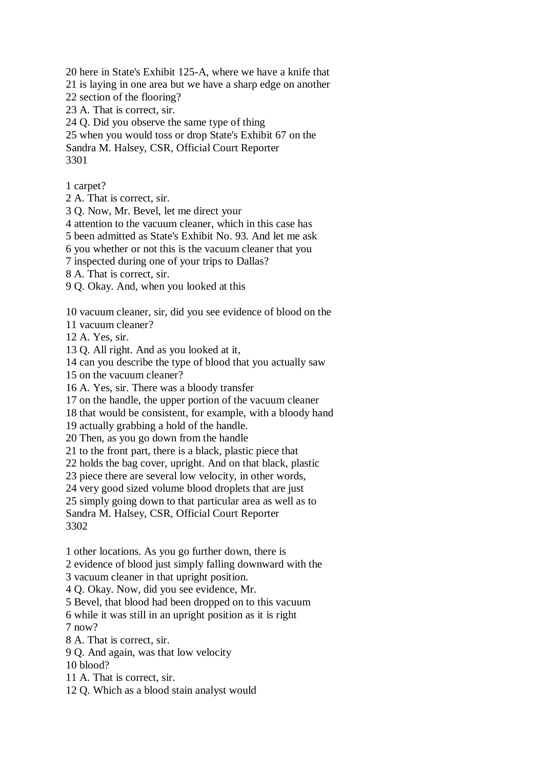20 here in State's Exhibit 125-A, where we have a knife that
21 is laying in one area but we have a sharp edge on another
22 section of the flooring?
23 A. That is correct, sir.
24 Q. Did you observe the same type of thing
25 when you would toss or drop State's Exhibit 67 on the

1 carpet?
2 A. That is correct, sir.
3 Q. Now, Mr. Bevel, let me direct your
4 attention to the vacuum cleaner, which in this case has
5 been admitted as State's Exhibit No. 93. And let me ask
6 you whether or not this is the vacuum cleaner that you
7 inspected during one of your trips to Dallas?
8 A. That is correct, sir.
9 Q. Okay. And, when you looked at this

10 vacuum cleaner, sir, did you see evidence of blood on the
11 vacuum cleaner?
12 A. Yes, sir.
13 Q. All right. And as you looked at it,
14 can you describe the type of blood that you actually saw
15 on the vacuum cleaner?
16 A. Yes, sir. There was a bloody transfer
17 on the handle, the upper portion of the vacuum cleaner
18 that would be consistent, for example, with a bloody hand
19 actually grabbing a hold of the handle.
20 Then, as you go down from the handle
21 to the front part, there is a black, plastic piece that
22 holds the bag cover, upright. And on that black, plastic
23 piece there are several low velocity, in other words,
24 very good sized volume blood droplets that are just
25 simply going down to that particular area as well as to

1 other locations. As you go further down, there is
2 evidence of blood just simply falling downward with the
3 vacuum cleaner in that upright position.
4 Q. Okay. Now, did you see evidence, Mr.
5 Bevel, that blood had been dropped on to this vacuum
6 while it was still in an upright position as it is right
7 now?
8 A. That is correct, sir.
9 Q. And again, was that low velocity
10 blood?
11 A. That is correct, sir.
12 Q. Which as a blood stain analyst would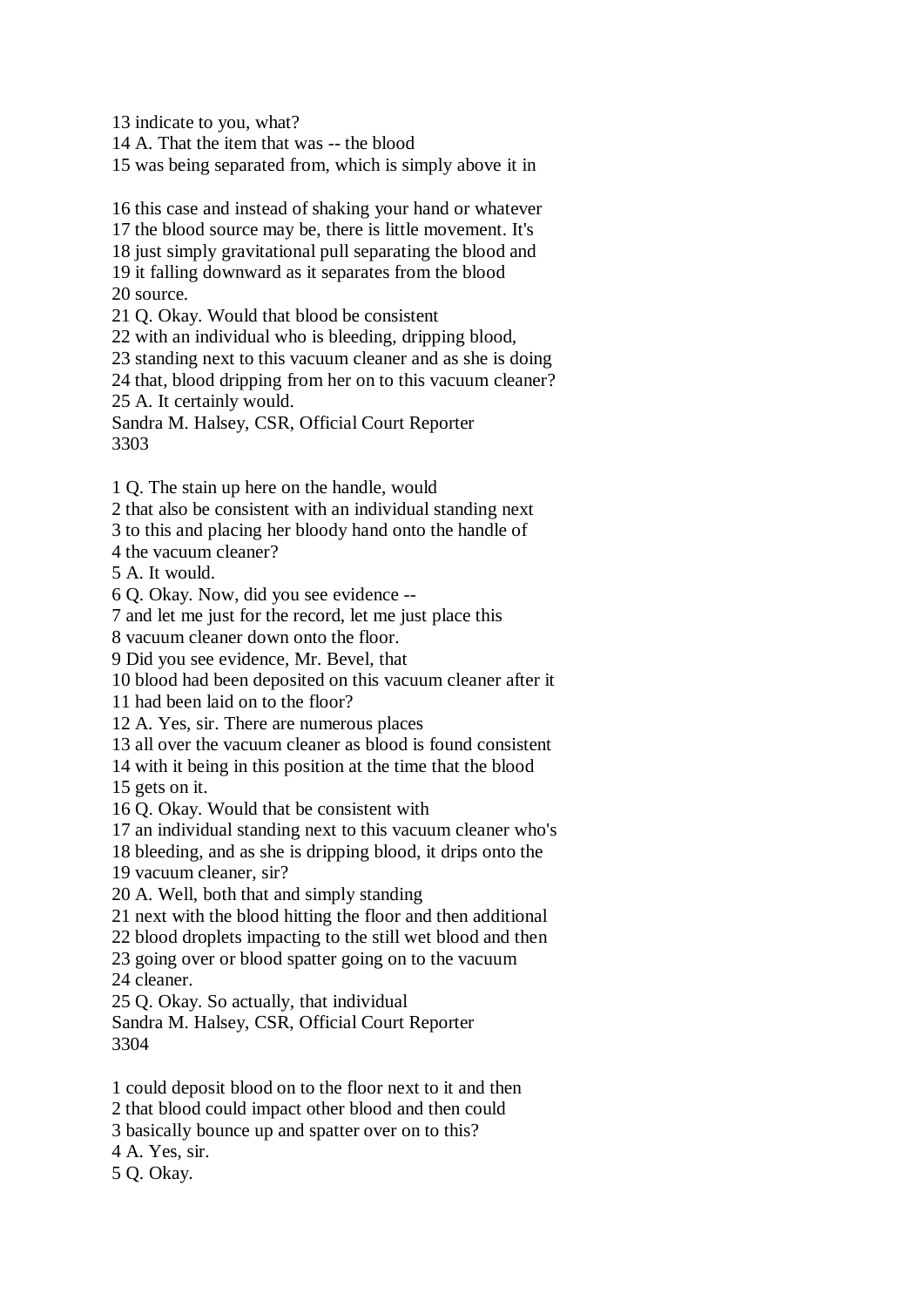13 indicate to you, what?
14 A. That the item that was -- the blood
15 was being separated from, which is simply above it in

16 this case and instead of shaking your hand or whatever
17 the blood source may be, there is little movement. It's
18 just simply gravitational pull separating the blood and
19 it falling downward as it separates from the blood
20 source.
21 Q. Okay. Would that blood be consistent
22 with an individual who is bleeding, dripping blood,
23 standing next to this vacuum cleaner and as she is doing
24 that, blood dripping from her on to this vacuum cleaner?
25 A. It certainly would.
Sandra M. Halsey, CSR, Official Court Reporter
3303

1 Q. The stain up here on the handle, would
2 that also be consistent with an individual standing next
3 to this and placing her bloody hand onto the handle of
4 the vacuum cleaner?
5 A. It would.
6 Q. Okay. Now, did you see evidence --
7 and let me just for the record, let me just place this
8 vacuum cleaner down onto the floor.
9 Did you see evidence, Mr. Bevel, that
10 blood had been deposited on this vacuum cleaner after it
11 had been laid on to the floor?
12 A. Yes, sir. There are numerous places
13 all over the vacuum cleaner as blood is found consistent
14 with it being in this position at the time that the blood
15 gets on it.
16 Q. Okay. Would that be consistent with
17 an individual standing next to this vacuum cleaner who's
18 bleeding, and as she is dripping blood, it drips onto the
19 vacuum cleaner, sir?
20 A. Well, both that and simply standing
21 next with the blood hitting the floor and then additional
22 blood droplets impacting to the still wet blood and then
23 going over or blood spatter going on to the vacuum
24 cleaner.
25 Q. Okay. So actually, that individual
Sandra M. Halsey, CSR, Official Court Reporter
3304

1 could deposit blood on to the floor next to it and then
2 that blood could impact other blood and then could
3 basically bounce up and spatter over on to this?
4 A. Yes, sir.
5 Q. Okay.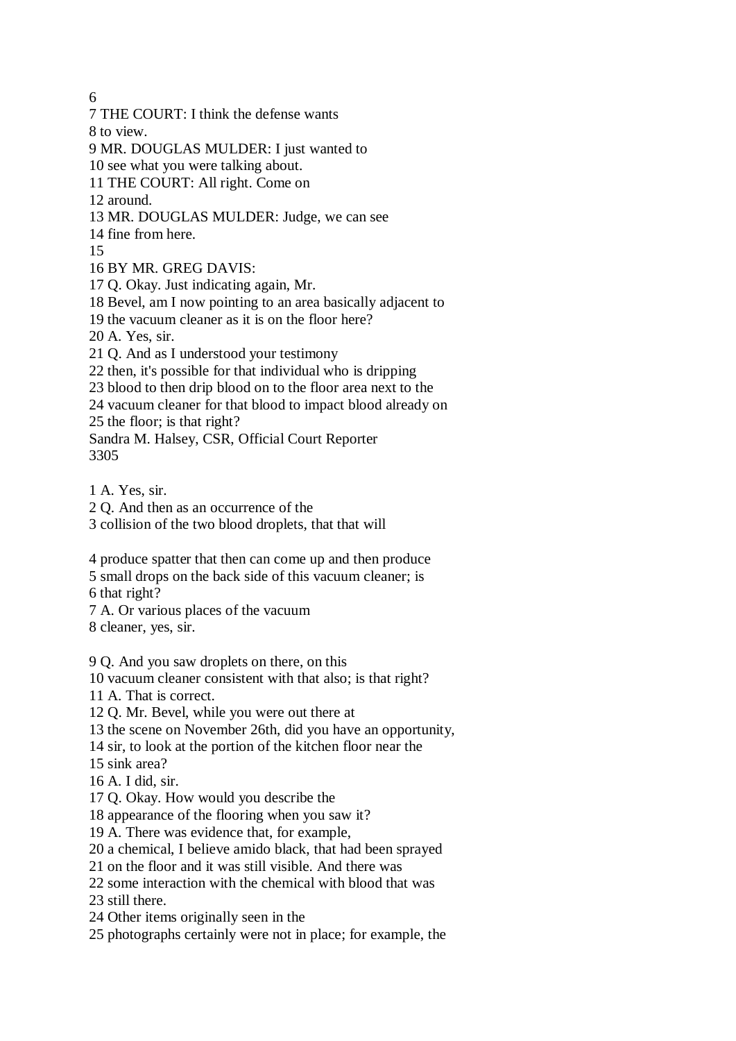6
7 THE COURT: I think the defense wants
8 to view.
9 MR. DOUGLAS MULDER: I just wanted to
10 see what you were talking about.
11 THE COURT: All right. Come on
12 around.
13 MR. DOUGLAS MULDER: Judge, we can see
14 fine from here.
15
16 BY MR. GREG DAVIS:
17 Q. Okay. Just indicating again, Mr.
18 Bevel, am I now pointing to an area basically adjacent to
19 the vacuum cleaner as it is on the floor here?
20 A. Yes, sir.
21 Q. And as I understood your testimony
22 then, it's possible for that individual who is dripping
23 blood to then drip blood on to the floor area next to the
24 vacuum cleaner for that blood to impact blood already on
25 the floor; is that right?
Sandra M. Halsey, CSR, Official Court Reporter
3305

1 A. Yes, sir.
2 Q. And then as an occurrence of the
3 collision of the two blood droplets, that that will

4 produce spatter that then can come up and then produce
5 small drops on the back side of this vacuum cleaner; is
6 that right?
7 A. Or various places of the vacuum
8 cleaner, yes, sir.

9 Q. And you saw droplets on there, on this
10 vacuum cleaner consistent with that also; is that right?
11 A. That is correct.
12 Q. Mr. Bevel, while you were out there at
13 the scene on November 26th, did you have an opportunity,
14 sir, to look at the portion of the kitchen floor near the
15 sink area?
16 A. I did, sir.
17 Q. Okay. How would you describe the
18 appearance of the flooring when you saw it?
19 A. There was evidence that, for example,
20 a chemical, I believe amido black, that had been sprayed
21 on the floor and it was still visible. And there was
22 some interaction with the chemical with blood that was
23 still there.
24 Other items originally seen in the
25 photographs certainly were not in place; for example, the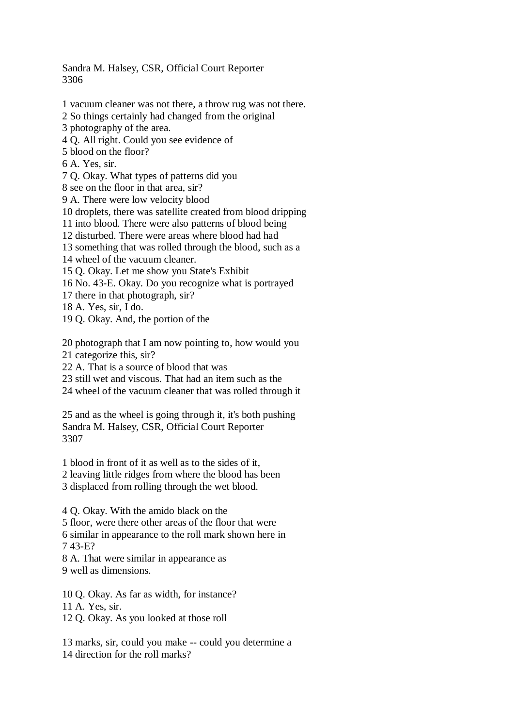1 vacuum cleaner was not there, a throw rug was not there.
2 So things certainly had changed from the original
3 photography of the area.
4 Q. All right. Could you see evidence of
5 blood on the floor?
6 A. Yes, sir.
7 Q. Okay. What types of patterns did you
8 see on the floor in that area, sir?
9 A. There were low velocity blood
10 droplets, there was satellite created from blood dripping
11 into blood. There were also patterns of blood being
12 disturbed. There were areas where blood had had
13 something that was rolled through the blood, such as a
14 wheel of the vacuum cleaner.
15 Q. Okay. Let me show you State's Exhibit
16 No. 43-E. Okay. Do you recognize what is portrayed
17 there in that photograph, sir?
18 A. Yes, sir, I do.
19 Q. Okay. And, the portion of the

20 photograph that I am now pointing to, how would you
21 categorize this, sir?
22 A. That is a source of blood that was
23 still wet and viscous. That had an item such as the
24 wheel of the vacuum cleaner that was rolled through it

25 and as the wheel is going through it, it's both pushing

1 blood in front of it as well as to the sides of it,
2 leaving little ridges from where the blood has been
3 displaced from rolling through the wet blood.

4 Q. Okay. With the amido black on the
5 floor, were there other areas of the floor that were
6 similar in appearance to the roll mark shown here in
7 43-E?
8 A. That were similar in appearance as
9 well as dimensions.

10 Q. Okay. As far as width, for instance?
11 A. Yes, sir.
12 Q. Okay. As you looked at those roll

13 marks, sir, could you make -- could you determine a
14 direction for the roll marks?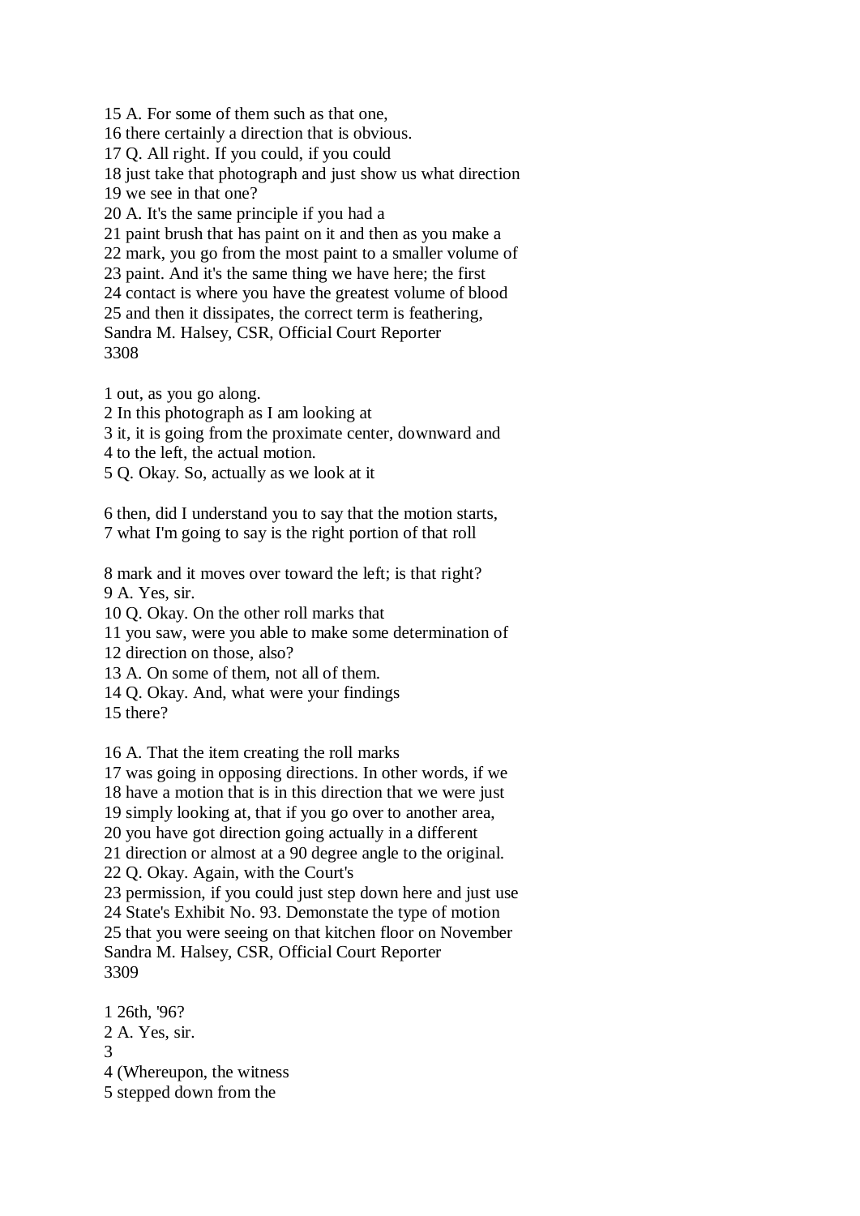15 A. For some of them such as that one,
16 there certainly a direction that is obvious.
17 Q. All right. If you could, if you could
18 just take that photograph and just show us what direction
19 we see in that one?
20 A. It's the same principle if you had a
21 paint brush that has paint on it and then as you make a
22 mark, you go from the most paint to a smaller volume of
23 paint. And it's the same thing we have here; the first
24 contact is where you have the greatest volume of blood
25 and then it dissipates, the correct term is feathering,
Sandra M. Halsey, CSR, Official Court Reporter
3308

1 out, as you go along.
2 In this photograph as I am looking at
3 it, it is going from the proximate center, downward and
4 to the left, the actual motion.
5 Q. Okay. So, actually as we look at it

6 then, did I understand you to say that the motion starts,
7 what I'm going to say is the right portion of that roll

8 mark and it moves over toward the left; is that right?
9 A. Yes, sir.
10 Q. Okay. On the other roll marks that
11 you saw, were you able to make some determination of
12 direction on those, also?
13 A. On some of them, not all of them.
14 Q. Okay. And, what were your findings
15 there?

16 A. That the item creating the roll marks
17 was going in opposing directions. In other words, if we
18 have a motion that is in this direction that we were just
19 simply looking at, that if you go over to another area,
20 you have got direction going actually in a different
21 direction or almost at a 90 degree angle to the original.
22 Q. Okay. Again, with the Court's
23 permission, if you could just step down here and just use
24 State's Exhibit No. 93. Demonstate the type of motion
25 that you were seeing on that kitchen floor on November
Sandra M. Halsey, CSR, Official Court Reporter
3309

1 26th, '96?
2 A. Yes, sir.
3
4 (Whereupon, the witness
5 stepped down from the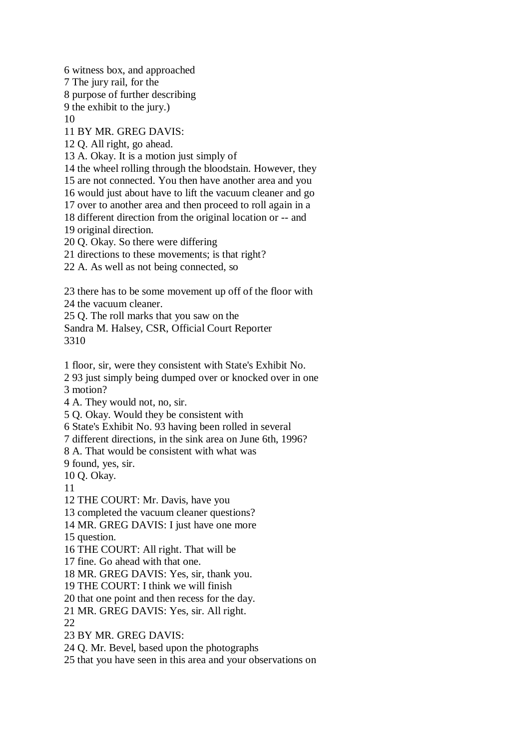6 witness box, and approached
7 The jury rail, for the
8 purpose of further describing
9 the exhibit to the jury.)
10
11 BY MR. GREG DAVIS:
12 Q. All right, go ahead.
13 A. Okay. It is a motion just simply of
14 the wheel rolling through the bloodstain. However, they
15 are not connected. You then have another area and you
16 would just about have to lift the vacuum cleaner and go
17 over to another area and then proceed to roll again in a
18 different direction from the original location or -- and
19 original direction.
20 Q. Okay. So there were differing
21 directions to these movements; is that right?
22 A. As well as not being connected, so

23 there has to be some movement up off of the floor with
24 the vacuum cleaner.
25 Q. The roll marks that you saw on the
Sandra M. Halsey, CSR, Official Court Reporter
3310

1 floor, sir, were they consistent with State's Exhibit No.
2 93 just simply being dumped over or knocked over in one
3 motion?
4 A. They would not, no, sir.
5 Q. Okay. Would they be consistent with
6 State's Exhibit No. 93 having been rolled in several
7 different directions, in the sink area on June 6th, 1996?
8 A. That would be consistent with what was
9 found, yes, sir.
10 Q. Okay.
11
12 THE COURT: Mr. Davis, have you
13 completed the vacuum cleaner questions?
14 MR. GREG DAVIS: I just have one more
15 question.
16 THE COURT: All right. That will be
17 fine. Go ahead with that one.
18 MR. GREG DAVIS: Yes, sir, thank you.
19 THE COURT: I think we will finish
20 that one point and then recess for the day.
21 MR. GREG DAVIS: Yes, sir. All right.
22
23 BY MR. GREG DAVIS:
24 Q. Mr. Bevel, based upon the photographs
25 that you have seen in this area and your observations on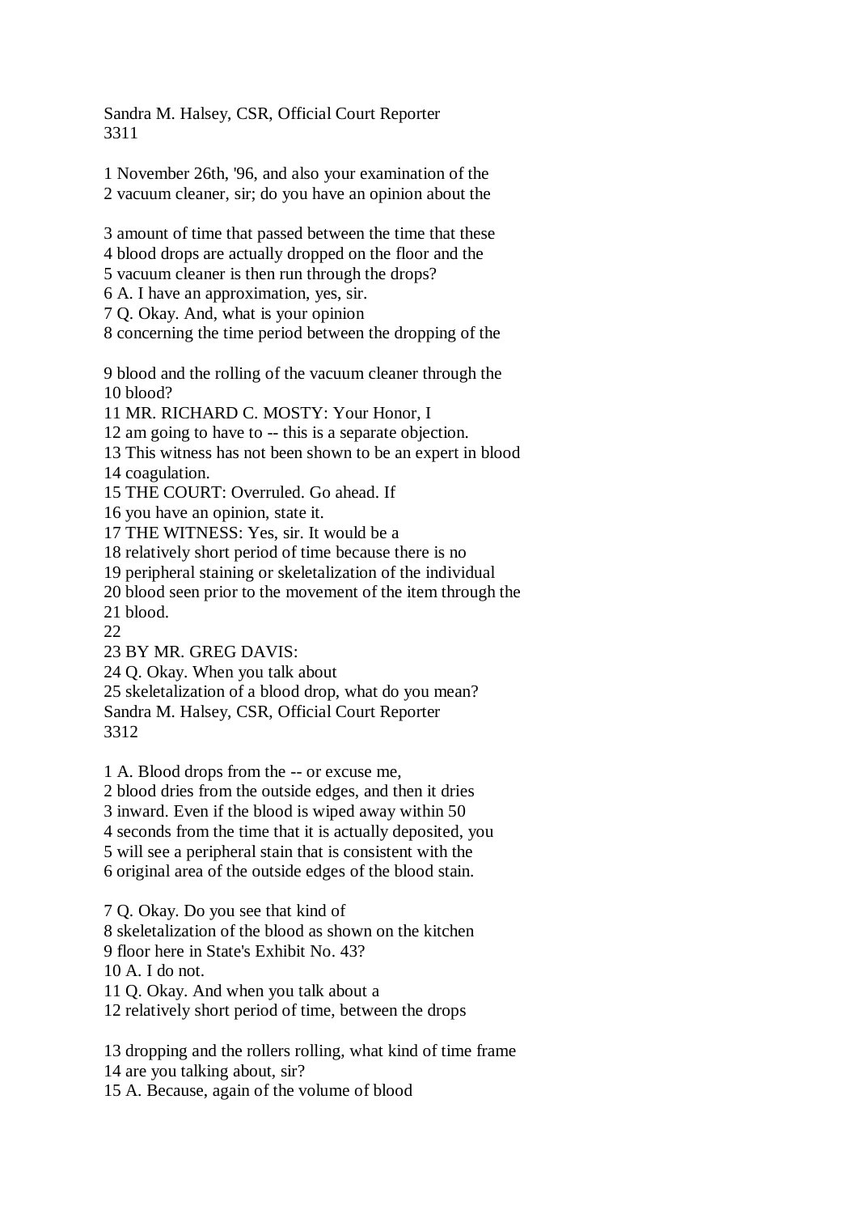1 November 26th, '96, and also your examination of the
2 vacuum cleaner, sir; do you have an opinion about the

3 amount of time that passed between the time that these
4 blood drops are actually dropped on the floor and the
5 vacuum cleaner is then run through the drops?
6 A. I have an approximation, yes, sir.
7 Q. Okay. And, what is your opinion
8 concerning the time period between the dropping of the

9 blood and the rolling of the vacuum cleaner through the
10 blood?
11 MR. RICHARD C. MOSTY: Your Honor, I
12 am going to have to -- this is a separate objection.
13 This witness has not been shown to be an expert in blood
14 coagulation.
15 THE COURT: Overruled. Go ahead. If
16 you have an opinion, state it.
17 THE WITNESS: Yes, sir. It would be a
18 relatively short period of time because there is no
19 peripheral staining or skeletalization of the individual
20 blood seen prior to the movement of the item through the
21 blood.
22
23 BY MR. GREG DAVIS:
24 Q. Okay. When you talk about
25 skeletalization of a blood drop, what do you mean?

1 A. Blood drops from the -- or excuse me,
2 blood dries from the outside edges, and then it dries
3 inward. Even if the blood is wiped away within 50
4 seconds from the time that it is actually deposited, you
5 will see a peripheral stain that is consistent with the
6 original area of the outside edges of the blood stain.

7 Q. Okay. Do you see that kind of
8 skeletalization of the blood as shown on the kitchen
9 floor here in State's Exhibit No. 43?
10 A. I do not.
11 Q. Okay. And when you talk about a
12 relatively short period of time, between the drops

13 dropping and the rollers rolling, what kind of time frame
14 are you talking about, sir?
15 A. Because, again of the volume of blood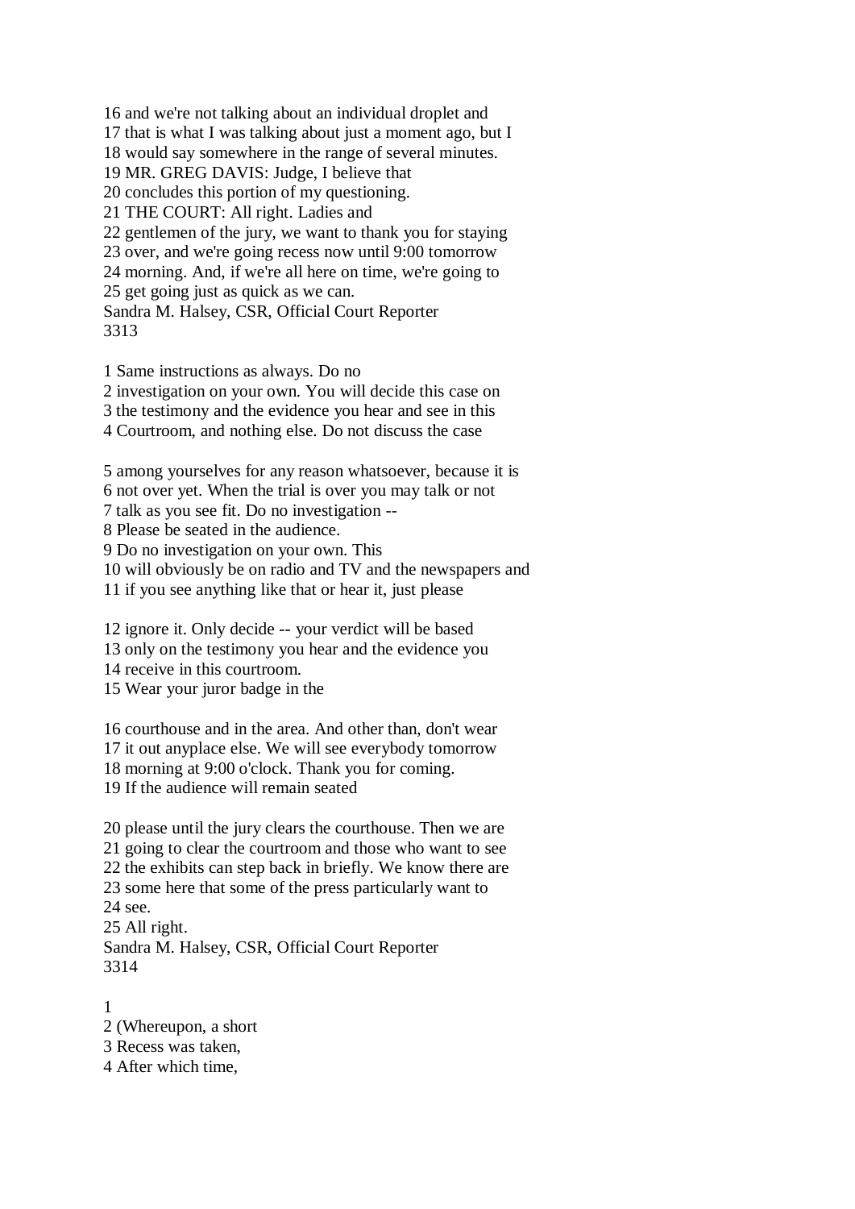16 and we're not talking about an individual droplet and
17 that is what I was talking about just a moment ago, but I
18 would say somewhere in the range of several minutes.
19 MR. GREG DAVIS: Judge, I believe that
20 concludes this portion of my questioning.
21 THE COURT: All right. Ladies and
22 gentlemen of the jury, we want to thank you for staying
23 over, and we're going recess now until 9:00 tomorrow
24 morning. And, if we're all here on time, we're going to
25 get going just as quick as we can.
Sandra M. Halsey, CSR, Official Court Reporter
3313

1 Same instructions as always. Do no
2 investigation on your own. You will decide this case on
3 the testimony and the evidence you hear and see in this
4 Courtroom, and nothing else. Do not discuss the case

5 among yourselves for any reason whatsoever, because it is
6 not over yet. When the trial is over you may talk or not
7 talk as you see fit. Do no investigation --
8 Please be seated in the audience.
9 Do no investigation on your own. This
10 will obviously be on radio and TV and the newspapers and
11 if you see anything like that or hear it, just please

12 ignore it. Only decide -- your verdict will be based
13 only on the testimony you hear and the evidence you
14 receive in this courtroom.
15 Wear your juror badge in the

16 courthouse and in the area. And other than, don't wear
17 it out anyplace else. We will see everybody tomorrow
18 morning at 9:00 o'clock. Thank you for coming.
19 If the audience will remain seated

20 please until the jury clears the courthouse. Then we are
21 going to clear the courtroom and those who want to see
22 the exhibits can step back in briefly. We know there are
23 some here that some of the press particularly want to
24 see.
25 All right.
Sandra M. Halsey, CSR, Official Court Reporter
3314

1
2 (Whereupon, a short
3 Recess was taken,
4 After which time,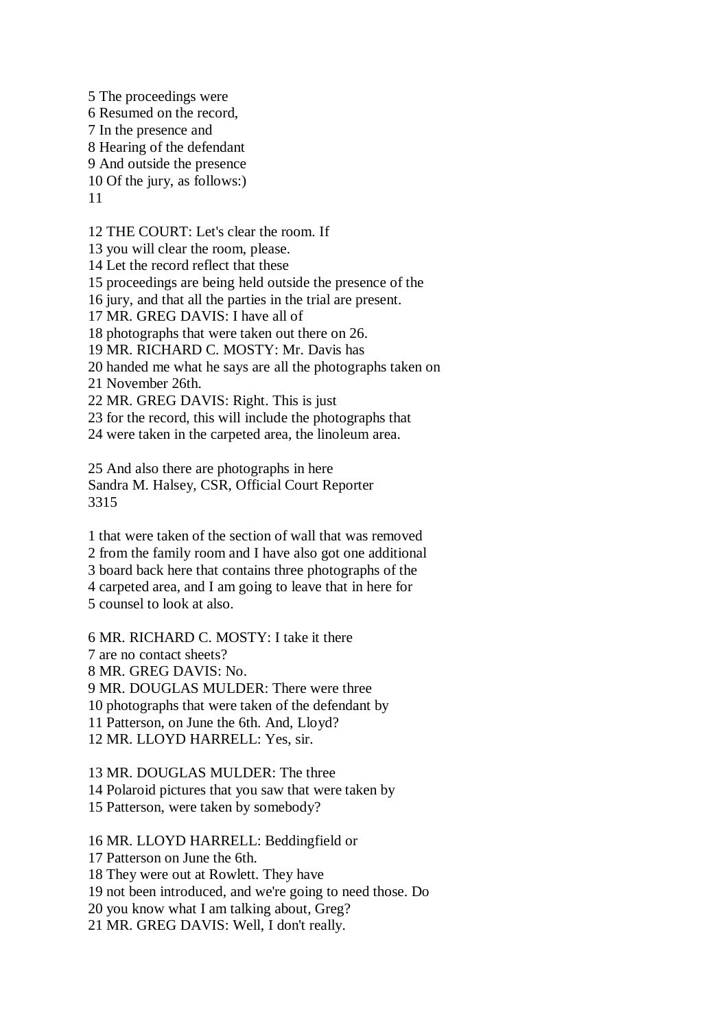5 The proceedings were
6 Resumed on the record,
7 In the presence and
8 Hearing of the defendant
9 And outside the presence
10 Of the jury, as follows:)
11

12 THE COURT: Let's clear the room. If
13 you will clear the room, please.
14 Let the record reflect that these
15 proceedings are being held outside the presence of the
16 jury, and that all the parties in the trial are present.
17 MR. GREG DAVIS: I have all of
18 photographs that were taken out there on 26.
19 MR. RICHARD C. MOSTY: Mr. Davis has
20 handed me what he says are all the photographs taken on
21 November 26th.
22 MR. GREG DAVIS: Right. This is just
23 for the record, this will include the photographs that
24 were taken in the carpeted area, the linoleum area.

25 And also there are photographs in here
Sandra M. Halsey, CSR, Official Court Reporter
3315

1 that were taken of the section of wall that was removed
2 from the family room and I have also got one additional
3 board back here that contains three photographs of the
4 carpeted area, and I am going to leave that in here for
5 counsel to look at also.

6 MR. RICHARD C. MOSTY: I take it there
7 are no contact sheets?
8 MR. GREG DAVIS: No.
9 MR. DOUGLAS MULDER: There were three
10 photographs that were taken of the defendant by
11 Patterson, on June the 6th. And, Lloyd?
12 MR. LLOYD HARRELL: Yes, sir.

13 MR. DOUGLAS MULDER: The three
14 Polaroid pictures that you saw that were taken by
15 Patterson, were taken by somebody?

16 MR. LLOYD HARRELL: Beddingfield or
17 Patterson on June the 6th.
18 They were out at Rowlett. They have
19 not been introduced, and we're going to need those. Do
20 you know what I am talking about, Greg?
21 MR. GREG DAVIS: Well, I don't really.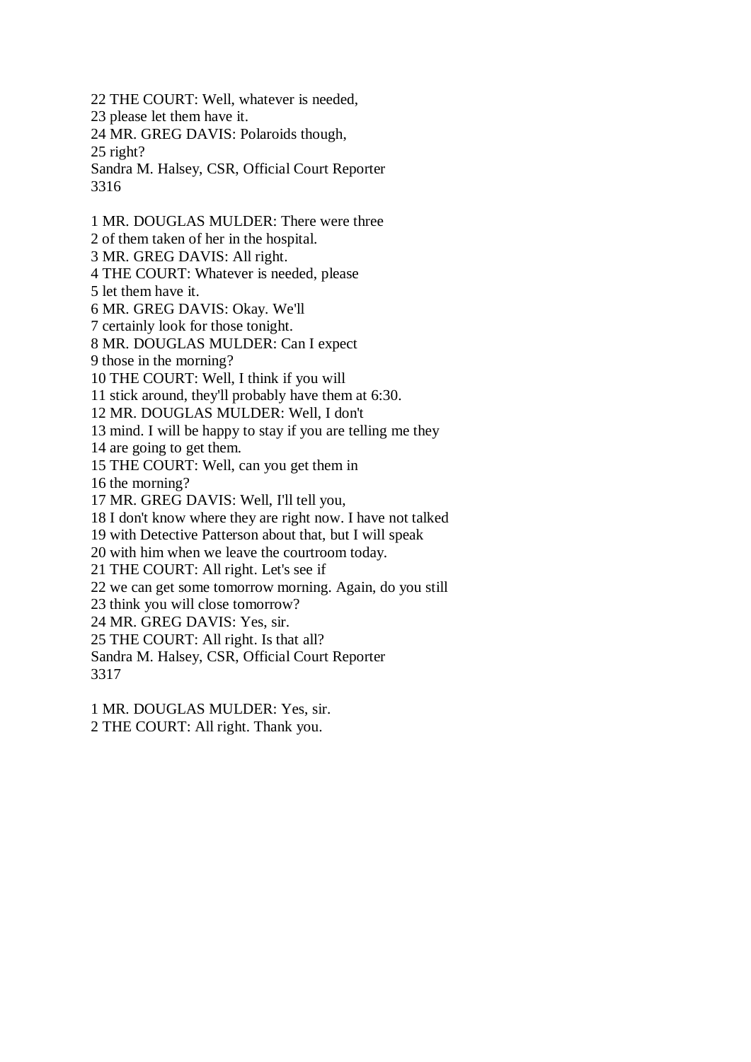22 THE COURT: Well, whatever is needed,
23 please let them have it.
24 MR. GREG DAVIS: Polaroids though,
25 right?

1 MR. DOUGLAS MULDER: There were three
2 of them taken of her in the hospital.
3 MR. GREG DAVIS: All right.
4 THE COURT: Whatever is needed, please
5 let them have it.
6 MR. GREG DAVIS: Okay. We'll
7 certainly look for those tonight.
8 MR. DOUGLAS MULDER: Can I expect
9 those in the morning?
10 THE COURT: Well, I think if you will
11 stick around, they'll probably have them at 6:30.
12 MR. DOUGLAS MULDER: Well, I don't
13 mind. I will be happy to stay if you are telling me they
14 are going to get them.
15 THE COURT: Well, can you get them in
16 the morning?
17 MR. GREG DAVIS: Well, I'll tell you,
18 I don't know where they are right now. I have not talked
19 with Detective Patterson about that, but I will speak
20 with him when we leave the courtroom today.
21 THE COURT: All right. Let's see if
22 we can get some tomorrow morning. Again, do you still
23 think you will close tomorrow?
24 MR. GREG DAVIS: Yes, sir.
25 THE COURT: All right. Is that all?

1 MR. DOUGLAS MULDER: Yes, sir.
2 THE COURT: All right. Thank you.